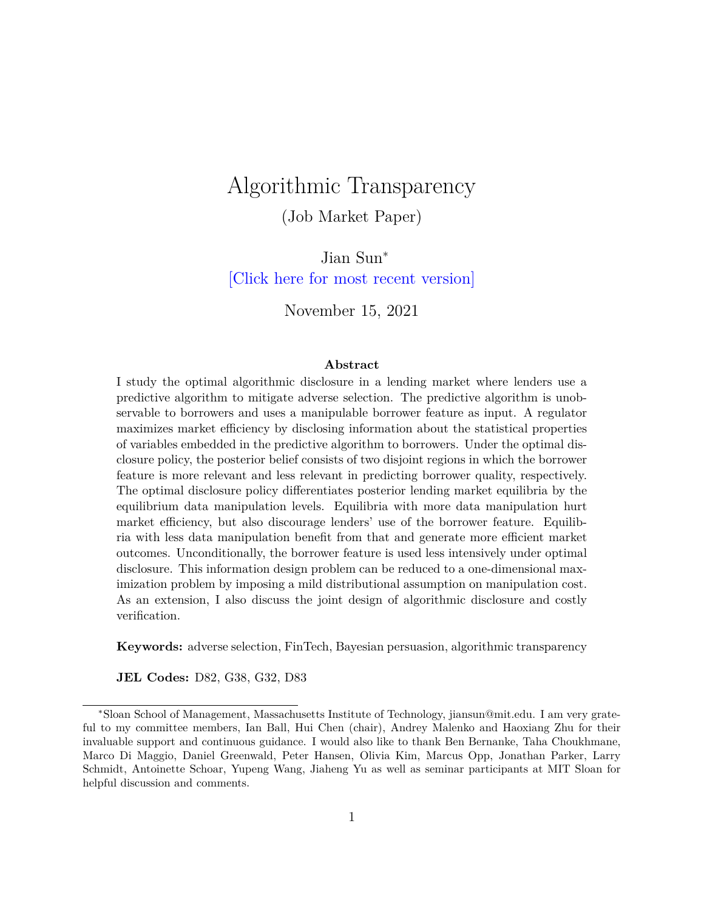# Algorithmic Transparency

(Job Market Paper)

Jian Sun[*]

[Click here for most recent version]

November 15, 2021

**Abstract**

I study the optimal algorithmic disclosure in a lending market where lenders use a predictive algorithm to mitigate adverse selection. The predictive algorithm is unobservable to borrowers and uses a manipulable borrower feature as input. A regulator maximizes market efficiency by disclosing information about the statistical properties of variables embedded in the predictive algorithm to borrowers. Under the optimal disclosure policy, the posterior belief consists of two disjoint regions in which the borrower feature is more relevant and less relevant in predicting borrower quality, respectively. The optimal disclosure policy differentiates posterior lending market equilibria by the equilibrium data manipulation levels. Equilibria with more data manipulation hurt market efficiency, but also discourage lenders' use of the borrower feature. Equilibria with less data manipulation benefit from that and generate more efficient market outcomes. Unconditionally, the borrower feature is used less intensively under optimal disclosure. This information design problem can be reduced to a one-dimensional maximization problem by imposing a mild distributional assumption on manipulation cost. As an extension, I also discuss the joint design of algorithmic disclosure and costly verification.

**Keywords:** adverse selection, FinTech, Bayesian persuasion, algorithmic transparency

**JEL Codes:** D82, G38, G32, D83

---

[*]Sloan School of Management, Massachusetts Institute of Technology, jiansun@mit.edu. I am very grateful to my committee members, Ian Ball, Hui Chen (chair), Andrey Malenko and Haoxiang Zhu for their invaluable support and continuous guidance. I would also like to thank Ben Bernanke, Taha Choukhmane, Marco Di Maggio, Daniel Greenwald, Peter Hansen, Olivia Kim, Marcus Opp, Jonathan Parker, Larry Schmidt, Antoinette Schoar, Yupeng Wang, Jiaheng Yu as well as seminar participants at MIT Sloan for helpful discussion and comments.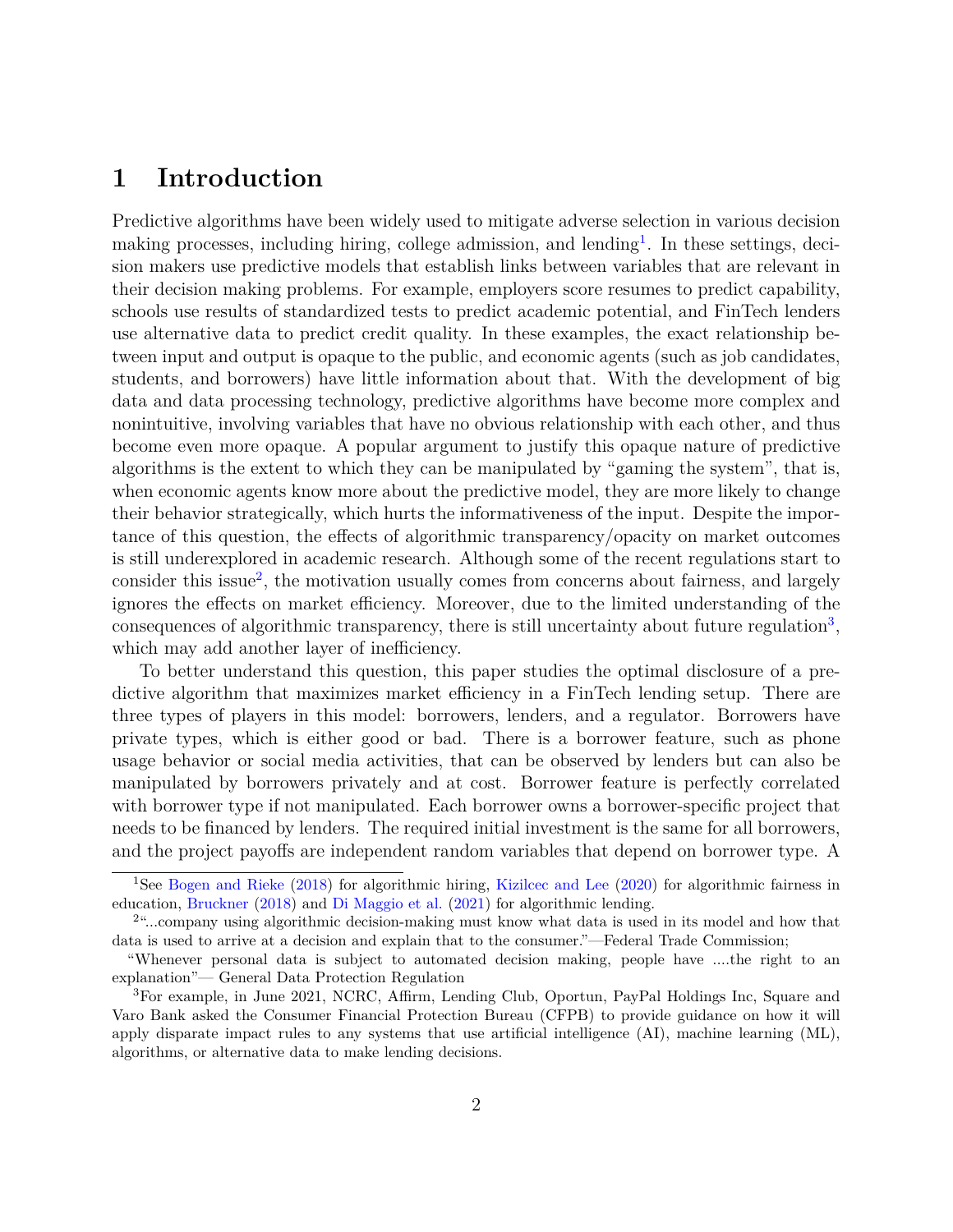# 1 Introduction

Predictive algorithms have been widely used to mitigate adverse selection in various decision making processes, including hiring, college admission, and lending[1]. In these settings, decision makers use predictive models that establish links between variables that are relevant in their decision making problems. For example, employers score resumes to predict capability, schools use results of standardized tests to predict academic potential, and FinTech lenders use alternative data to predict credit quality. In these examples, the exact relationship between input and output is opaque to the public, and economic agents (such as job candidates, students, and borrowers) have little information about that. With the development of big data and data processing technology, predictive algorithms have become more complex and nonintuitive, involving variables that have no obvious relationship with each other, and thus become even more opaque. A popular argument to justify this opaque nature of predictive algorithms is the extent to which they can be manipulated by "gaming the system", that is, when economic agents know more about the predictive model, they are more likely to change their behavior strategically, which hurts the informativeness of the input. Despite the importance of this question, the effects of algorithmic transparency/opacity on market outcomes is still underexplored in academic research. Although some of the recent regulations start to consider this issue[2], the motivation usually comes from concerns about fairness, and largely ignores the effects on market efficiency. Moreover, due to the limited understanding of the consequences of algorithmic transparency, there is still uncertainty about future regulation[3], which may add another layer of inefficiency.

To better understand this question, this paper studies the optimal disclosure of a predictive algorithm that maximizes market efficiency in a FinTech lending setup. There are three types of players in this model: borrowers, lenders, and a regulator. Borrowers have private types, which is either good or bad. There is a borrower feature, such as phone usage behavior or social media activities, that can be observed by lenders but can also be manipulated by borrowers privately and at cost. Borrower feature is perfectly correlated with borrower type if not manipulated. Each borrower owns a borrower-specific project that needs to be financed by lenders. The required initial investment is the same for all borrowers, and the project payoffs are independent random variables that depend on borrower type. A

---

[1] See Bogen and Rieke (2018) for algorithmic hiring, Kizilcec and Lee (2020) for algorithmic fairness in education, Bruckner (2018) and Di Maggio et al. (2021) for algorithmic lending.

[2] "...company using algorithmic decision-making must know what data is used in its model and how that data is used to arrive at a decision and explain that to the consumer."—Federal Trade Commission;

"Whenever personal data is subject to automated decision making, people have ....the right to an explanation"— General Data Protection Regulation

[3] For example, in June 2021, NCRC, Affirm, Lending Club, Oportun, PayPal Holdings Inc, Square and Varo Bank asked the Consumer Financial Protection Bureau (CFPB) to provide guidance on how it will apply disparate impact rules to any systems that use artificial intelligence (AI), machine learning (ML), algorithms, or alternative data to make lending decisions.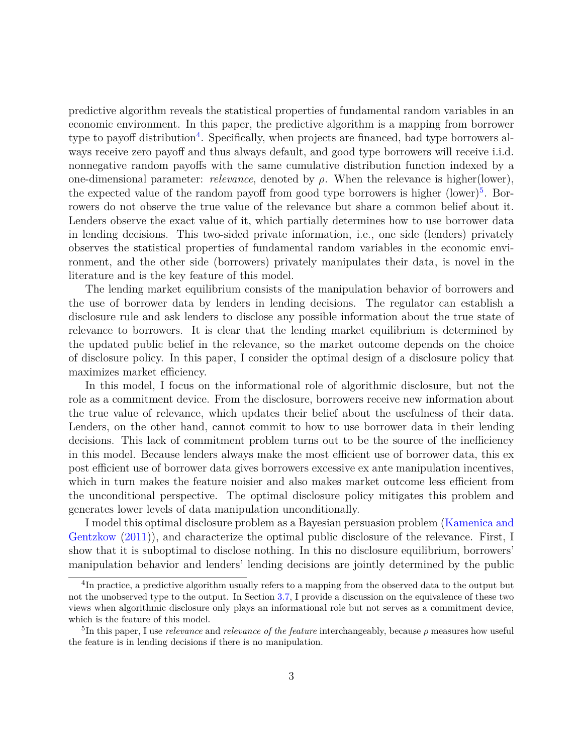predictive algorithm reveals the statistical properties of fundamental random variables in an economic environment. In this paper, the predictive algorithm is a mapping from borrower type to payoff distribution[4]. Specifically, when projects are financed, bad type borrowers always receive zero payoff and thus always default, and good type borrowers will receive i.i.d. nonnegative random payoffs with the same cumulative distribution function indexed by a one-dimensional parameter: *relevance*, denoted by $\rho$. When the relevance is higher(lower), the expected value of the random payoff from good type borrowers is higher (lower)[5]. Borrowers do not observe the true value of the relevance but share a common belief about it. Lenders observe the exact value of it, which partially determines how to use borrower data in lending decisions. This two-sided private information, i.e., one side (lenders) privately observes the statistical properties of fundamental random variables in the economic environment, and the other side (borrowers) privately manipulates their data, is novel in the literature and is the key feature of this model.

The lending market equilibrium consists of the manipulation behavior of borrowers and the use of borrower data by lenders in lending decisions. The regulator can establish a disclosure rule and ask lenders to disclose any possible information about the true state of relevance to borrowers. It is clear that the lending market equilibrium is determined by the updated public belief in the relevance, so the market outcome depends on the choice of disclosure policy. In this paper, I consider the optimal design of a disclosure policy that maximizes market efficiency.

In this model, I focus on the informational role of algorithmic disclosure, but not the role as a commitment device. From the disclosure, borrowers receive new information about the true value of relevance, which updates their belief about the usefulness of their data. Lenders, on the other hand, cannot commit to how to use borrower data in their lending decisions. This lack of commitment problem turns out to be the source of the inefficiency in this model. Because lenders always make the most efficient use of borrower data, this ex post efficient use of borrower data gives borrowers excessive ex ante manipulation incentives, which in turn makes the feature noisier and also makes market outcome less efficient from the unconditional perspective. The optimal disclosure policy mitigates this problem and generates lower levels of data manipulation unconditionally.

I model this optimal disclosure problem as a Bayesian persuasion problem (Kamenica and Gentzkow (2011)), and characterize the optimal public disclosure of the relevance. First, I show that it is suboptimal to disclose nothing. In this no disclosure equilibrium, borrowers' manipulation behavior and lenders' lending decisions are jointly determined by the public

[4] In practice, a predictive algorithm usually refers to a mapping from the observed data to the output but not the unobserved type to the output. In Section 3.7, I provide a discussion on the equivalence of these two views when algorithmic disclosure only plays an informational role but not serves as a commitment device, which is the feature of this model.

[5] In this paper, I use *relevance* and *relevance of the feature* interchangeably, because $\rho$ measures how useful the feature is in lending decisions if there is no manipulation.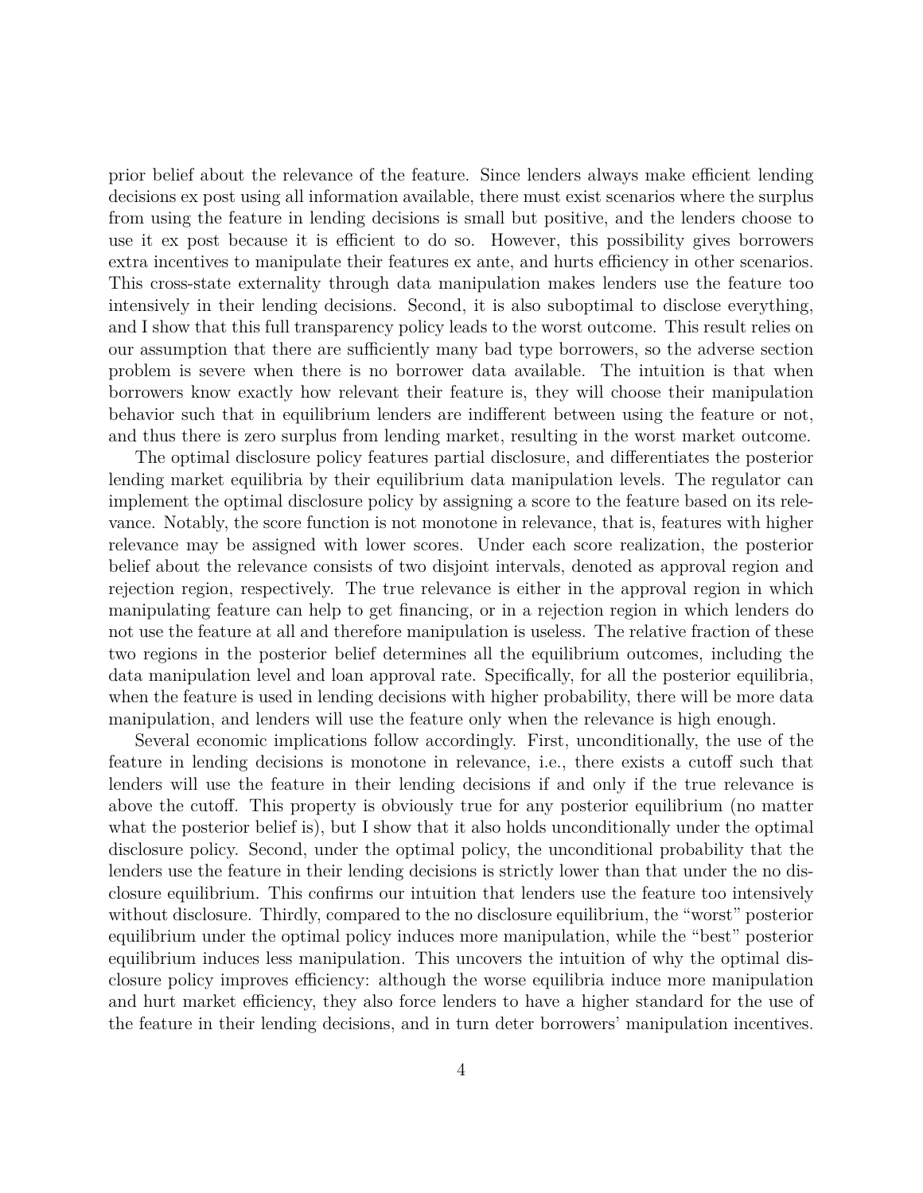prior belief about the relevance of the feature. Since lenders always make efficient lending decisions ex post using all information available, there must exist scenarios where the surplus from using the feature in lending decisions is small but positive, and the lenders choose to use it ex post because it is efficient to do so. However, this possibility gives borrowers extra incentives to manipulate their features ex ante, and hurts efficiency in other scenarios. This cross-state externality through data manipulation makes lenders use the feature too intensively in their lending decisions. Second, it is also suboptimal to disclose everything, and I show that this full transparency policy leads to the worst outcome. This result relies on our assumption that there are sufficiently many bad type borrowers, so the adverse section problem is severe when there is no borrower data available. The intuition is that when borrowers know exactly how relevant their feature is, they will choose their manipulation behavior such that in equilibrium lenders are indifferent between using the feature or not, and thus there is zero surplus from lending market, resulting in the worst market outcome.

The optimal disclosure policy features partial disclosure, and differentiates the posterior lending market equilibria by their equilibrium data manipulation levels. The regulator can implement the optimal disclosure policy by assigning a score to the feature based on its relevance. Notably, the score function is not monotone in relevance, that is, features with higher relevance may be assigned with lower scores. Under each score realization, the posterior belief about the relevance consists of two disjoint intervals, denoted as approval region and rejection region, respectively. The true relevance is either in the approval region in which manipulating feature can help to get financing, or in a rejection region in which lenders do not use the feature at all and therefore manipulation is useless. The relative fraction of these two regions in the posterior belief determines all the equilibrium outcomes, including the data manipulation level and loan approval rate. Specifically, for all the posterior equilibria, when the feature is used in lending decisions with higher probability, there will be more data manipulation, and lenders will use the feature only when the relevance is high enough.

Several economic implications follow accordingly. First, unconditionally, the use of the feature in lending decisions is monotone in relevance, i.e., there exists a cutoff such that lenders will use the feature in their lending decisions if and only if the true relevance is above the cutoff. This property is obviously true for any posterior equilibrium (no matter what the posterior belief is), but I show that it also holds unconditionally under the optimal disclosure policy. Second, under the optimal policy, the unconditional probability that the lenders use the feature in their lending decisions is strictly lower than that under the no disclosure equilibrium. This confirms our intuition that lenders use the feature too intensively without disclosure. Thirdly, compared to the no disclosure equilibrium, the "worst" posterior equilibrium under the optimal policy induces more manipulation, while the "best" posterior equilibrium induces less manipulation. This uncovers the intuition of why the optimal disclosure policy improves efficiency: although the worse equilibria induce more manipulation and hurt market efficiency, they also force lenders to have a higher standard for the use of the feature in their lending decisions, and in turn deter borrowers' manipulation incentives.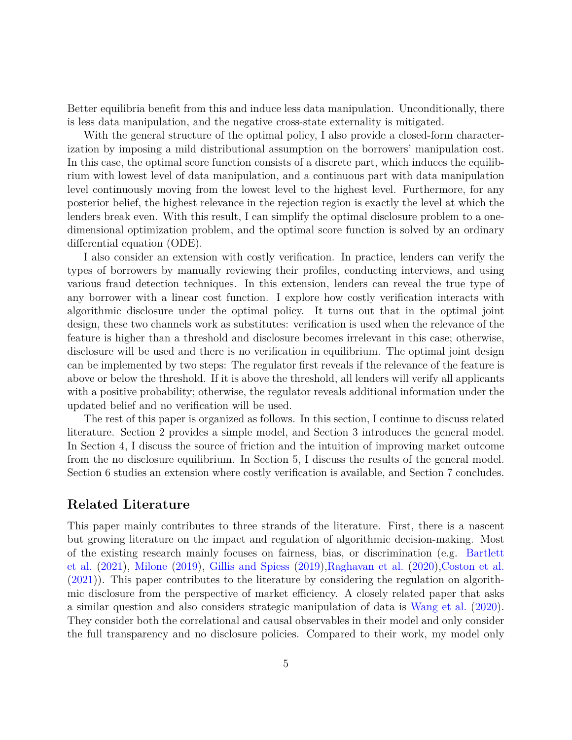Better equilibria benefit from this and induce less data manipulation. Unconditionally, there is less data manipulation, and the negative cross-state externality is mitigated.

With the general structure of the optimal policy, I also provide a closed-form characterization by imposing a mild distributional assumption on the borrowers' manipulation cost. In this case, the optimal score function consists of a discrete part, which induces the equilibrium with lowest level of data manipulation, and a continuous part with data manipulation level continuously moving from the lowest level to the highest level. Furthermore, for any posterior belief, the highest relevance in the rejection region is exactly the level at which the lenders break even. With this result, I can simplify the optimal disclosure problem to a one-dimensional optimization problem, and the optimal score function is solved by an ordinary differential equation (ODE).

I also consider an extension with costly verification. In practice, lenders can verify the types of borrowers by manually reviewing their profiles, conducting interviews, and using various fraud detection techniques. In this extension, lenders can reveal the true type of any borrower with a linear cost function. I explore how costly verification interacts with algorithmic disclosure under the optimal policy. It turns out that in the optimal joint design, these two channels work as substitutes: verification is used when the relevance of the feature is higher than a threshold and disclosure becomes irrelevant in this case; otherwise, disclosure will be used and there is no verification in equilibrium. The optimal joint design can be implemented by two steps: The regulator first reveals if the relevance of the feature is above or below the threshold. If it is above the threshold, all lenders will verify all applicants with a positive probability; otherwise, the regulator reveals additional information under the updated belief and no verification will be used.

The rest of this paper is organized as follows. In this section, I continue to discuss related literature. Section 2 provides a simple model, and Section 3 introduces the general model. In Section 4, I discuss the source of friction and the intuition of improving market outcome from the no disclosure equilibrium. In Section 5, I discuss the results of the general model. Section 6 studies an extension where costly verification is available, and Section 7 concludes.

## Related Literature

This paper mainly contributes to three strands of the literature. First, there is a nascent but growing literature on the impact and regulation of algorithmic decision-making. Most of the existing research mainly focuses on fairness, bias, or discrimination (e.g. Bartlett et al. (2021), Milone (2019), Gillis and Spiess (2019),Raghavan et al. (2020),Coston et al. (2021)). This paper contributes to the literature by considering the regulation on algorithmic disclosure from the perspective of market efficiency. A closely related paper that asks a similar question and also considers strategic manipulation of data is Wang et al. (2020). They consider both the correlational and causal observables in their model and only consider the full transparency and no disclosure policies. Compared to their work, my model only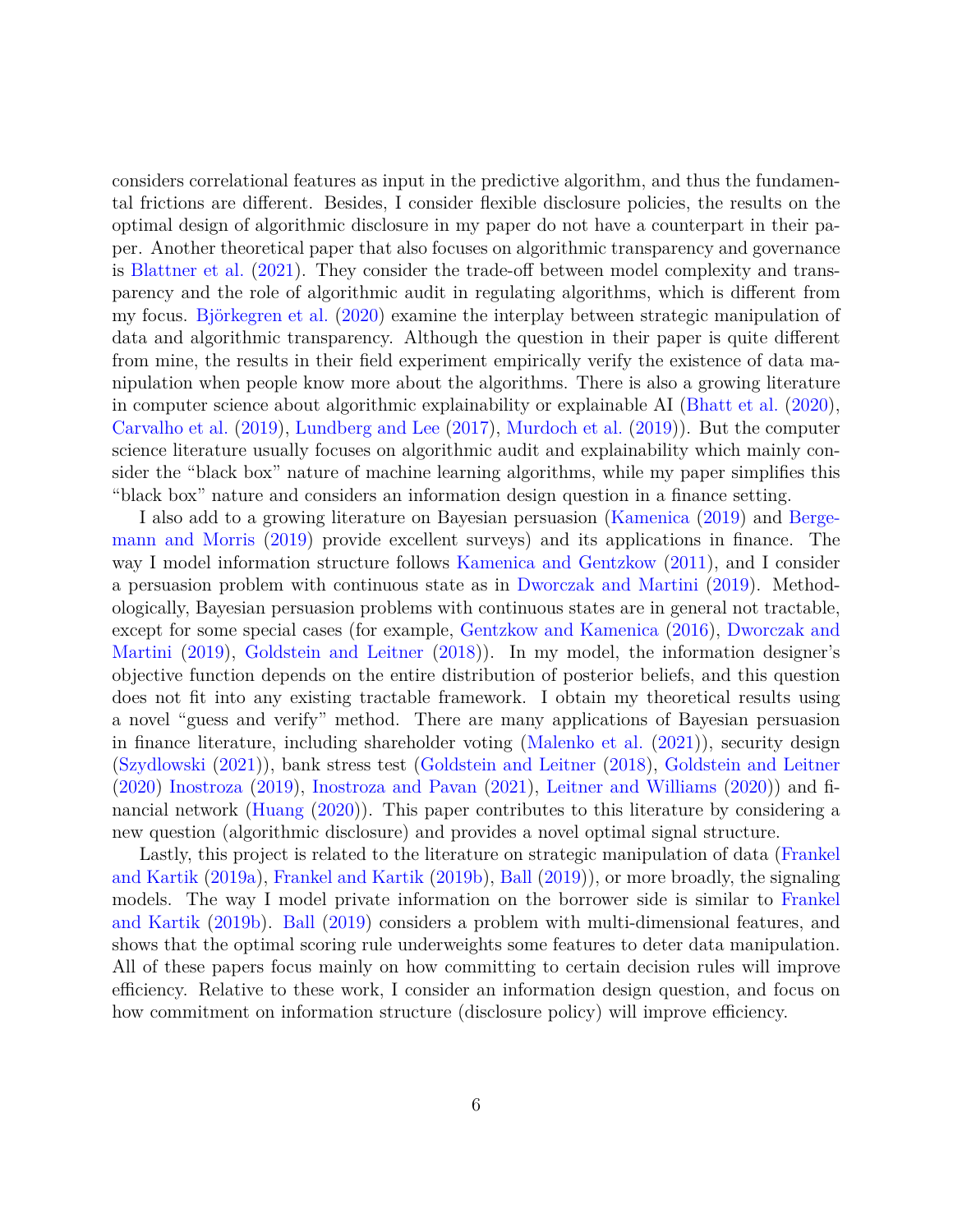considers correlational features as input in the predictive algorithm, and thus the fundamental frictions are different. Besides, I consider flexible disclosure policies, the results on the optimal design of algorithmic disclosure in my paper do not have a counterpart in their paper. Another theoretical paper that also focuses on algorithmic transparency and governance is Blattner et al. (2021). They consider the trade-off between model complexity and transparency and the role of algorithmic audit in regulating algorithms, which is different from my focus. Björkegren et al. (2020) examine the interplay between strategic manipulation of data and algorithmic transparency. Although the question in their paper is quite different from mine, the results in their field experiment empirically verify the existence of data manipulation when people know more about the algorithms. There is also a growing literature in computer science about algorithmic explainability or explainable AI (Bhatt et al. (2020), Carvalho et al. (2019), Lundberg and Lee (2017), Murdoch et al. (2019)). But the computer science literature usually focuses on algorithmic audit and explainability which mainly consider the "black box" nature of machine learning algorithms, while my paper simplifies this "black box" nature and considers an information design question in a finance setting.

I also add to a growing literature on Bayesian persuasion (Kamenica (2019) and Bergemann and Morris (2019) provide excellent surveys) and its applications in finance. The way I model information structure follows Kamenica and Gentzkow (2011), and I consider a persuasion problem with continuous state as in Dworczak and Martini (2019). Methodologically, Bayesian persuasion problems with continuous states are in general not tractable, except for some special cases (for example, Gentzkow and Kamenica (2016), Dworczak and Martini (2019), Goldstein and Leitner (2018)). In my model, the information designer's objective function depends on the entire distribution of posterior beliefs, and this question does not fit into any existing tractable framework. I obtain my theoretical results using a novel "guess and verify" method. There are many applications of Bayesian persuasion in finance literature, including shareholder voting (Malenko et al. (2021)), security design (Szydlowski (2021)), bank stress test (Goldstein and Leitner (2018), Goldstein and Leitner (2020) Inostroza (2019), Inostroza and Pavan (2021), Leitner and Williams (2020)) and financial network (Huang (2020)). This paper contributes to this literature by considering a new question (algorithmic disclosure) and provides a novel optimal signal structure.

Lastly, this project is related to the literature on strategic manipulation of data (Frankel and Kartik (2019a), Frankel and Kartik (2019b), Ball (2019)), or more broadly, the signaling models. The way I model private information on the borrower side is similar to Frankel and Kartik (2019b). Ball (2019) considers a problem with multi-dimensional features, and shows that the optimal scoring rule underweights some features to deter data manipulation. All of these papers focus mainly on how committing to certain decision rules will improve efficiency. Relative to these work, I consider an information design question, and focus on how commitment on information structure (disclosure policy) will improve efficiency.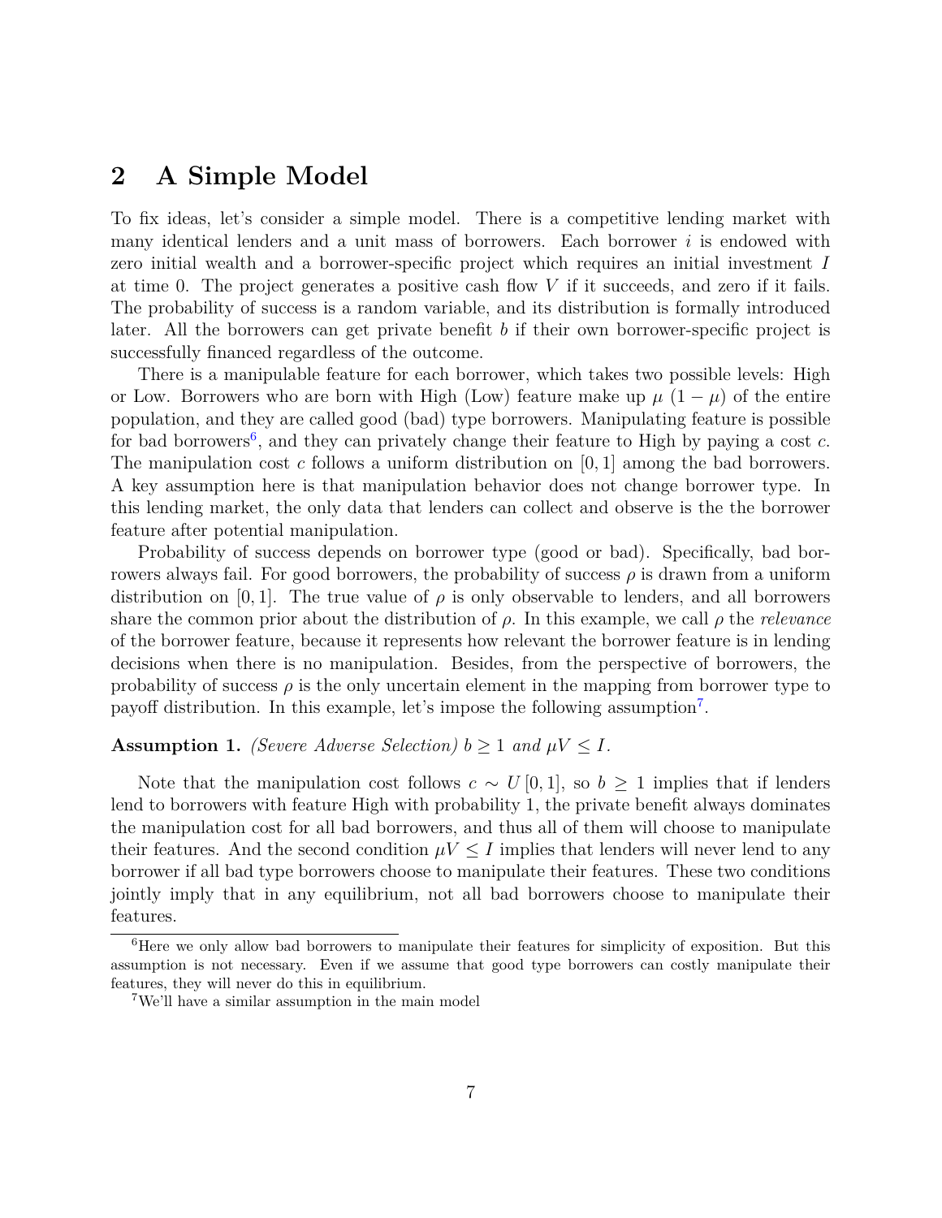## 2 A Simple Model

To fix ideas, let's consider a simple model. There is a competitive lending market with many identical lenders and a unit mass of borrowers. Each borrower $i$ is endowed with zero initial wealth and a borrower-specific project which requires an initial investment $I$ at time 0. The project generates a positive cash flow $V$ if it succeeds, and zero if it fails. The probability of success is a random variable, and its distribution is formally introduced later. All the borrowers can get private benefit $b$ if their own borrower-specific project is successfully financed regardless of the outcome.

There is a manipulable feature for each borrower, which takes two possible levels: High or Low. Borrowers who are born with High (Low) feature make up $\mu$ $(1-\mu)$ of the entire population, and they are called good (bad) type borrowers. Manipulating feature is possible for bad borrowers[6], and they can privately change their feature to High by paying a cost $c$. The manipulation cost $c$ follows a uniform distribution on $[0, 1]$ among the bad borrowers. A key assumption here is that manipulation behavior does not change borrower type. In this lending market, the only data that lenders can collect and observe is the the borrower feature after potential manipulation.

Probability of success depends on borrower type (good or bad). Specifically, bad borrowers always fail. For good borrowers, the probability of success $\rho$ is drawn from a uniform distribution on $[0, 1]$. The true value of $\rho$ is only observable to lenders, and all borrowers share the common prior about the distribution of $\rho$. In this example, we call $\rho$ the *relevance* of the borrower feature, because it represents how relevant the borrower feature is in lending decisions when there is no manipulation. Besides, from the perspective of borrowers, the probability of success $\rho$ is the only uncertain element in the mapping from borrower type to payoff distribution. In this example, let's impose the following assumption[7].

**Assumption 1.** *(Severe Adverse Selection) $b \geq 1$ and $\mu V \leq I$.*

Note that the manipulation cost follows $c \sim U[0, 1]$, so $b \geq 1$ implies that if lenders lend to borrowers with feature High with probability 1, the private benefit always dominates the manipulation cost for all bad borrowers, and thus all of them will choose to manipulate their features. And the second condition $\mu V \leq I$ implies that lenders will never lend to any borrower if all bad type borrowers choose to manipulate their features. These two conditions jointly imply that in any equilibrium, not all bad borrowers choose to manipulate their features.

[6] Here we only allow bad borrowers to manipulate their features for simplicity of exposition. But this assumption is not necessary. Even if we assume that good type borrowers can costly manipulate their features, they will never do this in equilibrium.

[7] We'll have a similar assumption in the main model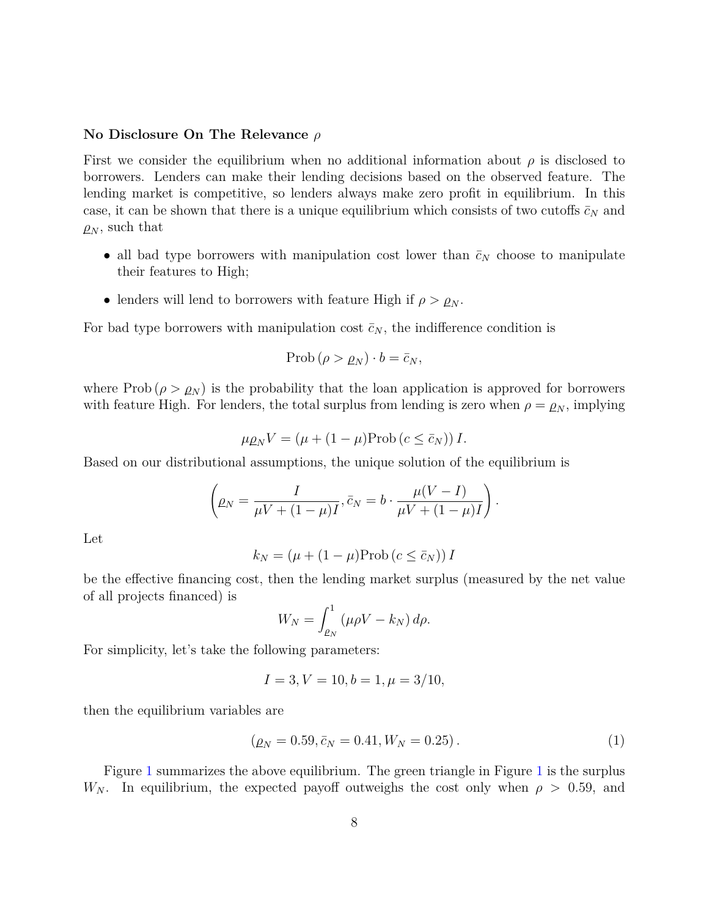**No Disclosure On The Relevance $\rho$**

First we consider the equilibrium when no additional information about $\rho$ is disclosed to borrowers. Lenders can make their lending decisions based on the observed feature. The lending market is competitive, so lenders always make zero profit in equilibrium. In this case, it can be shown that there is a unique equilibrium which consists of two cutoffs $\bar{c}_N$ and $\underline{\rho}_N$, such that

- all bad type borrowers with manipulation cost lower than $\bar{c}_N$ choose to manipulate their features to High;
- lenders will lend to borrowers with feature High if $\rho > \underline{\rho}_N$.

For bad type borrowers with manipulation cost $\bar{c}_N$, the indifference condition is

$$\text{Prob}\left(\rho > \underline{\rho}_N\right) \cdot b = \bar{c}_N,$$

where $\text{Prob}\left(\rho > \underline{\rho}_N\right)$ is the probability that the loan application is approved for borrowers with feature High. For lenders, the total surplus from lending is zero when $\rho = \underline{\rho}_N$, implying

$$\mu \underline{\rho}_N V = \left(\mu + (1-\mu)\text{Prob}\left(c \leq \bar{c}_N\right)\right) I.$$

Based on our distributional assumptions, the unique solution of the equilibrium is

$$\left(\underline{\rho}_N = \frac{I}{\mu V + (1-\mu)I}, \bar{c}_N = b \cdot \frac{\mu(V-I)}{\mu V + (1-\mu)I}\right).$$

Let

$$k_N = \left(\mu + (1-\mu)\text{Prob}\left(c \leq \bar{c}_N\right)\right) I$$

be the effective financing cost, then the lending market surplus (measured by the net value of all projects financed) is

$$W_N = \int_{\underline{\rho}_N}^{1} \left(\mu \rho V - k_N\right) d\rho.$$

For simplicity, let's take the following parameters:

$$I = 3, V = 10, b = 1, \mu = 3/10,$$

then the equilibrium variables are

$$\left(\underline{\rho}_N = 0.59, \bar{c}_N = 0.41, W_N = 0.25\right). \tag{1}$$

Figure 1 summarizes the above equilibrium. The green triangle in Figure 1 is the surplus $W_N$. In equilibrium, the expected payoff outweighs the cost only when $\rho > 0.59$, and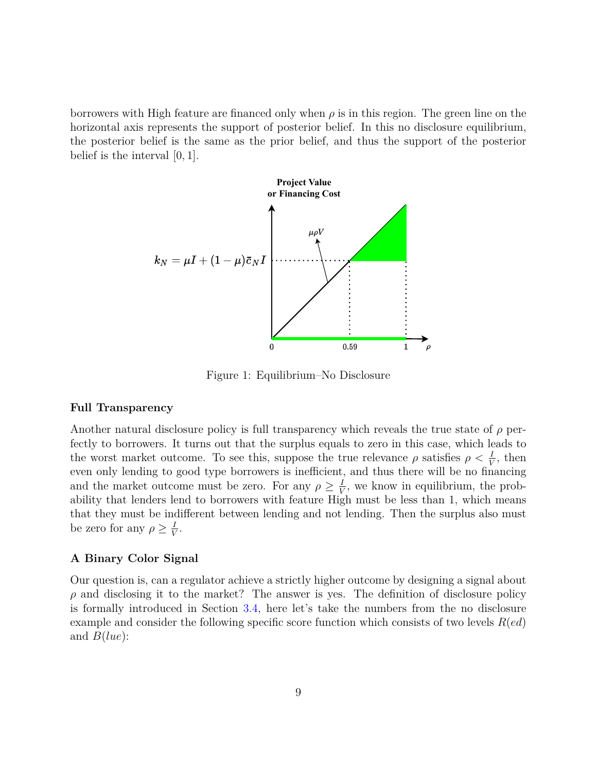borrowers with High feature are financed only when $\rho$ is in this region. The green line on the horizontal axis represents the support of posterior belief. In this no disclosure equilibrium, the posterior belief is the same as the prior belief, and thus the support of the posterior belief is the interval $[0, 1]$.

Figure 1: Equilibrium–No Disclosure

### Full Transparency

Another natural disclosure policy is full transparency which reveals the true state of $\rho$ perfectly to borrowers. It turns out that the surplus equals to zero in this case, which leads to the worst market outcome. To see this, suppose the true relevance $\rho$ satisfies $\rho < \frac{I}{V}$, then even only lending to good type borrowers is inefficient, and thus there will be no financing and the market outcome must be zero. For any $\rho \geq \frac{I}{V}$, we know in equilibrium, the probability that lenders lend to borrowers with feature High must be less than 1, which means that they must be indifferent between lending and not lending. Then the surplus also must be zero for any $\rho \geq \frac{I}{V}$.

### A Binary Color Signal

Our question is, can a regulator achieve a strictly higher outcome by designing a signal about $\rho$ and disclosing it to the market? The answer is yes. The definition of disclosure policy is formally introduced in Section 3.4, here let's take the numbers from the no disclosure example and consider the following specific score function which consists of two levels $R(ed)$ and $B(lue)$: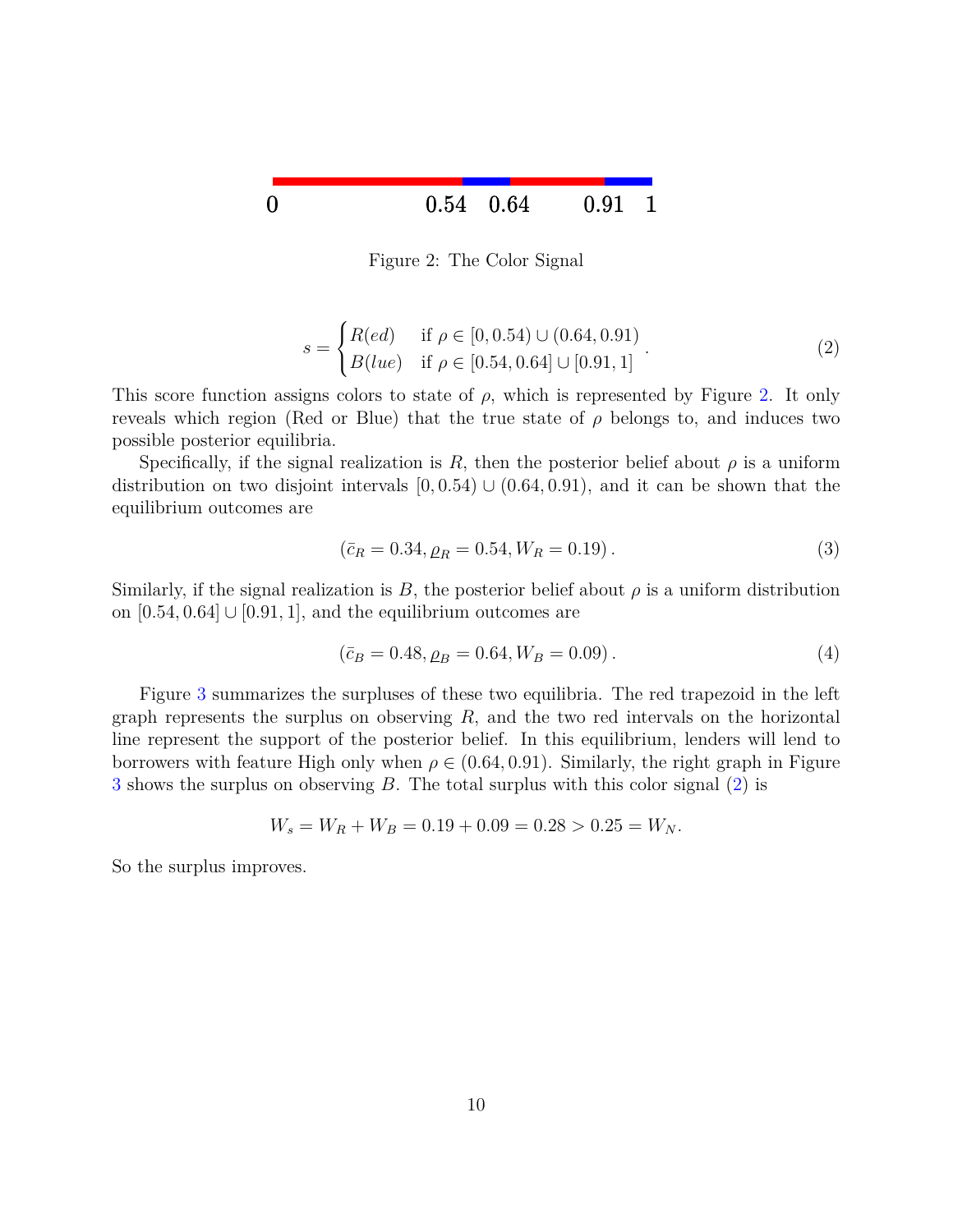0 0.54 0.64 0.91 1

Figure 2: The Color Signal

$$s = \begin{cases} R(ed) & \text{if } \rho \in [0, 0.54) \cup (0.64, 0.91) \\ B(lue) & \text{if } \rho \in [0.54, 0.64] \cup [0.91, 1] \end{cases}. \tag{2}$$

This score function assigns colors to state of $\rho$, which is represented by Figure 2. It only reveals which region (Red or Blue) that the true state of $\rho$ belongs to, and induces two possible posterior equilibria.

Specifically, if the signal realization is $R$, then the posterior belief about $\rho$ is a uniform distribution on two disjoint intervals $[0, 0.54) \cup (0.64, 0.91)$, and it can be shown that the equilibrium outcomes are

$$(\bar{c}_R = 0.34, \underline{\rho}_R = 0.54, W_R = 0.19). \tag{3}$$

Similarly, if the signal realization is $B$, the posterior belief about $\rho$ is a uniform distribution on $[0.54, 0.64] \cup [0.91, 1]$, and the equilibrium outcomes are

$$(\bar{c}_B = 0.48, \underline{\rho}_B = 0.64, W_B = 0.09). \tag{4}$$

Figure 3 summarizes the surpluses of these two equilibria. The red trapezoid in the left graph represents the surplus on observing $R$, and the two red intervals on the horizontal line represent the support of the posterior belief. In this equilibrium, lenders will lend to borrowers with feature High only when $\rho \in (0.64, 0.91)$. Similarly, the right graph in Figure 3 shows the surplus on observing $B$. The total surplus with this color signal (2) is

$$W_s = W_R + W_B = 0.19 + 0.09 = 0.28 > 0.25 = W_N.$$

So the surplus improves.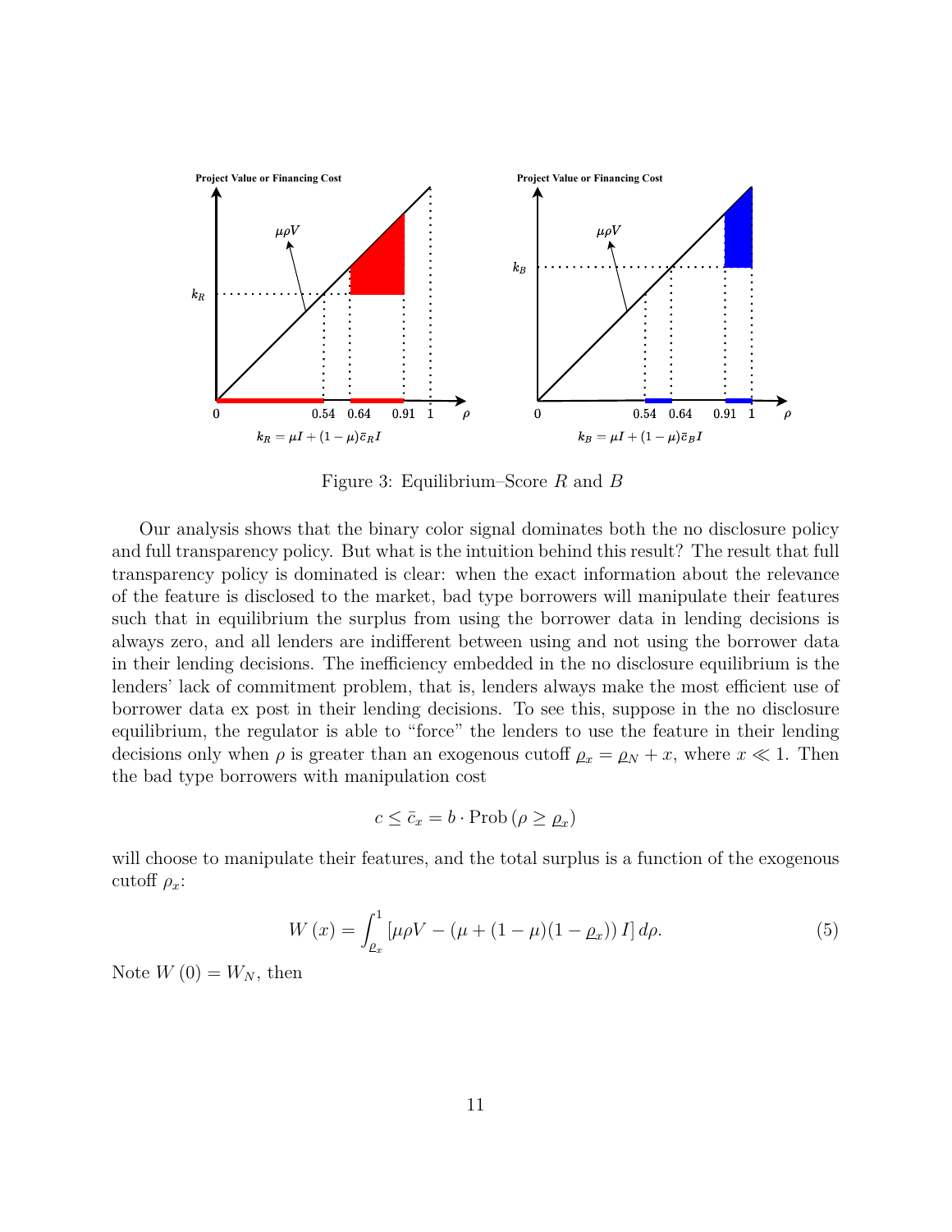Figure 3: Equilibrium–Score $R$ and $B$

Our analysis shows that the binary color signal dominates both the no disclosure policy and full transparency policy. But what is the intuition behind this result? The result that full transparency policy is dominated is clear: when the exact information about the relevance of the feature is disclosed to the market, bad type borrowers will manipulate their features such that in equilibrium the surplus from using the borrower data in lending decisions is always zero, and all lenders are indifferent between using and not using the borrower data in their lending decisions. The inefficiency embedded in the no disclosure equilibrium is the lenders' lack of commitment problem, that is, lenders always make the most efficient use of borrower data ex post in their lending decisions. To see this, suppose in the no disclosure equilibrium, the regulator is able to "force" the lenders to use the feature in their lending decisions only when $\rho$ is greater than an exogenous cutoff $\underline{\rho}_x = \underline{\rho}_N + x$, where $x \ll 1$. Then the bad type borrowers with manipulation cost

$$c \leq \bar{c}_x = b \cdot \text{Prob}\left(\rho \geq \underline{\rho}_x\right)$$

will choose to manipulate their features, and the total surplus is a function of the exogenous cutoff $\rho_x$:

$$W\left(x\right) = \int_{\underline{\rho}_x}^{1} \left[\mu\rho V - \left(\mu + (1-\mu)(1-\underline{\rho}_x)\right) I\right] d\rho. \tag{5}$$

Note $W\left(0\right) = W_N$, then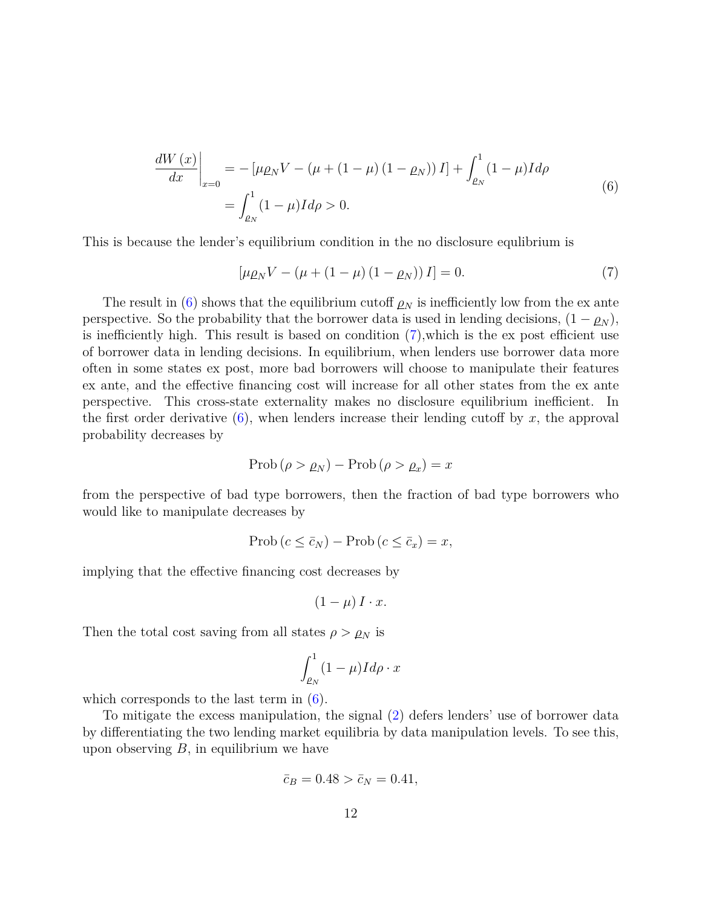$$
\begin{aligned}
\left.\frac{dW(x)}{dx}\right|_{x=0} &= -\left[\mu \varrho_N V - \left(\mu + (1-\mu)(1-\varrho_N)\right) I\right] + \int_{\varrho_N}^{1} (1-\mu) I d\rho \\
&= \int_{\varrho_N}^{1} (1-\mu) I d\rho > 0.
\end{aligned} \tag{6}
$$

This is because the lender's equilibrium condition in the no disclosure equlibrium is

$$
\left[\mu \varrho_N V - \left(\mu + (1-\mu)(1-\varrho_N)\right) I\right] = 0. \tag{7}
$$

The result in (6) shows that the equilibrium cutoff $\varrho_N$ is inefficiently low from the ex ante perspective. So the probability that the borrower data is used in lending decisions, $(1-\varrho_N)$, is inefficiently high. This result is based on condition (7),which is the ex post efficient use of borrower data in lending decisions. In equilibrium, when lenders use borrower data more often in some states ex post, more bad borrowers will choose to manipulate their features ex ante, and the effective financing cost will increase for all other states from the ex ante perspective. This cross-state externality makes no disclosure equilibrium inefficient. In the first order derivative (6), when lenders increase their lending cutoff by $x$, the approval probability decreases by

$$
\text{Prob}\left(\rho > \varrho_N\right) - \text{Prob}\left(\rho > \varrho_x\right) = x
$$

from the perspective of bad type borrowers, then the fraction of bad type borrowers who would like to manipulate decreases by

$$
\text{Prob}\left(c \leq \bar{c}_N\right) - \text{Prob}\left(c \leq \bar{c}_x\right) = x,
$$

implying that the effective financing cost decreases by

$$
(1-\mu) I \cdot x.
$$

Then the total cost saving from all states $\rho > \varrho_N$ is

$$
\int_{\varrho_N}^{1} (1-\mu) I d\rho \cdot x
$$

which corresponds to the last term in (6).

To mitigate the excess manipulation, the signal (2) defers lenders' use of borrower data by differentiating the two lending market equilibria by data manipulation levels. To see this, upon observing $B$, in equilibrium we have

$$
\bar{c}_B = 0.48 > \bar{c}_N = 0.41,
$$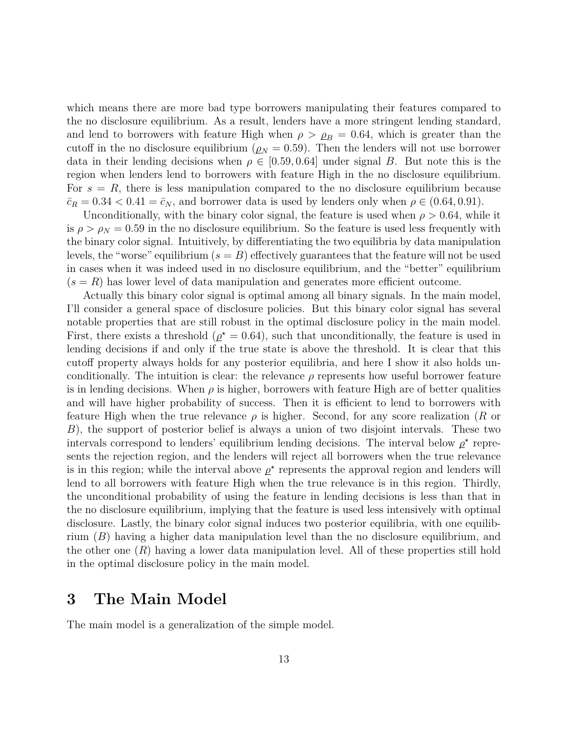which means there are more bad type borrowers manipulating their features compared to the no disclosure equilibrium. As a result, lenders have a more stringent lending standard, and lend to borrowers with feature High when $\rho > \underline{\rho}_B = 0.64$, which is greater than the cutoff in the no disclosure equilibrium ($\underline{\rho}_N = 0.59$). Then the lenders will not use borrower data in their lending decisions when $\rho \in [0.59, 0.64]$ under signal $B$. But note this is the region when lenders lend to borrowers with feature High in the no disclosure equilibrium. For $s = R$, there is less manipulation compared to the no disclosure equilibrium because $\bar{c}_R = 0.34 < 0.41 = \bar{c}_N$, and borrower data is used by lenders only when $\rho \in (0.64, 0.91)$.

Unconditionally, with the binary color signal, the feature is used when $\rho > 0.64$, while it is $\rho > \rho_N = 0.59$ in the no disclosure equilibrium. So the feature is used less frequently with the binary color signal. Intuitively, by differentiating the two equilibria by data manipulation levels, the "worse" equilibrium ($s = B$) effectively guarantees that the feature will not be used in cases when it was indeed used in no disclosure equilibrium, and the "better" equilibrium ($s = R$) has lower level of data manipulation and generates more efficient outcome.

Actually this binary color signal is optimal among all binary signals. In the main model, I'll consider a general space of disclosure policies. But this binary color signal has several notable properties that are still robust in the optimal disclosure policy in the main model. First, there exists a threshold ($\underline{\rho}^\star = 0.64$), such that unconditionally, the feature is used in lending decisions if and only if the true state is above the threshold. It is clear that this cutoff property always holds for any posterior equilibria, and here I show it also holds unconditionally. The intuition is clear: the relevance $\rho$ represents how useful borrower feature is in lending decisions. When $\rho$ is higher, borrowers with feature High are of better qualities and will have higher probability of success. Then it is efficient to lend to borrowers with feature High when the true relevance $\rho$ is higher. Second, for any score realization ($R$ or $B$), the support of posterior belief is always a union of two disjoint intervals. These two intervals correspond to lenders' equilibrium lending decisions. The interval below $\underline{\rho}^\star$ represents the rejection region, and the lenders will reject all borrowers when the true relevance is in this region; while the interval above $\underline{\rho}^\star$ represents the approval region and lenders will lend to all borrowers with feature High when the true relevance is in this region. Thirdly, the unconditional probability of using the feature in lending decisions is less than that in the no disclosure equilibrium, implying that the feature is used less intensively with optimal disclosure. Lastly, the binary color signal induces two posterior equilibria, with one equilibrium ($B$) having a higher data manipulation level than the no disclosure equilibrium, and the other one ($R$) having a lower data manipulation level. All of these properties still hold in the optimal disclosure policy in the main model.

# 3 The Main Model

The main model is a generalization of the simple model.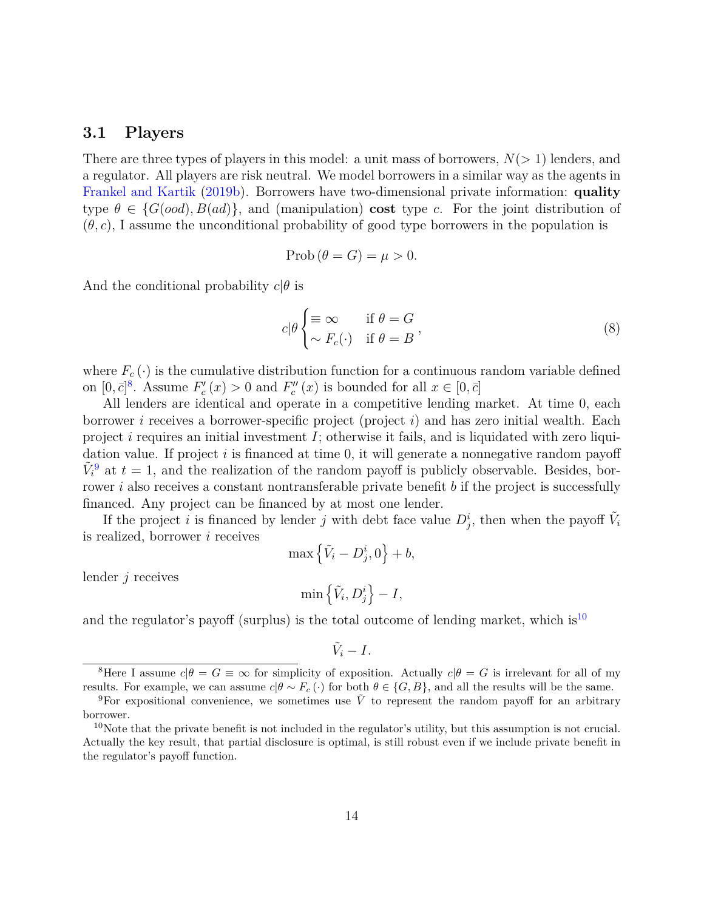### 3.1 Players

There are three types of players in this model: a unit mass of borrowers, $N(>1)$ lenders, and a regulator. All players are risk neutral. We model borrowers in a similar way as the agents in Frankel and Kartik (2019b). Borrowers have two-dimensional private information: **quality** type $\theta \in \{G(ood), B(ad)\}$, and (manipulation) **cost** type $c$. For the joint distribution of $(\theta, c)$, I assume the unconditional probability of good type borrowers in the population is

$$\text{Prob}(\theta = G) = \mu > 0.$$

And the conditional probability $c|\theta$ is

$$c|\theta \begin{cases} \equiv \infty & \text{if } \theta = G \\ \sim F_c(\cdot) & \text{if } \theta = B \end{cases}, \tag{8}$$

where $F_c(\cdot)$ is the cumulative distribution function for a continuous random variable defined on $[0, \bar{c}]$[8]. Assume $F_c'(x) > 0$ and $F_c''(x)$ is bounded for all $x \in [0, \bar{c}]$

All lenders are identical and operate in a competitive lending market. At time 0, each borrower $i$ receives a borrower-specific project (project $i$) and has zero initial wealth. Each project $i$ requires an initial investment $I$; otherwise it fails, and is liquidated with zero liquidation value. If project $i$ is financed at time 0, it will generate a nonnegative random payoff $\tilde{V}_i$[9] at $t = 1$, and the realization of the random payoff is publicly observable. Besides, borrower $i$ also receives a constant nontransferable private benefit $b$ if the project is successfully financed. Any project can be financed by at most one lender.

If the project $i$ is financed by lender $j$ with debt face value $D_j^i$, then when the payoff $\tilde{V}_i$ is realized, borrower $i$ receives

$$\max\left\{\tilde{V}_i - D_j^i, 0\right\} + b,$$

lender $j$ receives

$$\min\left\{\tilde{V}_i, D_j^i\right\} - I,$$

and the regulator's payoff (surplus) is the total outcome of lending market, which is[10]

$$\tilde{V}_i - I.$$

[8] Here I assume $c|\theta = G \equiv \infty$ for simplicity of exposition. Actually $c|\theta = G$ is irrelevant for all of my results. For example, we can assume $c|\theta \sim F_c(\cdot)$ for both $\theta \in \{G, B\}$, and all the results will be the same.

[9] For expositional convenience, we sometimes use $\tilde{V}$ to represent the random payoff for an arbitrary borrower.

[10] Note that the private benefit is not included in the regulator's utility, but this assumption is not crucial. Actually the key result, that partial disclosure is optimal, is still robust even if we include private benefit in the regulator's payoff function.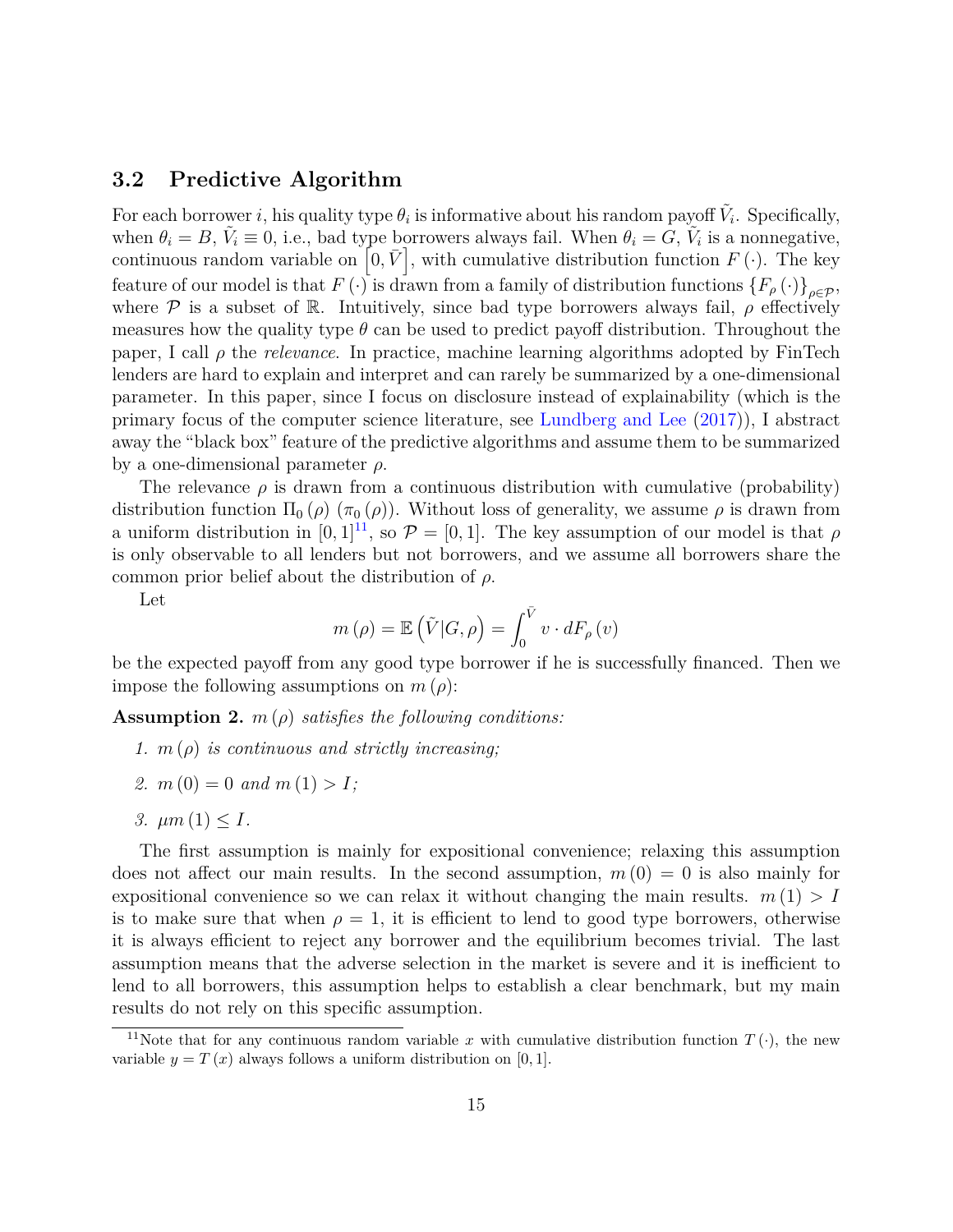## 3.2 Predictive Algorithm

For each borrower $i$, his quality type $\theta_i$ is informative about his random payoff $\tilde{V}_i$. Specifically, when $\theta_i = B$, $\tilde{V}_i \equiv 0$, i.e., bad type borrowers always fail. When $\theta_i = G$, $\tilde{V}_i$ is a nonnegative, continuous random variable on $\left[0, \bar{V}\right]$, with cumulative distribution function $F(\cdot)$. The key feature of our model is that $F(\cdot)$ is drawn from a family of distribution functions $\{F_\rho(\cdot)\}_{\rho \in \mathcal{P}}$, where $\mathcal{P}$ is a subset of $\mathbb{R}$. Intuitively, since bad type borrowers always fail, $\rho$ effectively measures how the quality type $\theta$ can be used to predict payoff distribution. Throughout the paper, I call $\rho$ the *relevance*. In practice, machine learning algorithms adopted by FinTech lenders are hard to explain and interpret and can rarely be summarized by a one-dimensional parameter. In this paper, since I focus on disclosure instead of explainability (which is the primary focus of the computer science literature, see Lundberg and Lee (2017)), I abstract away the "black box" feature of the predictive algorithms and assume them to be summarized by a one-dimensional parameter $\rho$.

The relevance $\rho$ is drawn from a continuous distribution with cumulative (probability) distribution function $\Pi_0(\rho)$ $(\pi_0(\rho))$. Without loss of generality, we assume $\rho$ is drawn from a uniform distribution in $[0, 1]$[11], so $\mathcal{P} = [0, 1]$. The key assumption of our model is that $\rho$ is only observable to all lenders but not borrowers, and we assume all borrowers share the common prior belief about the distribution of $\rho$.

Let

$$m(\rho) = \mathbb{E}\left(\tilde{V} | G, \rho\right) = \int_0^{\bar{V}} v \cdot dF_\rho(v)$$

be the expected payoff from any good type borrower if he is successfully financed. Then we impose the following assumptions on $m(\rho)$:

**Assumption 2.** *$m(\rho)$ satisfies the following conditions:*

1. *$m(\rho)$ is continuous and strictly increasing;*
2. *$m(0) = 0$ and $m(1) > I$;*
3. *$\mu m(1) \leq I$.*

The first assumption is mainly for expositional convenience; relaxing this assumption does not affect our main results. In the second assumption, $m(0) = 0$ is also mainly for expositional convenience so we can relax it without changing the main results. $m(1) > I$ is to make sure that when $\rho = 1$, it is efficient to lend to good type borrowers, otherwise it is always efficient to reject any borrower and the equilibrium becomes trivial. The last assumption means that the adverse selection in the market is severe and it is inefficient to lend to all borrowers, this assumption helps to establish a clear benchmark, but my main results do not rely on this specific assumption.

[11] Note that for any continuous random variable $x$ with cumulative distribution function $T(\cdot)$, the new variable $y = T(x)$ always follows a uniform distribution on $[0, 1]$.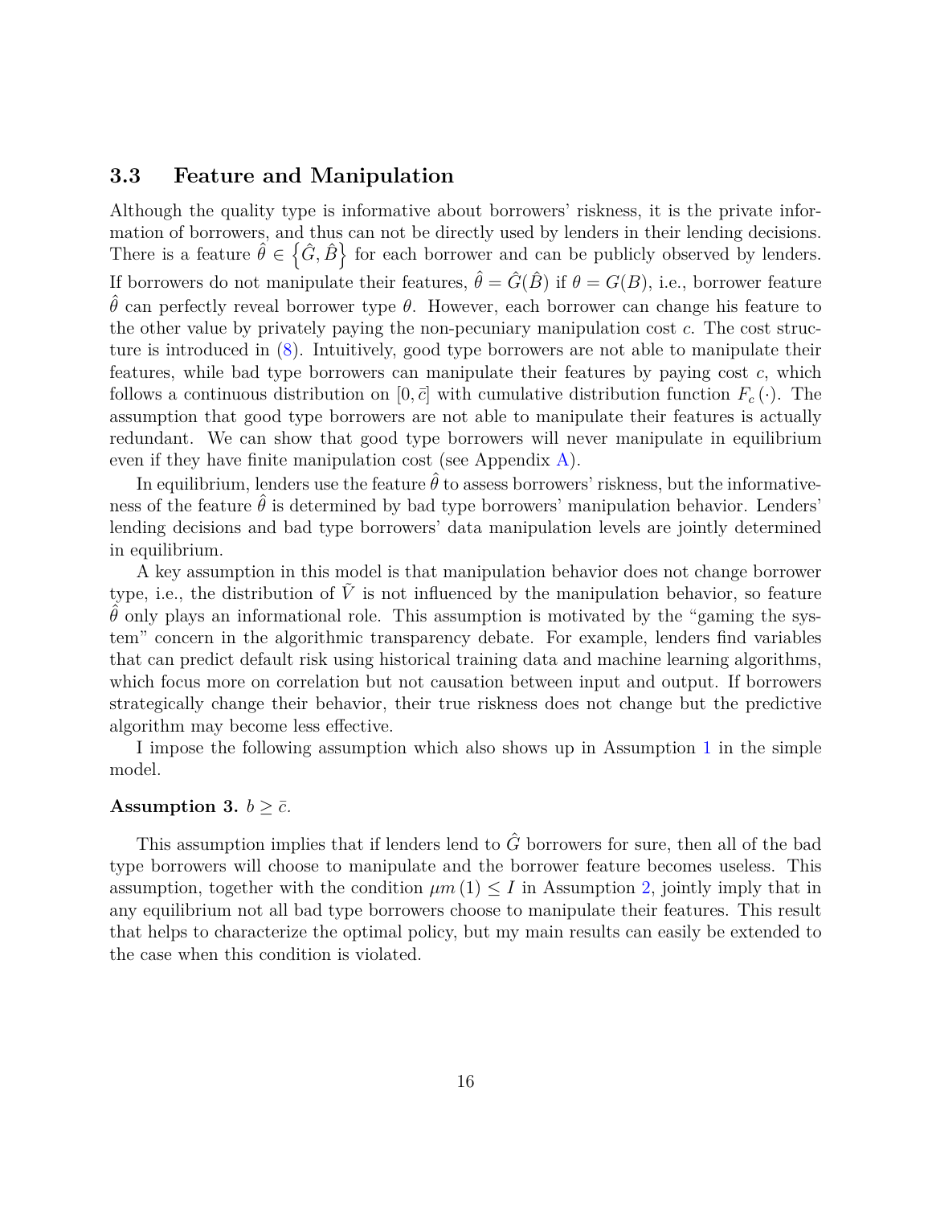### 3.3 Feature and Manipulation

Although the quality type is informative about borrowers' riskness, it is the private information of borrowers, and thus can not be directly used by lenders in their lending decisions. There is a feature $\hat{\theta} \in \left\{\hat{G}, \hat{B}\right\}$ for each borrower and can be publicly observed by lenders. If borrowers do not manipulate their features, $\hat{\theta} = \hat{G}(\hat{B})$ if $\theta = G(B)$, i.e., borrower feature $\hat{\theta}$ can perfectly reveal borrower type $\theta$. However, each borrower can change his feature to the other value by privately paying the non-pecuniary manipulation cost $c$. The cost structure is introduced in (8). Intuitively, good type borrowers are not able to manipulate their features, while bad type borrowers can manipulate their features by paying cost $c$, which follows a continuous distribution on $[0, \bar{c}]$ with cumulative distribution function $F_c(\cdot)$. The assumption that good type borrowers are not able to manipulate their features is actually redundant. We can show that good type borrowers will never manipulate in equilibrium even if they have finite manipulation cost (see Appendix A).

In equilibrium, lenders use the feature $\hat{\theta}$ to assess borrowers' riskness, but the informativeness of the feature $\hat{\theta}$ is determined by bad type borrowers' manipulation behavior. Lenders' lending decisions and bad type borrowers' data manipulation levels are jointly determined in equilibrium.

A key assumption in this model is that manipulation behavior does not change borrower type, i.e., the distribution of $\tilde{V}$ is not influenced by the manipulation behavior, so feature $\hat{\theta}$ only plays an informational role. This assumption is motivated by the "gaming the system" concern in the algorithmic transparency debate. For example, lenders find variables that can predict default risk using historical training data and machine learning algorithms, which focus more on correlation but not causation between input and output. If borrowers strategically change their behavior, their true riskness does not change but the predictive algorithm may become less effective.

I impose the following assumption which also shows up in Assumption 1 in the simple model.

**Assumption 3.** *$b \geq \bar{c}$.*

This assumption implies that if lenders lend to $\hat{G}$ borrowers for sure, then all of the bad type borrowers will choose to manipulate and the borrower feature becomes useless. This assumption, together with the condition $\mu m(1) \leq I$ in Assumption 2, jointly imply that in any equilibrium not all bad type borrowers choose to manipulate their features. This result that helps to characterize the optimal policy, but my main results can easily be extended to the case when this condition is violated.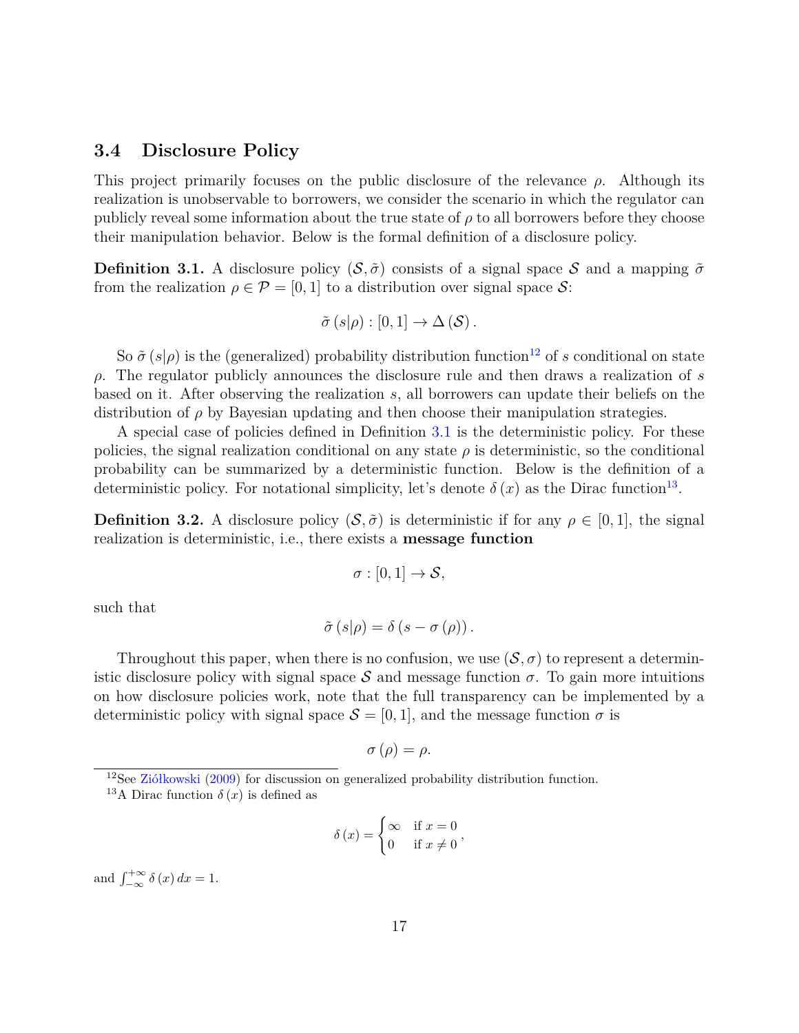### 3.4 Disclosure Policy

This project primarily focuses on the public disclosure of the relevance $\rho$. Although its realization is unobservable to borrowers, we consider the scenario in which the regulator can publicly reveal some information about the true state of $\rho$ to all borrowers before they choose their manipulation behavior. Below is the formal definition of a disclosure policy.

**Definition 3.1.** A disclosure policy $(\mathcal{S}, \tilde{\sigma})$ consists of a signal space $\mathcal{S}$ and a mapping $\tilde{\sigma}$ from the realization $\rho \in \mathcal{P} = [0, 1]$ to a distribution over signal space $\mathcal{S}$:

$$\tilde{\sigma}(s|\rho) : [0, 1] \to \Delta(\mathcal{S}).$$

So $\tilde{\sigma}(s|\rho)$ is the (generalized) probability distribution function[12] of $s$ conditional on state $\rho$. The regulator publicly announces the disclosure rule and then draws a realization of $s$ based on it. After observing the realization $s$, all borrowers can update their beliefs on the distribution of $\rho$ by Bayesian updating and then choose their manipulation strategies.

A special case of policies defined in Definition 3.1 is the deterministic policy. For these policies, the signal realization conditional on any state $\rho$ is deterministic, so the conditional probability can be summarized by a deterministic function. Below is the definition of a deterministic policy. For notational simplicity, let's denote $\delta(x)$ as the Dirac function[13].

**Definition 3.2.** A disclosure policy $(\mathcal{S}, \tilde{\sigma})$ is deterministic if for any $\rho \in [0, 1]$, the signal realization is deterministic, i.e., there exists a **message function**

$$\sigma : [0, 1] \to \mathcal{S},$$

such that

$$\tilde{\sigma}(s|\rho) = \delta(s - \sigma(\rho)).$$

Throughout this paper, when there is no confusion, we use $(\mathcal{S}, \sigma)$ to represent a deterministic disclosure policy with signal space $\mathcal{S}$ and message function $\sigma$. To gain more intuitions on how disclosure policies work, note that the full transparency can be implemented by a deterministic policy with signal space $\mathcal{S} = [0, 1]$, and the message function $\sigma$ is

$$\sigma(\rho) = \rho.$$

---

[12] See Ziółkowski (2009) for discussion on generalized probability distribution function.

[13] A Dirac function $\delta(x)$ is defined as

$$\delta(x) = \begin{cases} \infty & \text{if } x = 0 \\ 0 & \text{if } x \neq 0 \end{cases},$$

and $\int_{-\infty}^{+\infty} \delta(x)\, dx = 1$.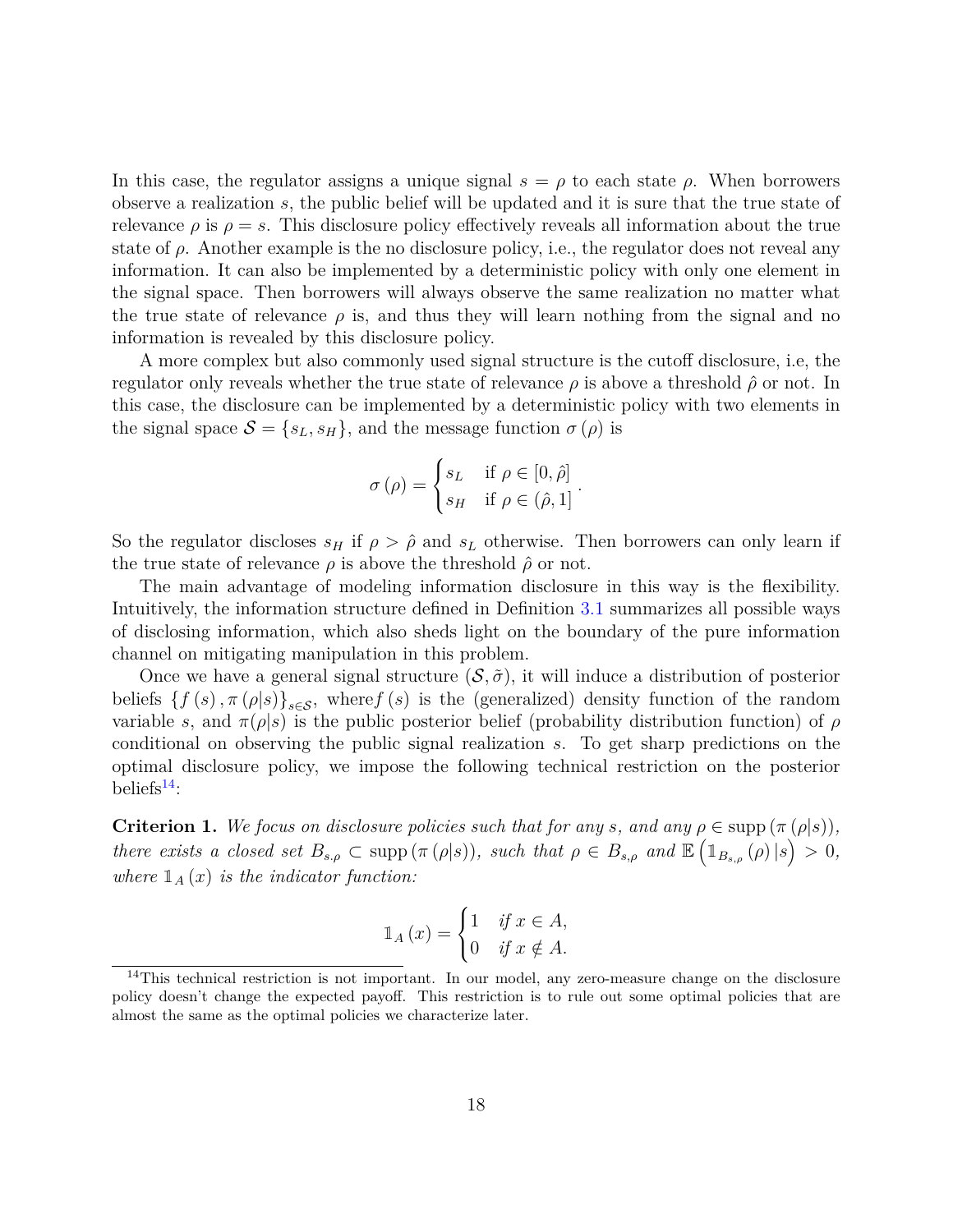In this case, the regulator assigns a unique signal $s = \rho$ to each state $\rho$. When borrowers observe a realization $s$, the public belief will be updated and it is sure that the true state of relevance $\rho$ is $\rho = s$. This disclosure policy effectively reveals all information about the true state of $\rho$. Another example is the no disclosure policy, i.e., the regulator does not reveal any information. It can also be implemented by a deterministic policy with only one element in the signal space. Then borrowers will always observe the same realization no matter what the true state of relevance $\rho$ is, and thus they will learn nothing from the signal and no information is revealed by this disclosure policy.

A more complex but also commonly used signal structure is the cutoff disclosure, i.e, the regulator only reveals whether the true state of relevance $\rho$ is above a threshold $\hat{\rho}$ or not. In this case, the disclosure can be implemented by a deterministic policy with two elements in the signal space $\mathcal{S} = \{s_L, s_H\}$, and the message function $\sigma(\rho)$ is

$$\sigma(\rho) = \begin{cases} s_L & \text{if } \rho \in [0, \hat{\rho}] \\ s_H & \text{if } \rho \in (\hat{\rho}, 1] \end{cases}.$$

So the regulator discloses $s_H$ if $\rho > \hat{\rho}$ and $s_L$ otherwise. Then borrowers can only learn if the true state of relevance $\rho$ is above the threshold $\hat{\rho}$ or not.

The main advantage of modeling information disclosure in this way is the flexibility. Intuitively, the information structure defined in Definition 3.1 summarizes all possible ways of disclosing information, which also sheds light on the boundary of the pure information channel on mitigating manipulation in this problem.

Once we have a general signal structure $(\mathcal{S}, \tilde{\sigma})$, it will induce a distribution of posterior beliefs $\{f(s), \pi(\rho|s)\}_{s\in\mathcal{S}}$, where $f(s)$ is the (generalized) density function of the random variable $s$, and $\pi(\rho|s)$ is the public posterior belief (probability distribution function) of $\rho$ conditional on observing the public signal realization $s$. To get sharp predictions on the optimal disclosure policy, we impose the following technical restriction on the posterior beliefs[14]:

**Criterion 1.** *We focus on disclosure policies such that for any $s$, and any $\rho \in \text{supp}(\pi(\rho|s))$, there exists a closed set $B_{s,\rho} \subset \text{supp}(\pi(\rho|s))$, such that $\rho \in B_{s,\rho}$ and $\mathbb{E}\left(\mathbb{1}_{B_{s,\rho}}(\rho)\,|s\right) > 0$, where $\mathbb{1}_A(x)$ is the indicator function:*

$$\mathbb{1}_A(x) = \begin{cases} 1 & \text{if } x \in A, \\ 0 & \text{if } x \notin A. \end{cases}$$

[14] This technical restriction is not important. In our model, any zero-measure change on the disclosure policy doesn't change the expected payoff. This restriction is to rule out some optimal policies that are almost the same as the optimal policies we characterize later.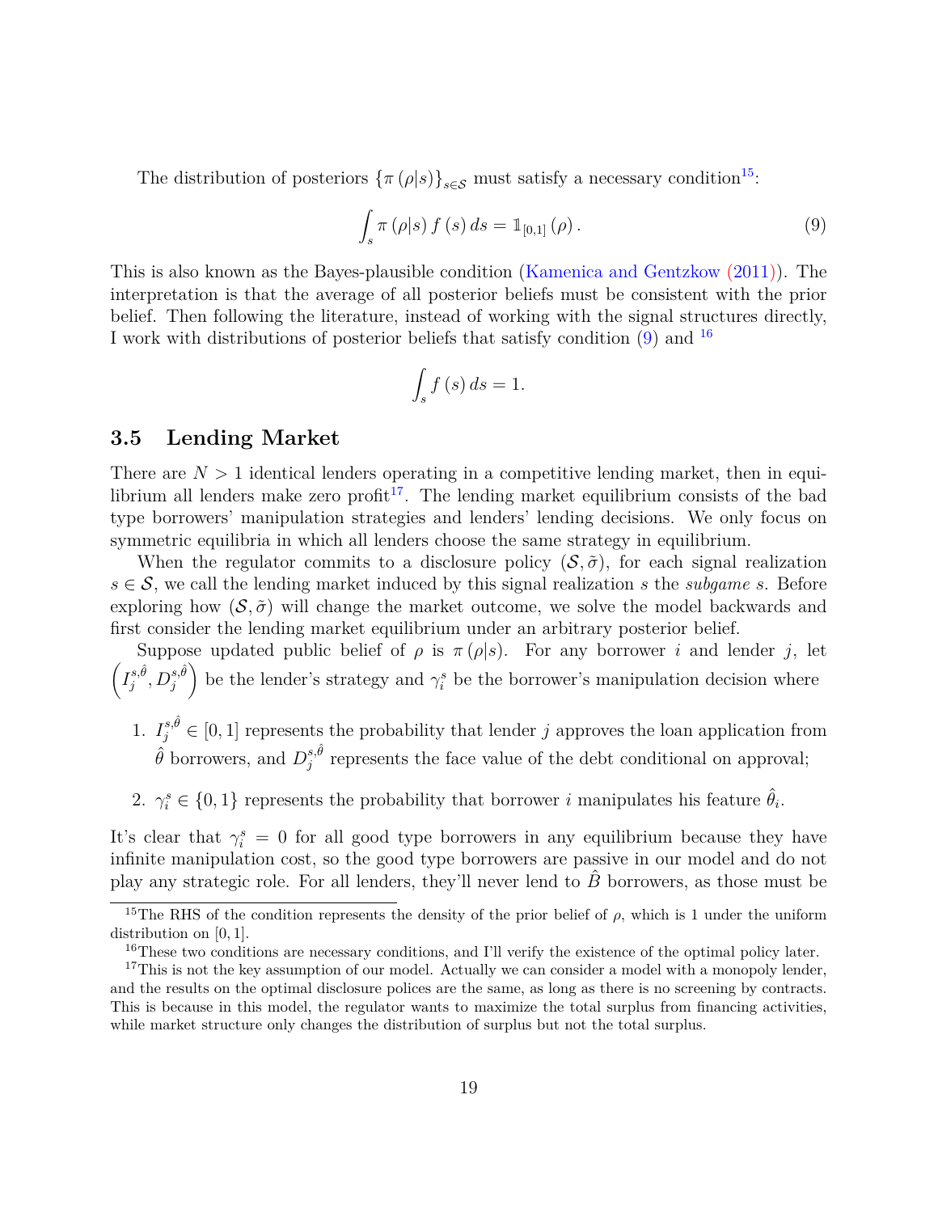The distribution of posteriors $\{\pi(\rho|s)\}_{s\in\mathcal{S}}$ must satisfy a necessary condition[15]:

$$\int_s \pi(\rho|s) f(s)\, ds = \mathbb{1}_{[0,1]}(\rho). \tag{9}$$

This is also known as the Bayes-plausible condition (Kamenica and Gentzkow (2011)). The interpretation is that the average of all posterior beliefs must be consistent with the prior belief. Then following the literature, instead of working with the signal structures directly, I work with distributions of posterior beliefs that satisfy condition (9) and [16]

$$\int_s f(s)\, ds = 1.$$

### 3.5 Lending Market

There are $N > 1$ identical lenders operating in a competitive lending market, then in equilibrium all lenders make zero profit[17]. The lending market equilibrium consists of the bad type borrowers' manipulation strategies and lenders' lending decisions. We only focus on symmetric equilibria in which all lenders choose the same strategy in equilibrium.

When the regulator commits to a disclosure policy $(\mathcal{S}, \tilde{\sigma})$, for each signal realization $s \in \mathcal{S}$, we call the lending market induced by this signal realization $s$ the *subgame* $s$. Before exploring how $(\mathcal{S}, \tilde{\sigma})$ will change the market outcome, we solve the model backwards and first consider the lending market equilibrium under an arbitrary posterior belief.

Suppose updated public belief of $\rho$ is $\pi(\rho|s)$. For any borrower $i$ and lender $j$, let $\left(I_j^{s,\hat{\theta}}, D_j^{s,\hat{\theta}}\right)$ be the lender's strategy and $\gamma_i^s$ be the borrower's manipulation decision where

1. $I_j^{s,\hat{\theta}} \in [0,1]$ represents the probability that lender $j$ approves the loan application from $\hat{\theta}$ borrowers, and $D_j^{s,\hat{\theta}}$ represents the face value of the debt conditional on approval;

2. $\gamma_i^s \in \{0,1\}$ represents the probability that borrower $i$ manipulates his feature $\hat{\theta}_i$.

It's clear that $\gamma_i^s = 0$ for all good type borrowers in any equilibrium because they have infinite manipulation cost, so the good type borrowers are passive in our model and do not play any strategic role. For all lenders, they'll never lend to $\hat{B}$ borrowers, as those must be

[15] The RHS of the condition represents the density of the prior belief of $\rho$, which is 1 under the uniform distribution on $[0,1]$.

[16] These two conditions are necessary conditions, and I'll verify the existence of the optimal policy later.

[17] This is not the key assumption of our model. Actually we can consider a model with a monopoly lender, and the results on the optimal disclosure polices are the same, as long as there is no screening by contracts. This is because in this model, the regulator wants to maximize the total surplus from financing activities, while market structure only changes the distribution of surplus but not the total surplus.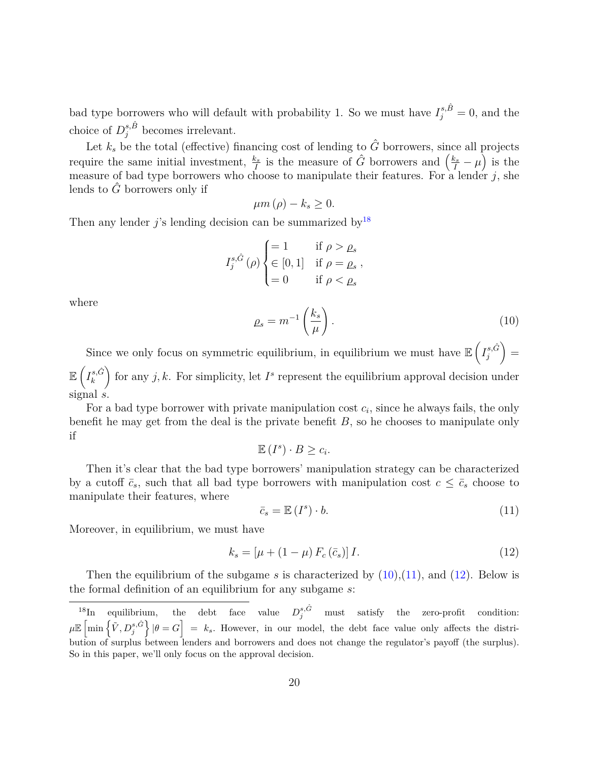bad type borrowers who will default with probability 1. So we must have $I_j^{s,\hat{B}} = 0$, and the choice of $D_j^{s,\hat{B}}$ becomes irrelevant.

Let $k_s$ be the total (effective) financing cost of lending to $\hat{G}$ borrowers, since all projects require the same initial investment, $\frac{k_s}{I}$ is the measure of $\hat{G}$ borrowers and $\left(\frac{k_s}{I} - \mu\right)$ is the measure of bad type borrowers who choose to manipulate their features. For a lender $j$, she lends to $\hat{G}$ borrowers only if

$$\mu m(\rho) - k_s \geq 0.$$

Then any lender $j$'s lending decision can be summarized by[18]

$$I_j^{s,\hat{G}}(\rho) \begin{cases} = 1 & \text{if } \rho > \underline{\rho}_s \\ \in [0,1] & \text{if } \rho = \underline{\rho}_s \\ = 0 & \text{if } \rho < \underline{\rho}_s \end{cases},$$

where

$$\underline{\rho}_s = m^{-1}\left(\frac{k_s}{\mu}\right). \tag{10}$$

Since we only focus on symmetric equilibrium, in equilibrium we must have $\mathbb{E}\left(I_j^{s,\hat{G}}\right) = \mathbb{E}\left(I_k^{s,\hat{G}}\right)$ for any $j,k$. For simplicity, let $I^s$ represent the equilibrium approval decision under signal $s$.

For a bad type borrower with private manipulation cost $c_i$, since he always fails, the only benefit he may get from the deal is the private benefit $B$, so he chooses to manipulate only if

$$\mathbb{E}(I^s) \cdot B \geq c_i.$$

Then it's clear that the bad type borrowers' manipulation strategy can be characterized by a cutoff $\bar{c}_s$, such that all bad type borrowers with manipulation cost $c \leq \bar{c}_s$ choose to manipulate their features, where

$$\bar{c}_s = \mathbb{E}(I^s) \cdot b. \tag{11}$$

Moreover, in equilibrium, we must have

$$k_s = \left[\mu + (1-\mu) F_c(\bar{c}_s)\right] I. \tag{12}$$

Then the equilibrium of the subgame $s$ is characterized by (10),(11), and (12). Below is the formal definition of an equilibrium for any subgame $s$:

[18] In equilibrium, the debt face value $D_j^{s,\hat{G}}$ must satisfy the zero-profit condition: $\mu\mathbb{E}\left[\min\left\{\tilde{V}, D_j^{s,\hat{G}}\right\} | \theta = G\right] = k_s$. However, in our model, the debt face value only affects the distribution of surplus between lenders and borrowers and does not change the regulator's payoff (the surplus). So in this paper, we'll only focus on the approval decision.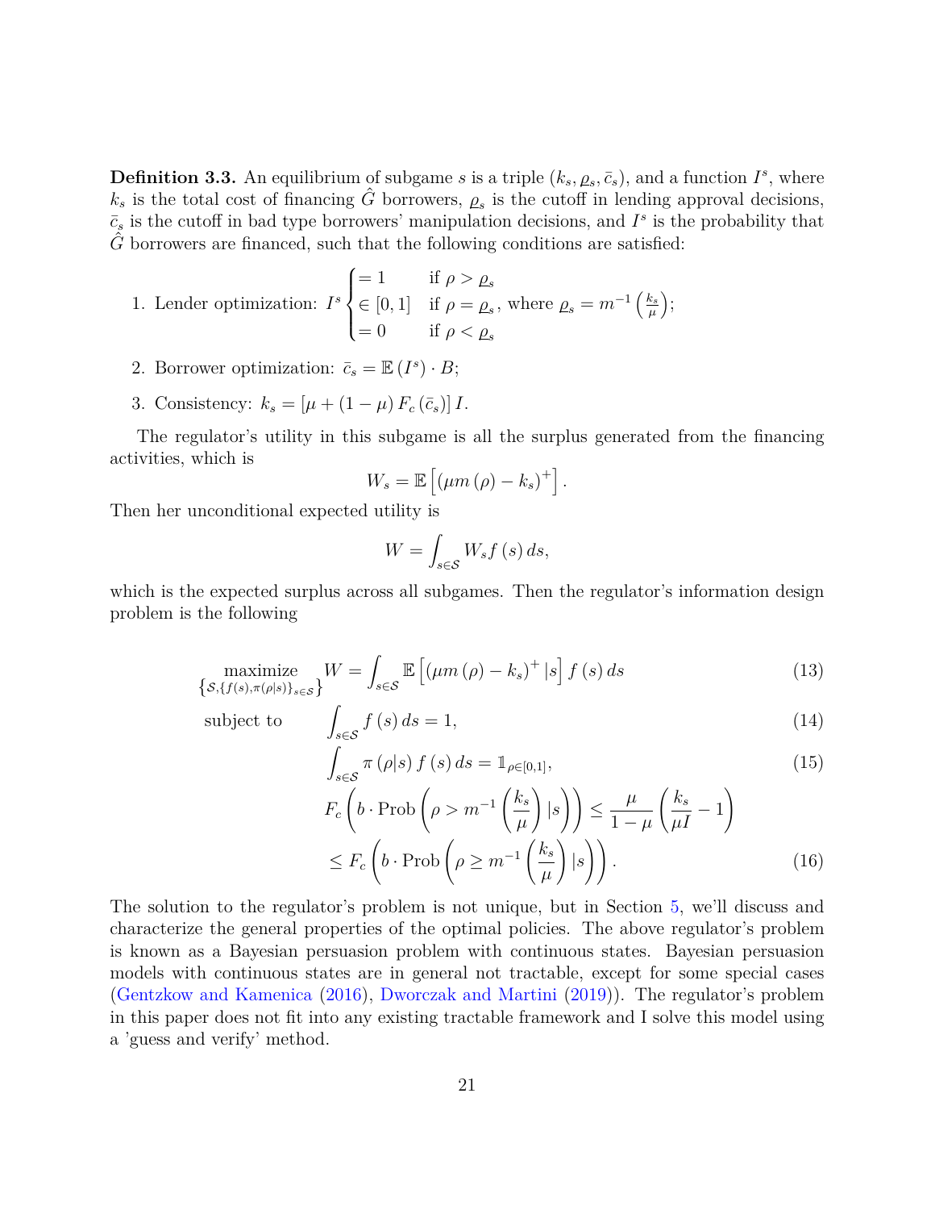**Definition 3.3.** An equilibrium of subgame $s$ is a triple $(k_s, \underline{\rho}_s, \bar{c}_s)$, and a function $I^s$, where $k_s$ is the total cost of financing $\hat{G}$ borrowers, $\underline{\rho}_s$ is the cutoff in lending approval decisions, $\bar{c}_s$ is the cutoff in bad type borrowers' manipulation decisions, and $I^s$ is the probability that $\hat{G}$ borrowers are financed, such that the following conditions are satisfied:

1. Lender optimization: $I^s \begin{cases} = 1 & \text{if } \rho > \underline{\rho}_s \\ \in [0,1] & \text{if } \rho = \underline{\rho}_s \\ = 0 & \text{if } \rho < \underline{\rho}_s \end{cases}$, where $\underline{\rho}_s = m^{-1}\left(\frac{k_s}{\mu}\right)$;

2. Borrower optimization: $\bar{c}_s = \mathbb{E}\left(I^s\right) \cdot B$;

3. Consistency: $k_s = \left[\mu + (1-\mu) F_c\left(\bar{c}_s\right)\right] I$.

The regulator's utility in this subgame is all the surplus generated from the financing activities, which is

$$W_s = \mathbb{E}\left[\left(\mu m\left(\rho\right) - k_s\right)^+\right].$$

Then her unconditional expected utility is

$$W = \int_{s \in \mathcal{S}} W_s f\left(s\right) ds,$$

which is the expected surplus across all subgames. Then the regulator's information design problem is the following

$$\underset{\left\{\mathcal{S}, \{f(s), \pi(\rho|s)\}_{s\in\mathcal{S}}\right\}}{\text{maximize}} \; W = \int_{s\in\mathcal{S}} \mathbb{E}\left[\left(\mu m\left(\rho\right) - k_s\right)^+ |s\right] f\left(s\right) ds \tag{13}$$

$$\text{subject to} \quad \int_{s\in\mathcal{S}} f\left(s\right) ds = 1, \tag{14}$$

$$\int_{s\in\mathcal{S}} \pi\left(\rho|s\right) f\left(s\right) ds = \mathbb{1}_{\rho\in[0,1]}, \tag{15}$$

$$F_c\left(b \cdot \text{Prob}\left(\rho > m^{-1}\left(\frac{k_s}{\mu}\right)|s\right)\right) \leq \frac{\mu}{1-\mu}\left(\frac{k_s}{\mu I} - 1\right) \leq F_c\left(b \cdot \text{Prob}\left(\rho \geq m^{-1}\left(\frac{k_s}{\mu}\right)|s\right)\right). \tag{16}$$

The solution to the regulator's problem is not unique, but in Section 5, we'll discuss and characterize the general properties of the optimal policies. The above regulator's problem is known as a Bayesian persuasion problem with continuous states. Bayesian persuasion models with continuous states are in general not tractable, except for some special cases (Gentzkow and Kamenica (2016), Dworczak and Martini (2019)). The regulator's problem in this paper does not fit into any existing tractable framework and I solve this model using a 'guess and verify' method.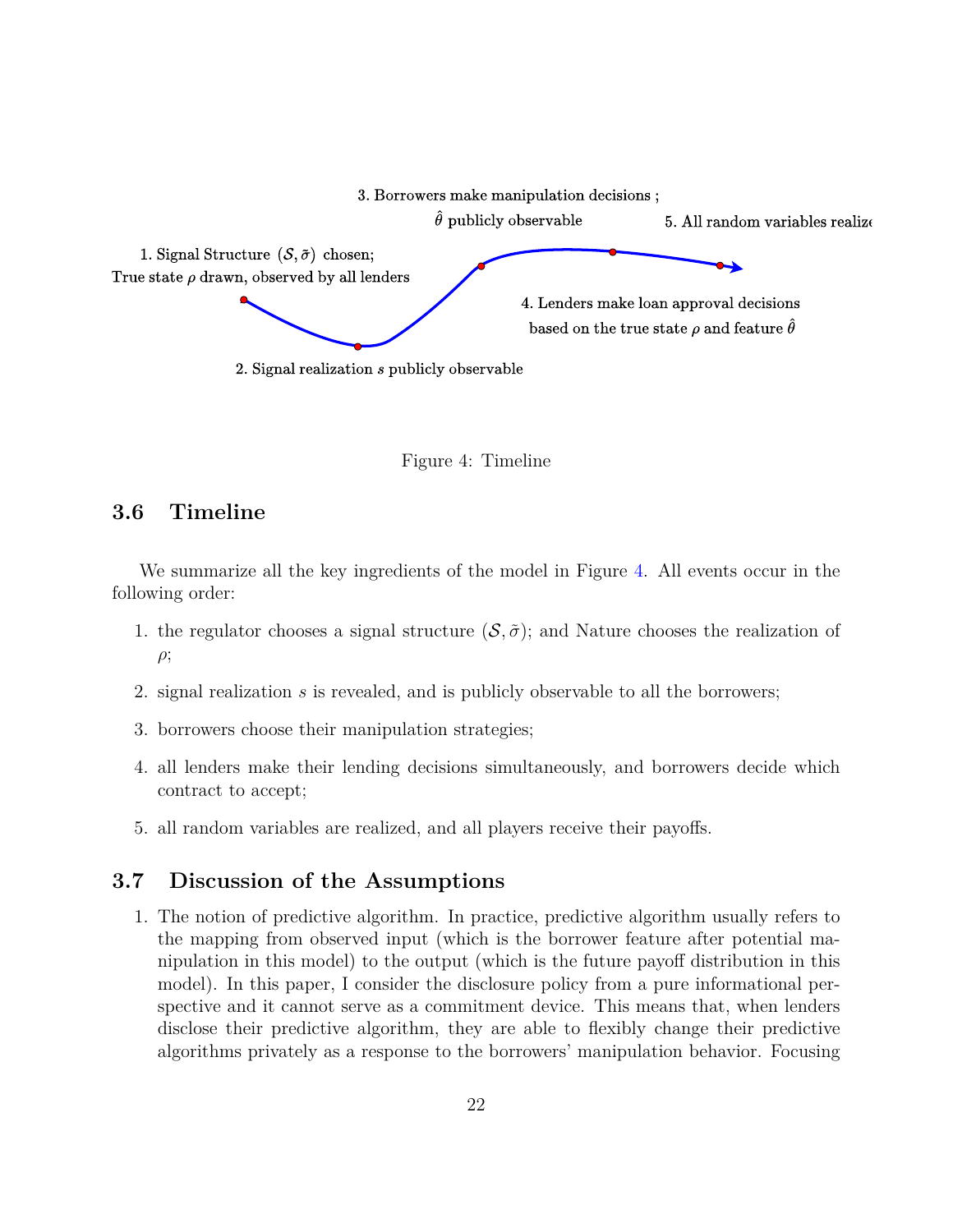3. Borrowers make manipulation decisions ; $\hat{\theta}$ publicly observable

5. All random variables realize

1. Signal Structure $(\mathcal{S}, \tilde{\sigma})$ chosen; True state $\rho$ drawn, observed by all lenders

4. Lenders make loan approval decisions based on the true state $\rho$ and feature $\hat{\theta}$

2. Signal realization $s$ publicly observable

Figure 4: Timeline

### 3.6 Timeline

We summarize all the key ingredients of the model in Figure 4. All events occur in the following order:

1. the regulator chooses a signal structure $(\mathcal{S}, \tilde{\sigma})$; and Nature chooses the realization of $\rho$;
2. signal realization $s$ is revealed, and is publicly observable to all the borrowers;
3. borrowers choose their manipulation strategies;
4. all lenders make their lending decisions simultaneously, and borrowers decide which contract to accept;
5. all random variables are realized, and all players receive their payoffs.

### 3.7 Discussion of the Assumptions

1. The notion of predictive algorithm. In practice, predictive algorithm usually refers to the mapping from observed input (which is the borrower feature after potential manipulation in this model) to the output (which is the future payoff distribution in this model). In this paper, I consider the disclosure policy from a pure informational perspective and it cannot serve as a commitment device. This means that, when lenders disclose their predictive algorithm, they are able to flexibly change their predictive algorithms privately as a response to the borrowers' manipulation behavior. Focusing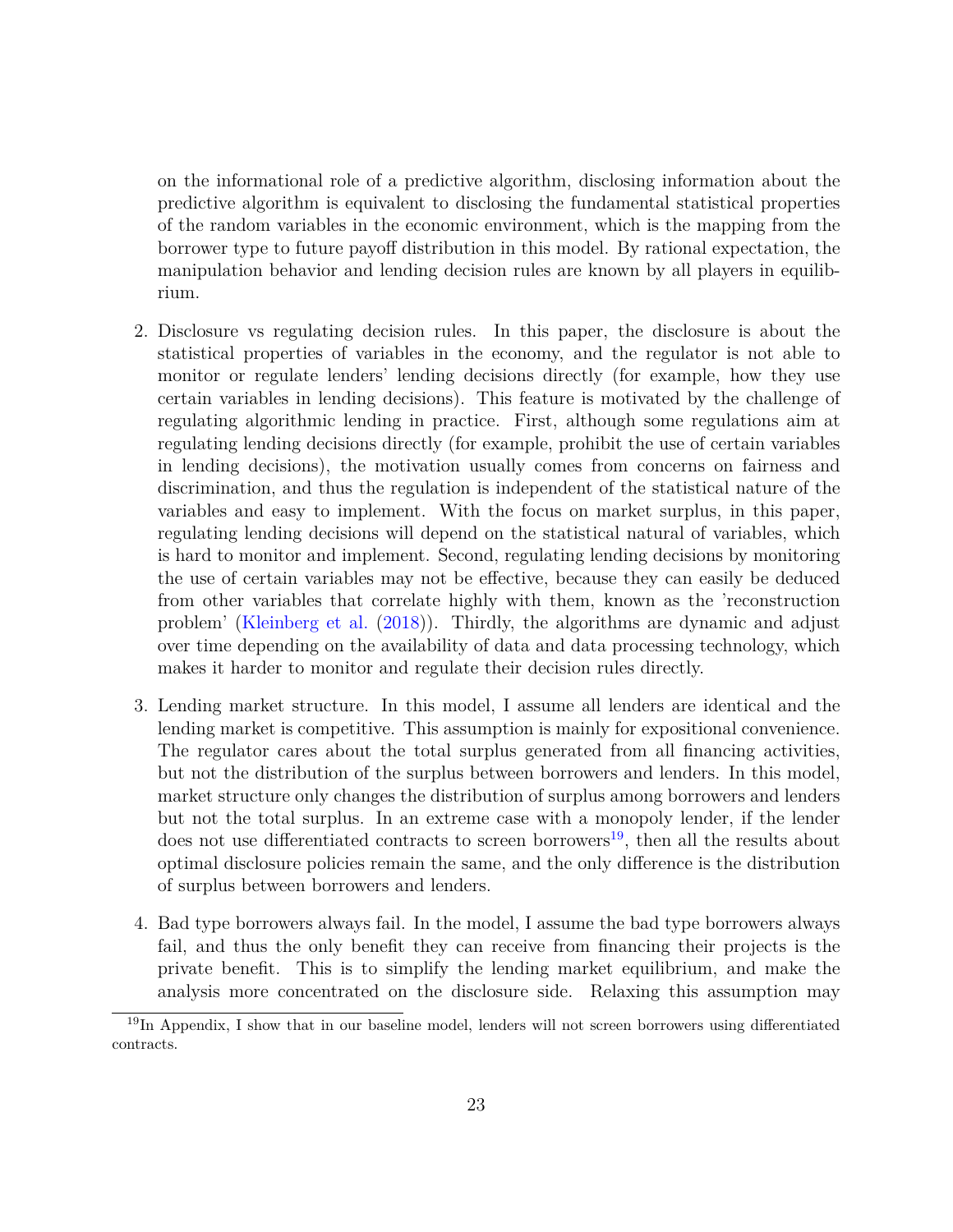on the informational role of a predictive algorithm, disclosing information about the predictive algorithm is equivalent to disclosing the fundamental statistical properties of the random variables in the economic environment, which is the mapping from the borrower type to future payoff distribution in this model. By rational expectation, the manipulation behavior and lending decision rules are known by all players in equilibrium.

2. Disclosure vs regulating decision rules. In this paper, the disclosure is about the statistical properties of variables in the economy, and the regulator is not able to monitor or regulate lenders' lending decisions directly (for example, how they use certain variables in lending decisions). This feature is motivated by the challenge of regulating algorithmic lending in practice. First, although some regulations aim at regulating lending decisions directly (for example, prohibit the use of certain variables in lending decisions), the motivation usually comes from concerns on fairness and discrimination, and thus the regulation is independent of the statistical nature of the variables and easy to implement. With the focus on market surplus, in this paper, regulating lending decisions will depend on the statistical natural of variables, which is hard to monitor and implement. Second, regulating lending decisions by monitoring the use of certain variables may not be effective, because they can easily be deduced from other variables that correlate highly with them, known as the 'reconstruction problem' (Kleinberg et al. (2018)). Thirdly, the algorithms are dynamic and adjust over time depending on the availability of data and data processing technology, which makes it harder to monitor and regulate their decision rules directly.

3. Lending market structure. In this model, I assume all lenders are identical and the lending market is competitive. This assumption is mainly for expositional convenience. The regulator cares about the total surplus generated from all financing activities, but not the distribution of the surplus between borrowers and lenders. In this model, market structure only changes the distribution of surplus among borrowers and lenders but not the total surplus. In an extreme case with a monopoly lender, if the lender does not use differentiated contracts to screen borrowers[19], then all the results about optimal disclosure policies remain the same, and the only difference is the distribution of surplus between borrowers and lenders.

4. Bad type borrowers always fail. In the model, I assume the bad type borrowers always fail, and thus the only benefit they can receive from financing their projects is the private benefit. This is to simplify the lending market equilibrium, and make the analysis more concentrated on the disclosure side. Relaxing this assumption may

[19] In Appendix, I show that in our baseline model, lenders will not screen borrowers using differentiated contracts.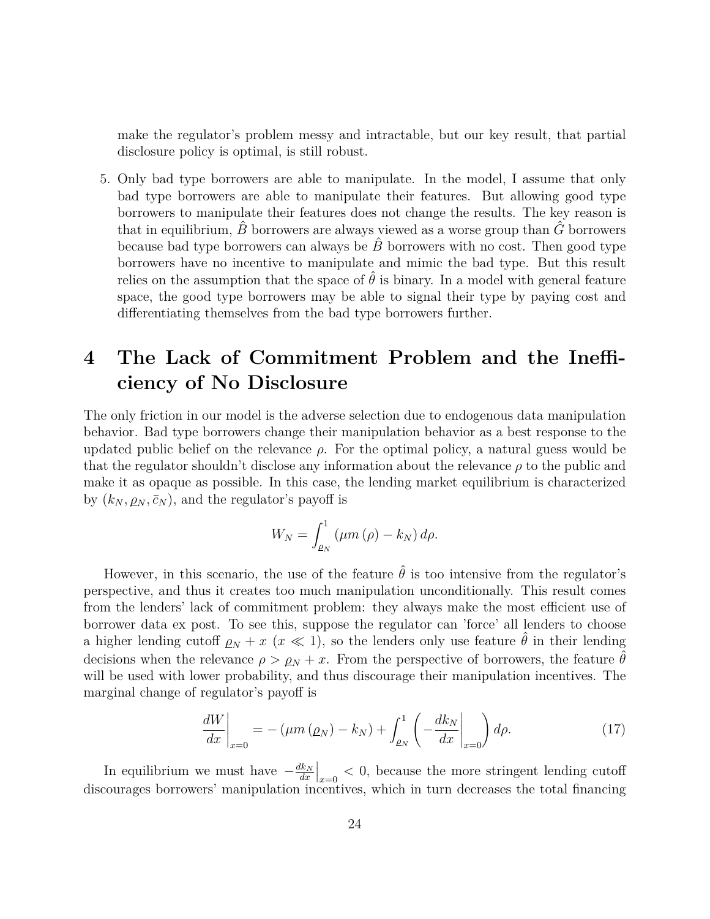make the regulator's problem messy and intractable, but our key result, that partial disclosure policy is optimal, is still robust.

5. Only bad type borrowers are able to manipulate. In the model, I assume that only bad type borrowers are able to manipulate their features. But allowing good type borrowers to manipulate their features does not change the results. The key reason is that in equilibrium, $\hat{B}$ borrowers are always viewed as a worse group than $\hat{G}$ borrowers because bad type borrowers can always be $\hat{B}$ borrowers with no cost. Then good type borrowers have no incentive to manipulate and mimic the bad type. But this result relies on the assumption that the space of $\hat{\theta}$ is binary. In a model with general feature space, the good type borrowers may be able to signal their type by paying cost and differentiating themselves from the bad type borrowers further.

# 4 The Lack of Commitment Problem and the Inefficiency of No Disclosure

The only friction in our model is the adverse selection due to endogenous data manipulation behavior. Bad type borrowers change their manipulation behavior as a best response to the updated public belief on the relevance $\rho$. For the optimal policy, a natural guess would be that the regulator shouldn't disclose any information about the relevance $\rho$ to the public and make it as opaque as possible. In this case, the lending market equilibrium is characterized by $(k_N, \varrho_N, \bar{c}_N)$, and the regulator's payoff is

$$W_N = \int_{\varrho_N}^{1} (\mu m(\rho) - k_N) \, d\rho.$$

However, in this scenario, the use of the feature $\hat{\theta}$ is too intensive from the regulator's perspective, and thus it creates too much manipulation unconditionally. This result comes from the lenders' lack of commitment problem: they always make the most efficient use of borrower data ex post. To see this, suppose the regulator can 'force' all lenders to choose a higher lending cutoff $\varrho_N + x$ ($x \ll 1$), so the lenders only use feature $\hat{\theta}$ in their lending decisions when the relevance $\rho > \varrho_N + x$. From the perspective of borrowers, the feature $\hat{\theta}$ will be used with lower probability, and thus discourage their manipulation incentives. The marginal change of regulator's payoff is

$$\left.\frac{dW}{dx}\right|_{x=0} = -(\mu m(\varrho_N) - k_N) + \int_{\varrho_N}^{1} \left( -\left.\frac{dk_N}{dx}\right|_{x=0} \right) d\rho. \tag{17}$$

In equilibrium we must have $-\left.\frac{dk_N}{dx}\right|_{x=0} < 0$, because the more stringent lending cutoff discourages borrowers' manipulation incentives, which in turn decreases the total financing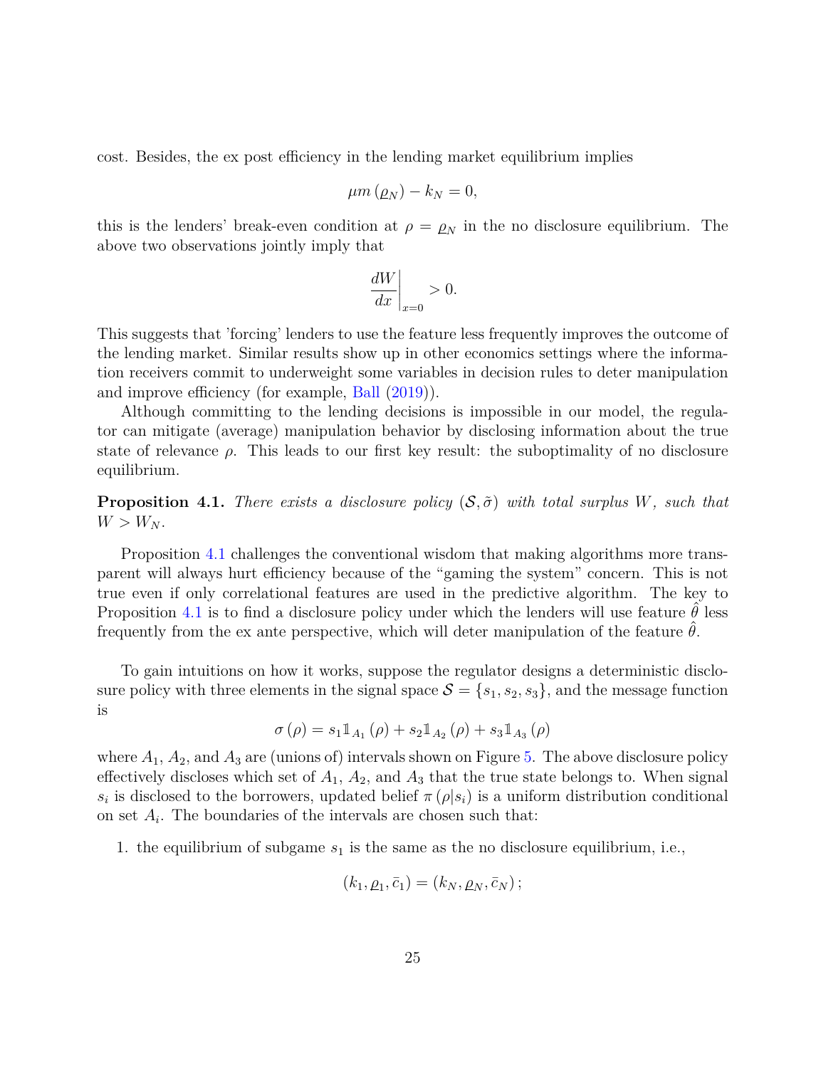cost. Besides, the ex post efficiency in the lending market equilibrium implies

$$\mu m(\underline{\rho}_N) - k_N = 0,$$

this is the lenders' break-even condition at $\rho = \underline{\rho}_N$ in the no disclosure equilibrium. The above two observations jointly imply that

$$\left.\frac{dW}{dx}\right|_{x=0} > 0.$$

This suggests that 'forcing' lenders to use the feature less frequently improves the outcome of the lending market. Similar results show up in other economics settings where the information receivers commit to underweight some variables in decision rules to deter manipulation and improve efficiency (for example, Ball (2019)).

Although committing to the lending decisions is impossible in our model, the regulator can mitigate (average) manipulation behavior by disclosing information about the true state of relevance $\rho$. This leads to our first key result: the suboptimality of no disclosure equilibrium.

**Proposition 4.1.** *There exists a disclosure policy $(\mathcal{S}, \tilde{\sigma})$ with total surplus $W$, such that $W > W_N$.*

Proposition 4.1 challenges the conventional wisdom that making algorithms more transparent will always hurt efficiency because of the "gaming the system" concern. This is not true even if only correlational features are used in the predictive algorithm. The key to Proposition 4.1 is to find a disclosure policy under which the lenders will use feature $\hat{\theta}$ less frequently from the ex ante perspective, which will deter manipulation of the feature $\hat{\theta}$.

To gain intuitions on how it works, suppose the regulator designs a deterministic disclosure policy with three elements in the signal space $\mathcal{S} = \{s_1, s_2, s_3\}$, and the message function is

$$\sigma(\rho) = s_1 \mathbb{1}_{A_1}(\rho) + s_2 \mathbb{1}_{A_2}(\rho) + s_3 \mathbb{1}_{A_3}(\rho)$$

where $A_1$, $A_2$, and $A_3$ are (unions of) intervals shown on Figure 5. The above disclosure policy effectively discloses which set of $A_1$, $A_2$, and $A_3$ that the true state belongs to. When signal $s_i$ is disclosed to the borrowers, updated belief $\pi(\rho|s_i)$ is a uniform distribution conditional on set $A_i$. The boundaries of the intervals are chosen such that:

1. the equilibrium of subgame $s_1$ is the same as the no disclosure equilibrium, i.e.,

$$(k_1, \underline{\rho}_1, \bar{c}_1) = (k_N, \underline{\rho}_N, \bar{c}_N);$$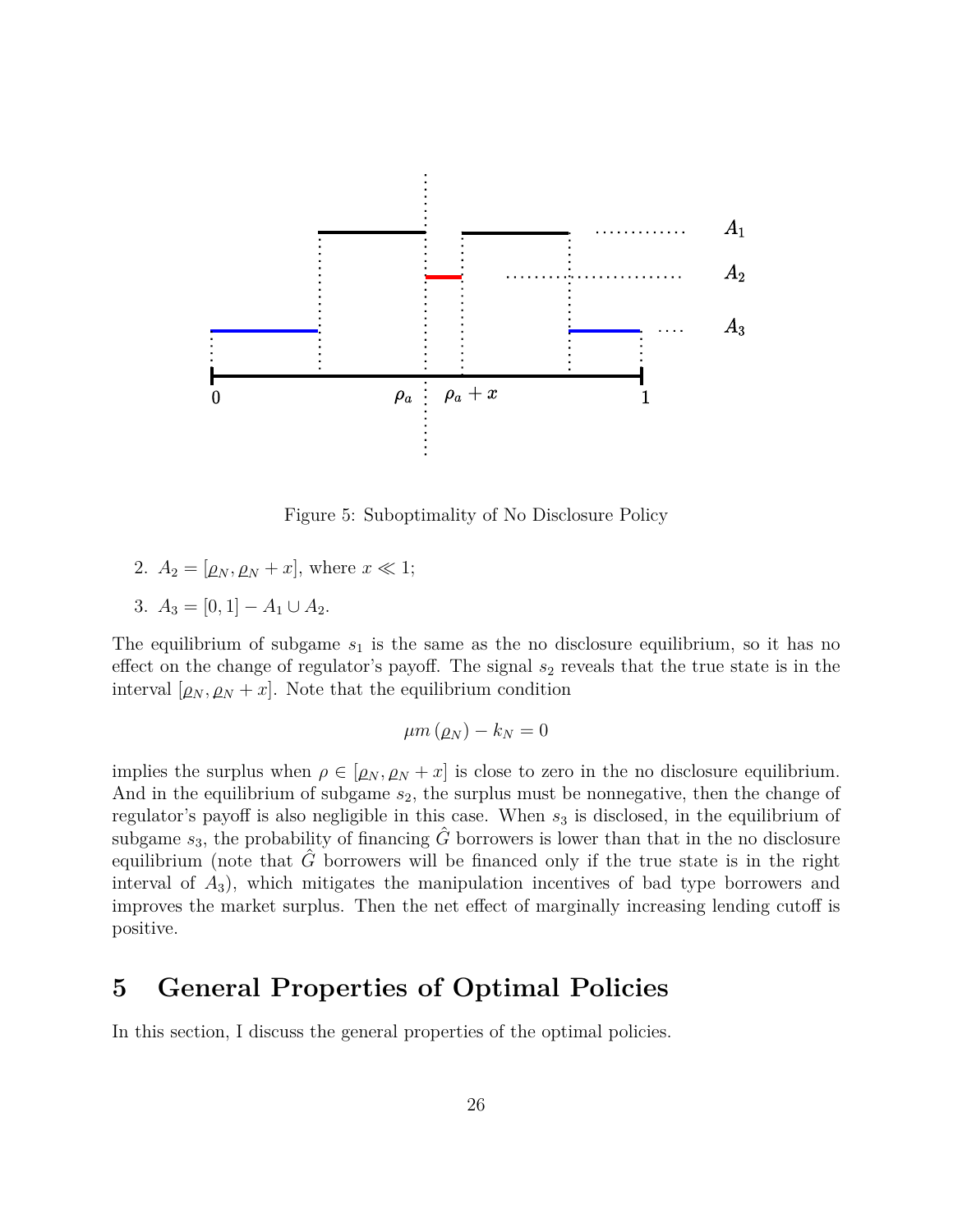Figure 5: Suboptimality of No Disclosure Policy

2. $A_2 = [\varrho_N, \varrho_N + x]$, where $x \ll 1$;
3. $A_3 = [0, 1] - A_1 \cup A_2$.

The equilibrium of subgame $s_1$ is the same as the no disclosure equilibrium, so it has no effect on the change of regulator's payoff. The signal $s_2$ reveals that the true state is in the interval $[\varrho_N, \varrho_N + x]$. Note that the equilibrium condition

$$\mu m(\varrho_N) - k_N = 0$$

implies the surplus when $\rho \in [\varrho_N, \varrho_N + x]$ is close to zero in the no disclosure equilibrium. And in the equilibrium of subgame $s_2$, the surplus must be nonnegative, then the change of regulator's payoff is also negligible in this case. When $s_3$ is disclosed, in the equilibrium of subgame $s_3$, the probability of financing $\hat{G}$ borrowers is lower than that in the no disclosure equilibrium (note that $\hat{G}$ borrowers will be financed only if the true state is in the right interval of $A_3$), which mitigates the manipulation incentives of bad type borrowers and improves the market surplus. Then the net effect of marginally increasing lending cutoff is positive.

# 5 General Properties of Optimal Policies

In this section, I discuss the general properties of the optimal policies.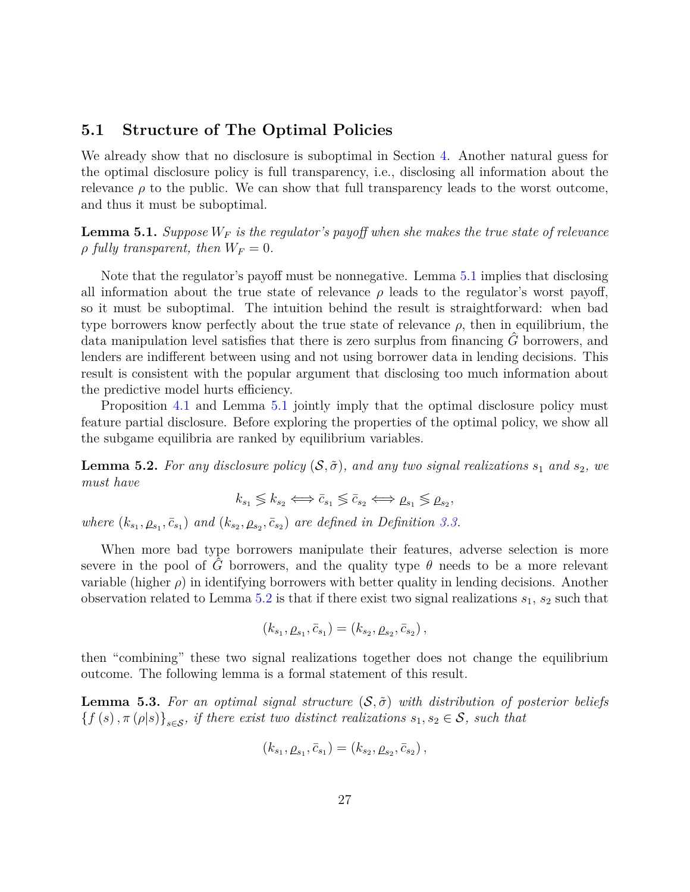## 5.1 Structure of The Optimal Policies

We already show that no disclosure is suboptimal in Section 4. Another natural guess for the optimal disclosure policy is full transparency, i.e., disclosing all information about the relevance $\rho$ to the public. We can show that full transparency leads to the worst outcome, and thus it must be suboptimal.

**Lemma 5.1.** *Suppose $W_F$ is the regulator's payoff when she makes the true state of relevance $\rho$ fully transparent, then $W_F = 0$.*

Note that the regulator's payoff must be nonnegative. Lemma 5.1 implies that disclosing all information about the true state of relevance $\rho$ leads to the regulator's worst payoff, so it must be suboptimal. The intuition behind the result is straightforward: when bad type borrowers know perfectly about the true state of relevance $\rho$, then in equilibrium, the data manipulation level satisfies that there is zero surplus from financing $\hat{G}$ borrowers, and lenders are indifferent between using and not using borrower data in lending decisions. This result is consistent with the popular argument that disclosing too much information about the predictive model hurts efficiency.

Proposition 4.1 and Lemma 5.1 jointly imply that the optimal disclosure policy must feature partial disclosure. Before exploring the properties of the optimal policy, we show all the subgame equilibria are ranked by equilibrium variables.

**Lemma 5.2.** *For any disclosure policy $(\mathcal{S}, \tilde{\sigma})$, and any two signal realizations $s_1$ and $s_2$, we must have*

$$k_{s_1} \lesseqgtr k_{s_2} \Longleftrightarrow \bar{c}_{s_1} \lesseqgtr \bar{c}_{s_2} \Longleftrightarrow \underline{\rho}_{s_1} \lesseqgtr \underline{\rho}_{s_2},$$

*where $(k_{s_1}, \underline{\rho}_{s_1}, \bar{c}_{s_1})$ and $(k_{s_2}, \underline{\rho}_{s_2}, \bar{c}_{s_2})$ are defined in Definition 3.3.*

When more bad type borrowers manipulate their features, adverse selection is more severe in the pool of $\hat{G}$ borrowers, and the quality type $\theta$ needs to be a more relevant variable (higher $\rho$) in identifying borrowers with better quality in lending decisions. Another observation related to Lemma 5.2 is that if there exist two signal realizations $s_1$, $s_2$ such that

$$\left(k_{s_1}, \underline{\rho}_{s_1}, \bar{c}_{s_1}\right) = \left(k_{s_2}, \underline{\rho}_{s_2}, \bar{c}_{s_2}\right),$$

then "combining" these two signal realizations together does not change the equilibrium outcome. The following lemma is a formal statement of this result.

**Lemma 5.3.** *For an optimal signal structure $(\mathcal{S}, \tilde{\sigma})$ with distribution of posterior beliefs $\{f(s), \pi(\rho|s)\}_{s \in \mathcal{S}}$, if there exist two distinct realizations $s_1, s_2 \in \mathcal{S}$, such that*

$$\left(k_{s_1}, \underline{\rho}_{s_1}, \bar{c}_{s_1}\right) = \left(k_{s_2}, \underline{\rho}_{s_2}, \bar{c}_{s_2}\right),$$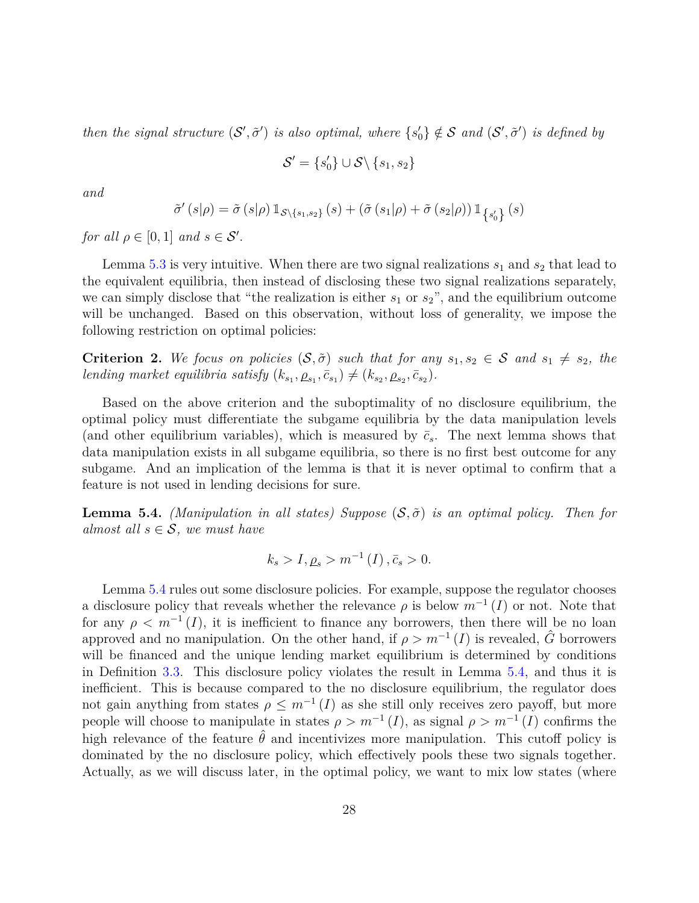*then the signal structure $(\mathcal{S}', \tilde{\sigma}')$ is also optimal, where $\{s_0'\} \notin \mathcal{S}$ and $(\mathcal{S}', \tilde{\sigma}')$ is defined by*

$$\mathcal{S}' = \{s_0'\} \cup \mathcal{S} \backslash \{s_1, s_2\}$$

*and*

$$\tilde{\sigma}'(s|\rho) = \tilde{\sigma}(s|\rho)\, \mathbb{1}_{\mathcal{S}\backslash\{s_1,s_2\}}(s) + (\tilde{\sigma}(s_1|\rho) + \tilde{\sigma}(s_2|\rho))\, \mathbb{1}_{\{s_0'\}}(s)$$

*for all $\rho \in [0,1]$ and $s \in \mathcal{S}'$.*

Lemma 5.3 is very intuitive. When there are two signal realizations $s_1$ and $s_2$ that lead to the equivalent equilibria, then instead of disclosing these two signal realizations separately, we can simply disclose that "the realization is either $s_1$ or $s_2$", and the equilibrium outcome will be unchanged. Based on this observation, without loss of generality, we impose the following restriction on optimal policies:

**Criterion 2.** *We focus on policies $(\mathcal{S}, \tilde{\sigma})$ such that for any $s_1, s_2 \in \mathcal{S}$ and $s_1 \neq s_2$, the lending market equilibria satisfy $(k_{s_1}, \underline{\rho}_{s_1}, \bar{c}_{s_1}) \neq (k_{s_2}, \underline{\rho}_{s_2}, \bar{c}_{s_2})$.*

Based on the above criterion and the suboptimality of no disclosure equilibrium, the optimal policy must differentiate the subgame equilibria by the data manipulation levels (and other equilibrium variables), which is measured by $\bar{c}_s$. The next lemma shows that data manipulation exists in all subgame equilibria, so there is no first best outcome for any subgame. And an implication of the lemma is that it is never optimal to confirm that a feature is not used in lending decisions for sure.

**Lemma 5.4.** *(Manipulation in all states) Suppose $(\mathcal{S}, \tilde{\sigma})$ is an optimal policy. Then for almost all $s \in \mathcal{S}$, we must have*

$$k_s > I, \underline{\rho}_s > m^{-1}(I), \bar{c}_s > 0.$$

Lemma 5.4 rules out some disclosure policies. For example, suppose the regulator chooses a disclosure policy that reveals whether the relevance $\rho$ is below $m^{-1}(I)$ or not. Note that for any $\rho < m^{-1}(I)$, it is inefficient to finance any borrowers, then there will be no loan approved and no manipulation. On the other hand, if $\rho > m^{-1}(I)$ is revealed, $\hat{G}$ borrowers will be financed and the unique lending market equilibrium is determined by conditions in Definition 3.3. This disclosure policy violates the result in Lemma 5.4, and thus it is inefficient. This is because compared to the no disclosure equilibrium, the regulator does not gain anything from states $\rho \leq m^{-1}(I)$ as she still only receives zero payoff, but more people will choose to manipulate in states $\rho > m^{-1}(I)$, as signal $\rho > m^{-1}(I)$ confirms the high relevance of the feature $\hat{\theta}$ and incentivizes more manipulation. This cutoff policy is dominated by the no disclosure policy, which effectively pools these two signals together. Actually, as we will discuss later, in the optimal policy, we want to mix low states (where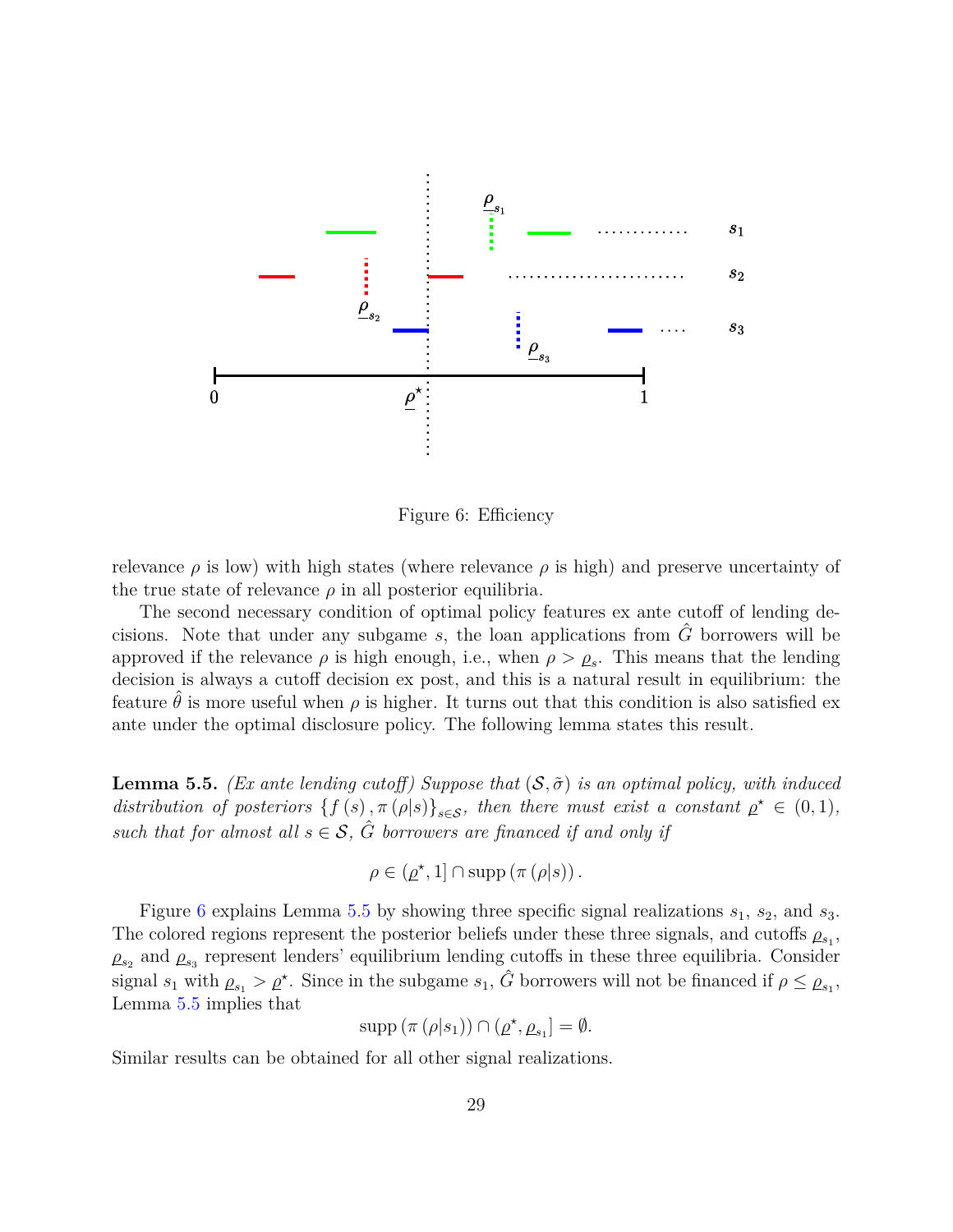Figure 6: Efficiency

relevance $\rho$ is low) with high states (where relevance $\rho$ is high) and preserve uncertainty of the true state of relevance $\rho$ in all posterior equilibria.

The second necessary condition of optimal policy features ex ante cutoff of lending decisions. Note that under any subgame $s$, the loan applications from $\hat{G}$ borrowers will be approved if the relevance $\rho$ is high enough, i.e., when $\rho > \underline{\rho}_s$. This means that the lending decision is always a cutoff decision ex post, and this is a natural result in equilibrium: the feature $\hat{\theta}$ is more useful when $\rho$ is higher. It turns out that this condition is also satisfied ex ante under the optimal disclosure policy. The following lemma states this result.

**Lemma 5.5.** *(Ex ante lending cutoff) Suppose that $(\mathcal{S}, \tilde{\sigma})$ is an optimal policy, with induced distribution of posteriors $\{f(s), \pi(\rho|s)\}_{s\in\mathcal{S}}$, then there must exist a constant $\underline{\rho}^{\star} \in (0,1)$, such that for almost all $s \in \mathcal{S}$, $\hat{G}$ borrowers are financed if and only if*

$$\rho \in (\underline{\rho}^{\star}, 1] \cap \operatorname{supp}(\pi(\rho|s)).$$

Figure 6 explains Lemma 5.5 by showing three specific signal realizations $s_1$, $s_2$, and $s_3$. The colored regions represent the posterior beliefs under these three signals, and cutoffs $\underline{\rho}_{s_1}$, $\underline{\rho}_{s_2}$ and $\underline{\rho}_{s_3}$ represent lenders' equilibrium lending cutoffs in these three equilibria. Consider signal $s_1$ with $\underline{\rho}_{s_1} > \underline{\rho}^{\star}$. Since in the subgame $s_1$, $\hat{G}$ borrowers will not be financed if $\rho \le \underline{\rho}_{s_1}$, Lemma 5.5 implies that

$$\operatorname{supp}(\pi(\rho|s_1)) \cap (\underline{\rho}^{\star}, \underline{\rho}_{s_1}] = \emptyset.$$

Similar results can be obtained for all other signal realizations.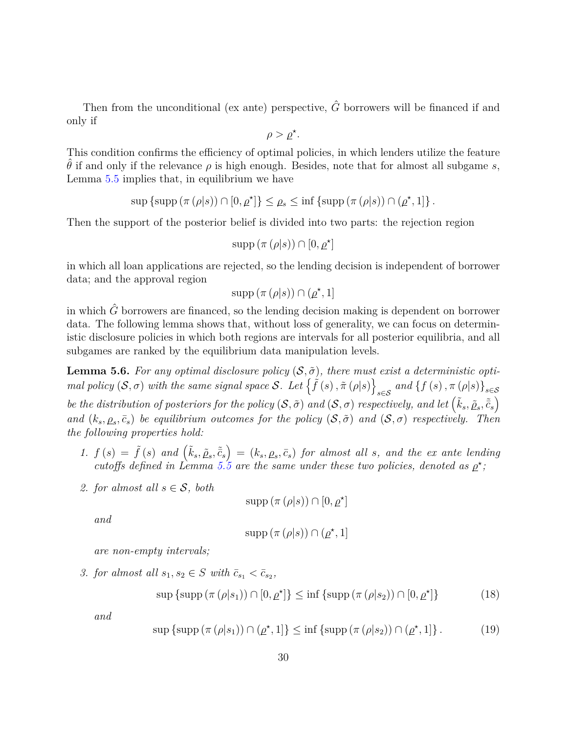Then from the unconditional (ex ante) perspective, $\hat{G}$ borrowers will be financed if and only if

$$\rho > \underline{\rho}^{\star}.$$

This condition confirms the efficiency of optimal policies, in which lenders utilize the feature $\hat{\theta}$ if and only if the relevance $\rho$ is high enough. Besides, note that for almost all subgame $s$, Lemma 5.5 implies that, in equilibrium we have

$$\sup\left\{\operatorname{supp}\left(\pi\left(\rho|s\right)\right)\cap\left[0,\underline{\rho}^{\star}\right]\right\}\leq\underline{\rho}_{s}\leq\inf\left\{\operatorname{supp}\left(\pi\left(\rho|s\right)\right)\cap\left(\underline{\rho}^{\star},1\right]\right\}.$$

Then the support of the posterior belief is divided into two parts: the rejection region

$$\operatorname{supp}\left(\pi\left(\rho|s\right)\right)\cap\left[0,\underline{\rho}^{\star}\right]$$

in which all loan applications are rejected, so the lending decision is independent of borrower data; and the approval region

$$\operatorname{supp}\left(\pi\left(\rho|s\right)\right)\cap\left(\underline{\rho}^{\star},1\right]$$

in which $\hat{G}$ borrowers are financed, so the lending decision making is dependent on borrower data. The following lemma shows that, without loss of generality, we can focus on deterministic disclosure policies in which both regions are intervals for all posterior equilibria, and all subgames are ranked by the equilibrium data manipulation levels.

**Lemma 5.6.** *For any optimal disclosure policy $(\mathcal{S},\tilde{\sigma})$, there must exist a deterministic optimal policy $(\mathcal{S},\sigma)$ with the same signal space $\mathcal{S}$. Let $\left\{\tilde{f}\left(s\right),\tilde{\pi}\left(\rho|s\right)\right\}_{s\in\mathcal{S}}$ and $\left\{f\left(s\right),\pi\left(\rho|s\right)\right\}_{s\in\mathcal{S}}$ be the distribution of posteriors for the policy $(\mathcal{S},\tilde{\sigma})$ and $(\mathcal{S},\sigma)$ respectively, and let $\left(\tilde{k}_{s},\tilde{\underline{\rho}}_{s},\tilde{\bar{c}}_{s}\right)$ and $\left(k_{s},\underline{\rho}_{s},\bar{c}_{s}\right)$ be equilibrium outcomes for the policy $(\mathcal{S},\tilde{\sigma})$ and $(\mathcal{S},\sigma)$ respectively. Then the following properties hold:*

1. *$f\left(s\right)=\tilde{f}\left(s\right)$ and $\left(\tilde{k}_{s},\tilde{\underline{\rho}}_{s},\tilde{\bar{c}}_{s}\right)=\left(k_{s},\underline{\rho}_{s},\bar{c}_{s}\right)$ for almost all $s$, and the ex ante lending cutoffs defined in Lemma 5.5 are the same under these two policies, denoted as $\underline{\rho}^{\star}$;*

2. *for almost all $s\in\mathcal{S}$, both*

$$\operatorname{supp}\left(\pi\left(\rho|s\right)\right)\cap\left[0,\underline{\rho}^{\star}\right]$$

   *and*

$$\operatorname{supp}\left(\pi\left(\rho|s\right)\right)\cap\left(\underline{\rho}^{\star},1\right]$$

   *are non-empty intervals;*

3. *for almost all $s_1,s_2\in S$ with $\bar{c}_{s_1}<\bar{c}_{s_2}$,*

$$\sup\left\{\operatorname{supp}\left(\pi\left(\rho|s_1\right)\right)\cap\left[0,\underline{\rho}^{\star}\right]\right\}\leq\inf\left\{\operatorname{supp}\left(\pi\left(\rho|s_2\right)\right)\cap\left[0,\underline{\rho}^{\star}\right]\right\}\tag{18}$$

   *and*

$$\sup\left\{\operatorname{supp}\left(\pi\left(\rho|s_1\right)\right)\cap\left(\underline{\rho}^{\star},1\right]\right\}\leq\inf\left\{\operatorname{supp}\left(\pi\left(\rho|s_2\right)\right)\cap\left(\underline{\rho}^{\star},1\right]\right\}.\tag{19}$$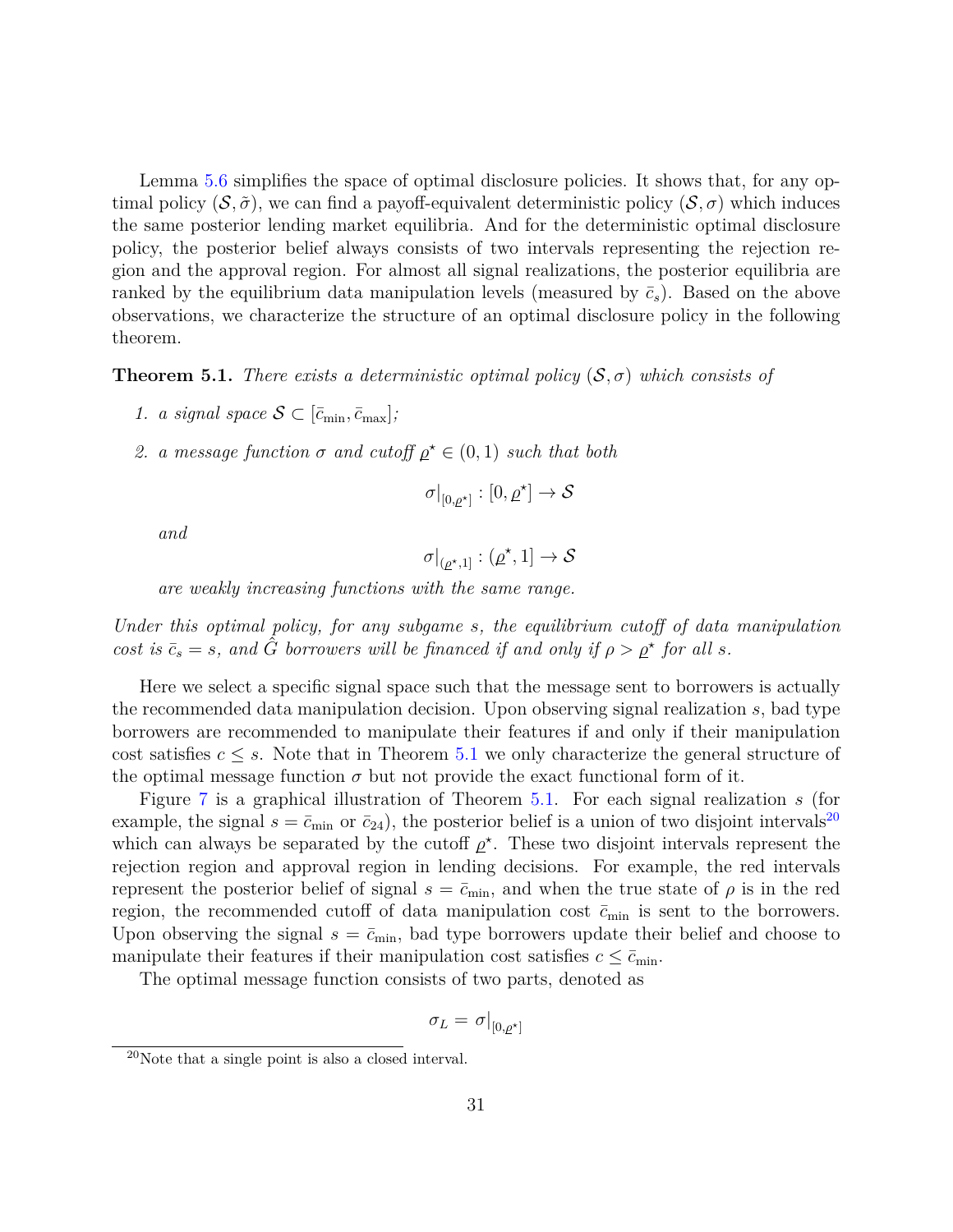Lemma 5.6 simplifies the space of optimal disclosure policies. It shows that, for any optimal policy $(\mathcal{S}, \tilde{\sigma})$, we can find a payoff-equivalent deterministic policy $(\mathcal{S}, \sigma)$ which induces the same posterior lending market equilibria. And for the deterministic optimal disclosure policy, the posterior belief always consists of two intervals representing the rejection region and the approval region. For almost all signal realizations, the posterior equilibria are ranked by the equilibrium data manipulation levels (measured by $\bar{c}_s$). Based on the above observations, we characterize the structure of an optimal disclosure policy in the following theorem.

**Theorem 5.1.** *There exists a deterministic optimal policy $(\mathcal{S}, \sigma)$ which consists of*

1. *a signal space $\mathcal{S} \subset [\bar{c}_{\min}, \bar{c}_{\max}]$;*
2. *a message function $\sigma$ and cutoff $\varrho^\star \in (0, 1)$ such that both*

$$\sigma|_{[0,\varrho^\star]} : [0, \varrho^\star] \to \mathcal{S}$$

*and*

$$\sigma|_{(\varrho^\star,1]} : (\varrho^\star, 1] \to \mathcal{S}$$

*are weakly increasing functions with the same range.*

*Under this optimal policy, for any subgame $s$, the equilibrium cutoff of data manipulation cost is $\bar{c}_s = s$, and $\hat{G}$ borrowers will be financed if and only if $\rho > \varrho^\star$ for all $s$.*

Here we select a specific signal space such that the message sent to borrowers is actually the recommended data manipulation decision. Upon observing signal realization $s$, bad type borrowers are recommended to manipulate their features if and only if their manipulation cost satisfies $c \leq s$. Note that in Theorem 5.1 we only characterize the general structure of the optimal message function $\sigma$ but not provide the exact functional form of it.

Figure 7 is a graphical illustration of Theorem 5.1. For each signal realization $s$ (for example, the signal $s = \bar{c}_{\min}$ or $\bar{c}_{24}$), the posterior belief is a union of two disjoint intervals[20] which can always be separated by the cutoff $\varrho^\star$. These two disjoint intervals represent the rejection region and approval region in lending decisions. For example, the red intervals represent the posterior belief of signal $s = \bar{c}_{\min}$, and when the true state of $\rho$ is in the red region, the recommended cutoff of data manipulation cost $\bar{c}_{\min}$ is sent to the borrowers. Upon observing the signal $s = \bar{c}_{\min}$, bad type borrowers update their belief and choose to manipulate their features if their manipulation cost satisfies $c \leq \bar{c}_{\min}$.

The optimal message function consists of two parts, denoted as

$$\sigma_L = \sigma|_{[0,\varrho^\star]}$$

[20]Note that a single point is also a closed interval.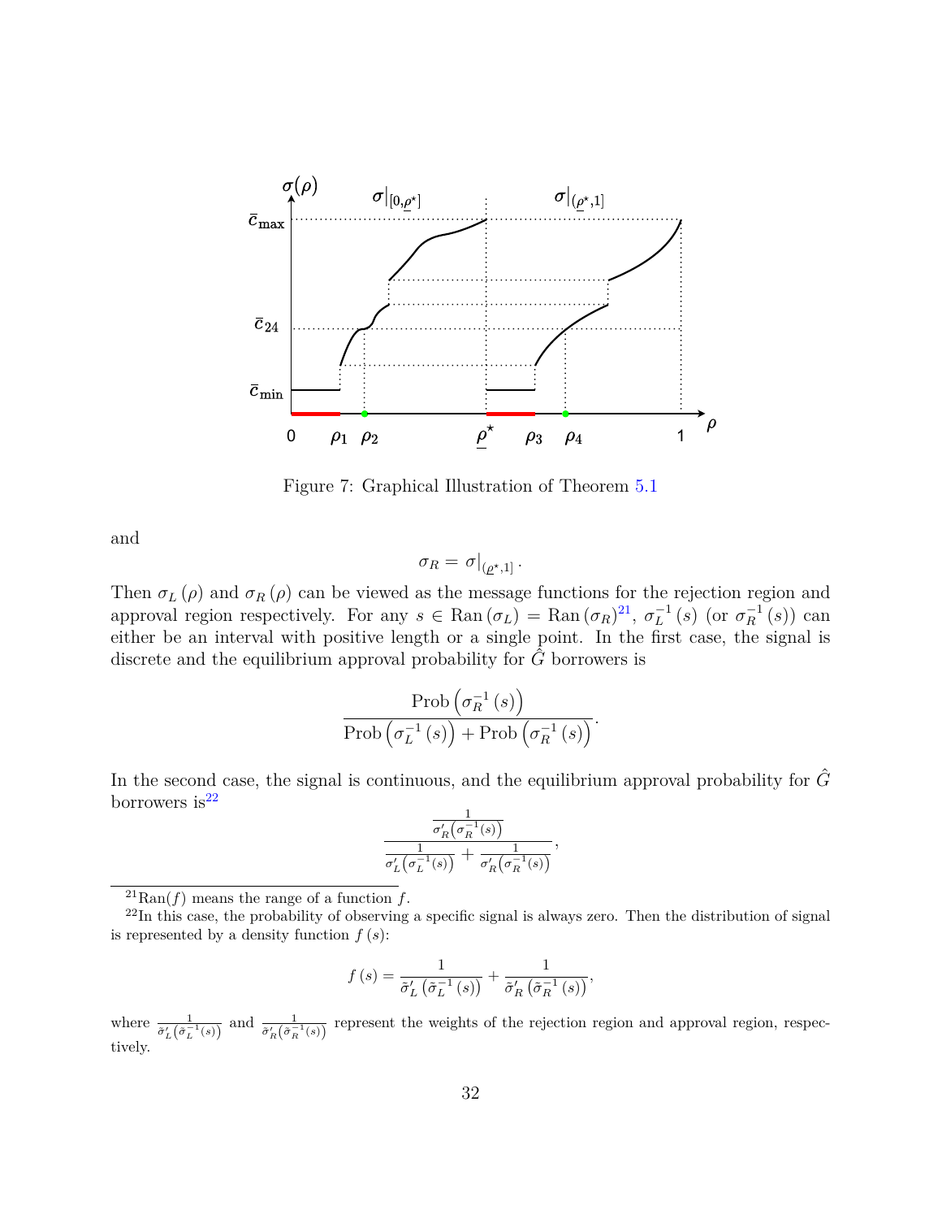Figure 7: Graphical Illustration of Theorem 5.1

and

$$\sigma_R = \sigma|_{(\underline{\rho}^{\star},1]}.$$

Then $\sigma_L(\rho)$ and $\sigma_R(\rho)$ can be viewed as the message functions for the rejection region and approval region respectively. For any $s \in \text{Ran}(\sigma_L) = \text{Ran}(\sigma_R)$[21], $\sigma_L^{-1}(s)$ (or $\sigma_R^{-1}(s)$) can either be an interval with positive length or a single point. In the first case, the signal is discrete and the equilibrium approval probability for $\hat{G}$ borrowers is

$$\frac{\text{Prob}\left(\sigma_R^{-1}(s)\right)}{\text{Prob}\left(\sigma_L^{-1}(s)\right) + \text{Prob}\left(\sigma_R^{-1}(s)\right)}.$$

In the second case, the signal is continuous, and the equilibrium approval probability for $\hat{G}$ borrowers is[22]

$$\frac{\frac{1}{\sigma_R'\left(\sigma_R^{-1}(s)\right)}}{\frac{1}{\sigma_L'\left(\sigma_L^{-1}(s)\right)} + \frac{1}{\sigma_R'\left(\sigma_R^{-1}(s)\right)}},$$

[21] Ran$(f)$ means the range of a function $f$.

[22] In this case, the probability of observing a specific signal is always zero. Then the distribution of signal is represented by a density function $f(s)$:

$$f(s) = \frac{1}{\tilde{\sigma}_L'\left(\tilde{\sigma}_L^{-1}(s)\right)} + \frac{1}{\tilde{\sigma}_R'\left(\tilde{\sigma}_R^{-1}(s)\right)},$$

where $\frac{1}{\tilde{\sigma}_L'\left(\tilde{\sigma}_L^{-1}(s)\right)}$ and $\frac{1}{\tilde{\sigma}_R'\left(\tilde{\sigma}_R^{-1}(s)\right)}$ represent the weights of the rejection region and approval region, respectively.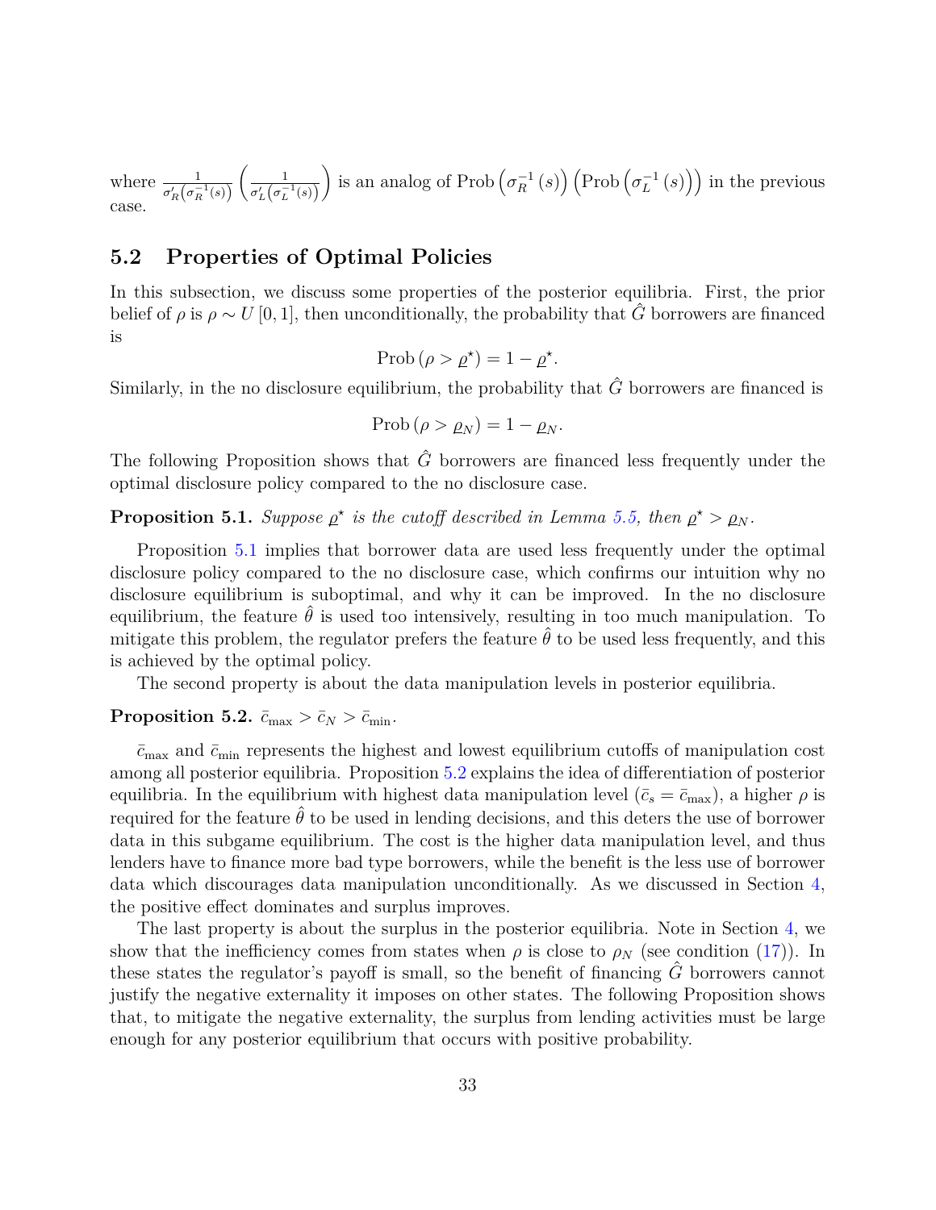where $\frac{1}{\sigma'_R\left(\sigma_R^{-1}(s)\right)}$ $\left(\frac{1}{\sigma'_L\left(\sigma_L^{-1}(s)\right)}\right)$ is an analog of $\text{Prob}\left(\sigma_R^{-1}(s)\right)$ $\left(\text{Prob}\left(\sigma_L^{-1}(s)\right)\right)$ in the previous case.

## 5.2 Properties of Optimal Policies

In this subsection, we discuss some properties of the posterior equilibria. First, the prior belief of $\rho$ is $\rho \sim U[0,1]$, then unconditionally, the probability that $\hat{G}$ borrowers are financed is

$$\text{Prob}\left(\rho > \underline{\rho}^{\star}\right) = 1 - \underline{\rho}^{\star}.$$

Similarly, in the no disclosure equilibrium, the probability that $\hat{G}$ borrowers are financed is

$$\text{Prob}\left(\rho > \underline{\rho}_N\right) = 1 - \underline{\rho}_N.$$

The following Proposition shows that $\hat{G}$ borrowers are financed less frequently under the optimal disclosure policy compared to the no disclosure case.

**Proposition 5.1.** *Suppose $\underline{\rho}^{\star}$ is the cutoff described in Lemma 5.5, then $\underline{\rho}^{\star} > \underline{\rho}_N$.*

Proposition 5.1 implies that borrower data are used less frequently under the optimal disclosure policy compared to the no disclosure case, which confirms our intuition why no disclosure equilibrium is suboptimal, and why it can be improved. In the no disclosure equilibrium, the feature $\hat{\theta}$ is used too intensively, resulting in too much manipulation. To mitigate this problem, the regulator prefers the feature $\hat{\theta}$ to be used less frequently, and this is achieved by the optimal policy.

The second property is about the data manipulation levels in posterior equilibria.

**Proposition 5.2.** $\bar{c}_{\max} > \bar{c}_N > \bar{c}_{\min}$.

$\bar{c}_{\max}$ and $\bar{c}_{\min}$ represents the highest and lowest equilibrium cutoffs of manipulation cost among all posterior equilibria. Proposition 5.2 explains the idea of differentiation of posterior equilibria. In the equilibrium with highest data manipulation level ($\bar{c}_s = \bar{c}_{\max}$), a higher $\rho$ is required for the feature $\hat{\theta}$ to be used in lending decisions, and this deters the use of borrower data in this subgame equilibrium. The cost is the higher data manipulation level, and thus lenders have to finance more bad type borrowers, while the benefit is the less use of borrower data which discourages data manipulation unconditionally. As we discussed in Section 4, the positive effect dominates and surplus improves.

The last property is about the surplus in the posterior equilibria. Note in Section 4, we show that the inefficiency comes from states when $\rho$ is close to $\rho_N$ (see condition (17)). In these states the regulator's payoff is small, so the benefit of financing $\hat{G}$ borrowers cannot justify the negative externality it imposes on other states. The following Proposition shows that, to mitigate the negative externality, the surplus from lending activities must be large enough for any posterior equilibrium that occurs with positive probability.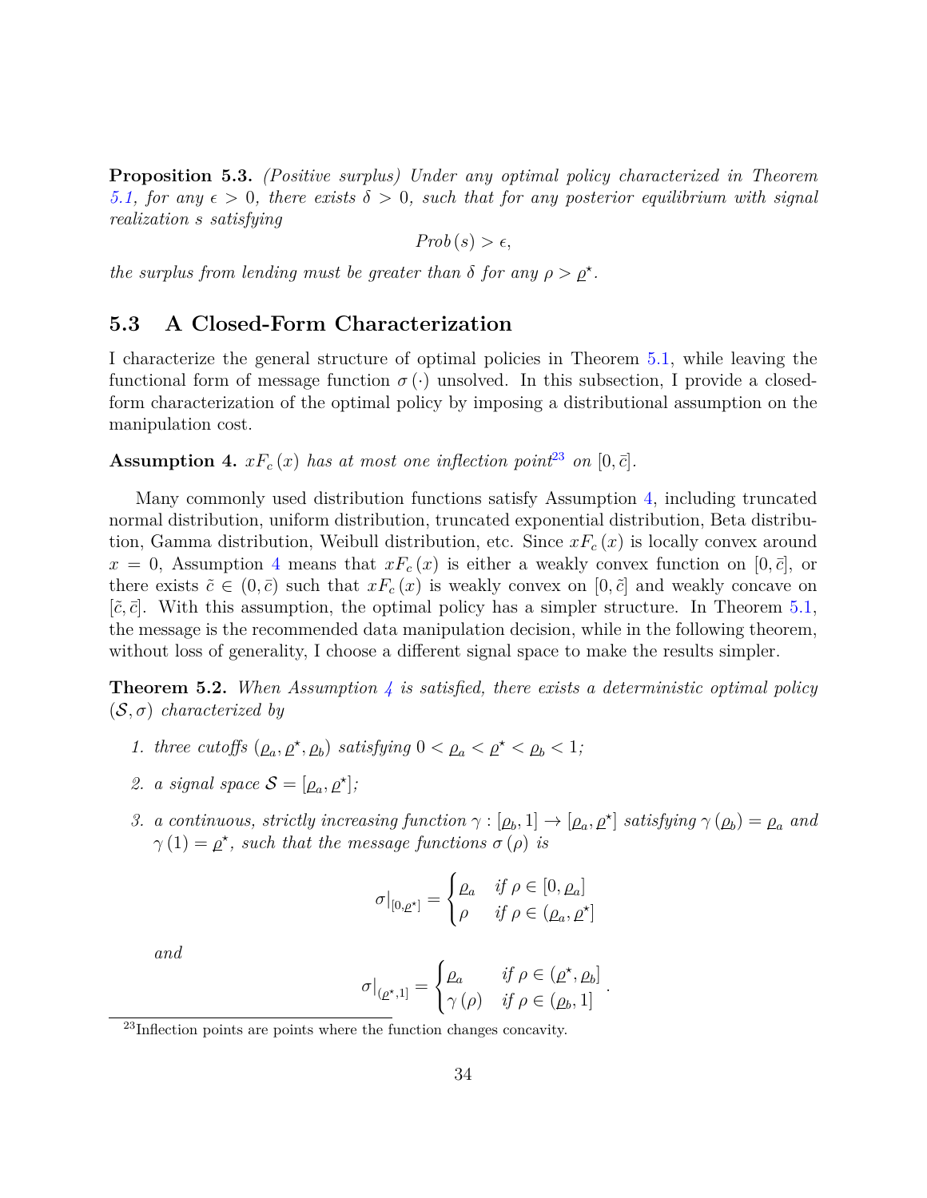**Proposition 5.3.** *(Positive surplus) Under any optimal policy characterized in Theorem 5.1, for any $\epsilon > 0$, there exists $\delta > 0$, such that for any posterior equilibrium with signal realization $s$ satisfying*

$$Prob\,(s) > \epsilon,$$

*the surplus from lending must be greater than $\delta$ for any $\rho > \underline{\rho}^{\star}$.*

### 5.3 A Closed-Form Characterization

I characterize the general structure of optimal policies in Theorem 5.1, while leaving the functional form of message function $\sigma(\cdot)$ unsolved. In this subsection, I provide a closed-form characterization of the optimal policy by imposing a distributional assumption on the manipulation cost.

**Assumption 4.** *$xF_c(x)$ has at most one inflection point[23] on $[0, \bar{c}]$.*

Many commonly used distribution functions satisfy Assumption 4, including truncated normal distribution, uniform distribution, truncated exponential distribution, Beta distribution, Gamma distribution, Weibull distribution, etc. Since $xF_c(x)$ is locally convex around $x = 0$, Assumption 4 means that $xF_c(x)$ is either a weakly convex function on $[0, \bar{c}]$, or there exists $\tilde{c} \in (0, \bar{c})$ such that $xF_c(x)$ is weakly convex on $[0, \tilde{c}]$ and weakly concave on $[\tilde{c}, \bar{c}]$. With this assumption, the optimal policy has a simpler structure. In Theorem 5.1, the message is the recommended data manipulation decision, while in the following theorem, without loss of generality, I choose a different signal space to make the results simpler.

**Theorem 5.2.** *When Assumption 4 is satisfied, there exists a deterministic optimal policy $(\mathcal{S}, \sigma)$ characterized by*

1. *three cutoffs $(\underline{\rho}_a, \underline{\rho}^{\star}, \underline{\rho}_b)$ satisfying $0 < \underline{\rho}_a < \underline{\rho}^{\star} < \underline{\rho}_b < 1$;*
2. *a signal space $\mathcal{S} = [\underline{\rho}_a, \underline{\rho}^{\star}]$;*
3. *a continuous, strictly increasing function $\gamma : [\underline{\rho}_b, 1] \to [\underline{\rho}_a, \underline{\rho}^{\star}]$ satisfying $\gamma(\underline{\rho}_b) = \underline{\rho}_a$ and $\gamma(1) = \underline{\rho}^{\star}$, such that the message functions $\sigma(\rho)$ is*

$$\sigma|_{[0,\underline{\rho}^{\star}]} = \begin{cases} \underline{\rho}_a & \text{if } \rho \in [0, \underline{\rho}_a] \\ \rho & \text{if } \rho \in (\underline{\rho}_a, \underline{\rho}^{\star}] \end{cases}$$

*and*

$$\sigma|_{(\underline{\rho}^{\star},1]} = \begin{cases} \underline{\rho}_a & \text{if } \rho \in (\underline{\rho}^{\star}, \underline{\rho}_b] \\ \gamma(\rho) & \text{if } \rho \in (\underline{\rho}_b, 1] \end{cases}.$$

[23] Inflection points are points where the function changes concavity.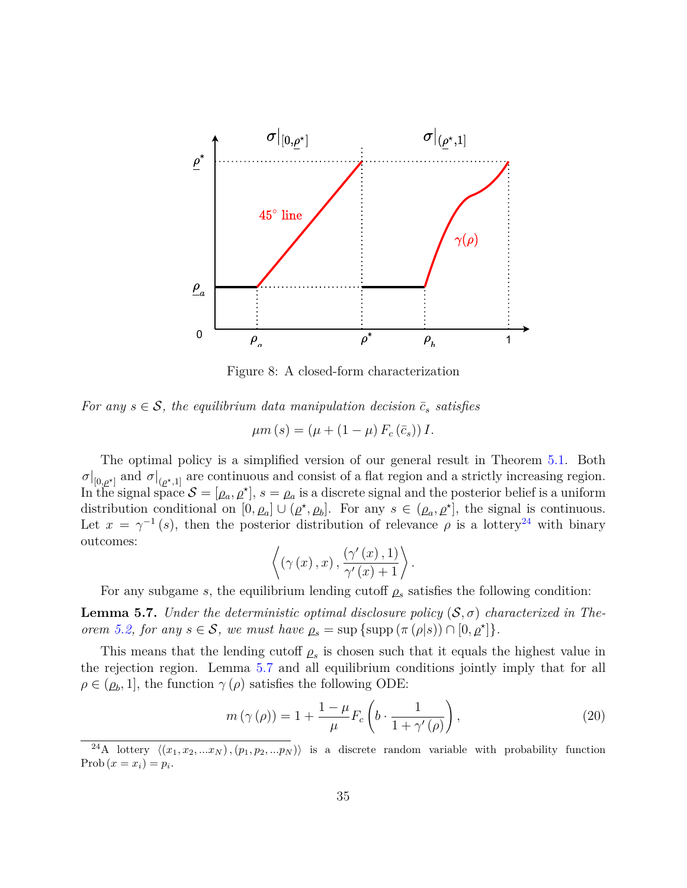Figure 8: A closed-form characterization

*For any $s \in \mathcal{S}$, the equilibrium data manipulation decision $\bar{c}_s$ satisfies*

$$\mu m(s) = (\mu + (1-\mu) F_c(\bar{c}_s)) I.$$

The optimal policy is a simplified version of our general result in Theorem 5.1. Both $\sigma|_{[0,\underline{\rho}^{\star}]}$ and $\sigma|_{(\underline{\rho}^{\star},1]}$ are continuous and consist of a flat region and a strictly increasing region. In the signal space $\mathcal{S} = [\underline{\rho}_a, \underline{\rho}^{\star}]$, $s = \underline{\rho}_a$ is a discrete signal and the posterior belief is a uniform distribution conditional on $[0, \underline{\rho}_a] \cup (\underline{\rho}^{\star}, \underline{\rho}_b]$. For any $s \in (\underline{\rho}_a, \underline{\rho}^{\star}]$, the signal is continuous. Let $x = \gamma^{-1}(s)$, then the posterior distribution of relevance $\rho$ is a lottery[24] with binary outcomes:

$$\left\langle (\gamma(x), x), \frac{(\gamma'(x), 1)}{\gamma'(x)+1} \right\rangle.$$

For any subgame $s$, the equilibrium lending cutoff $\underline{\rho}_s$ satisfies the following condition:

**Lemma 5.7.** *Under the deterministic optimal disclosure policy $(\mathcal{S}, \sigma)$ characterized in Theorem 5.2, for any $s \in \mathcal{S}$, we must have $\underline{\rho}_s = \sup\{\text{supp}(\pi(\rho|s)) \cap [0, \underline{\rho}^{\star}]\}$.*

This means that the lending cutoff $\underline{\rho}_s$ is chosen such that it equals the highest value in the rejection region. Lemma 5.7 and all equilibrium conditions jointly imply that for all $\rho \in (\underline{\rho}_b, 1]$, the function $\gamma(\rho)$ satisfies the following ODE:

$$m(\gamma(\rho)) = 1 + \frac{1-\mu}{\mu} F_c\left(b \cdot \frac{1}{1+\gamma'(\rho)}\right), \tag{20}$$

[24] A lottery $\langle (x_1, x_2, \ldots x_N), (p_1, p_2, \ldots p_N) \rangle$ is a discrete random variable with probability function $\text{Prob}(x = x_i) = p_i$.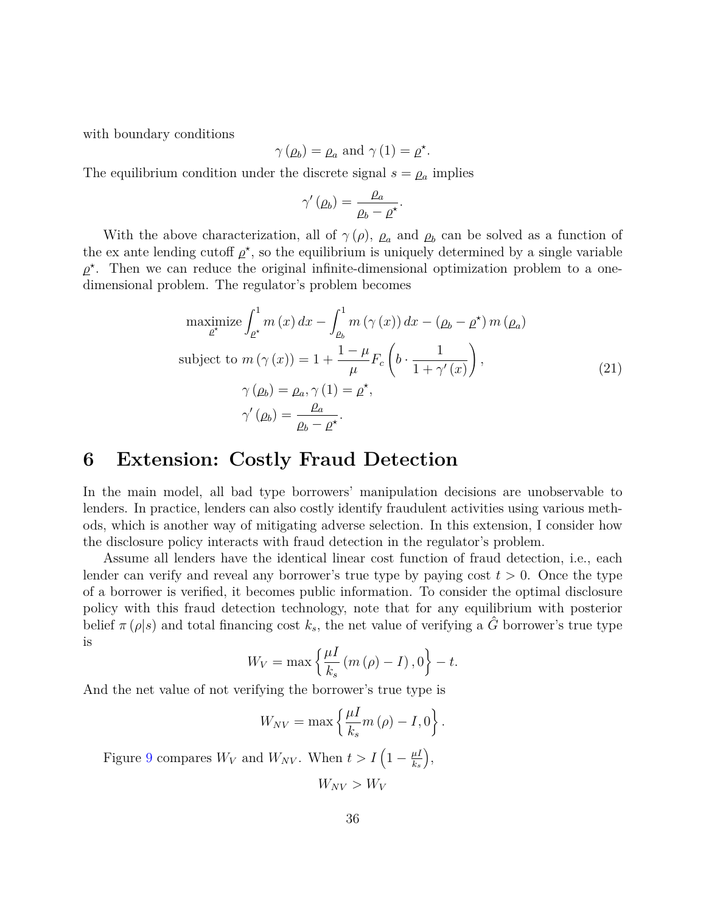with boundary conditions

$$\gamma(\underline{\rho}_b) = \underline{\rho}_a \text{ and } \gamma(1) = \underline{\rho}^\star.$$

The equilibrium condition under the discrete signal $s = \underline{\rho}_a$ implies

$$\gamma'(\underline{\rho}_b) = \frac{\underline{\rho}_a}{\underline{\rho}_b - \underline{\rho}^\star}.$$

With the above characterization, all of $\gamma(\rho)$, $\underline{\rho}_a$ and $\underline{\rho}_b$ can be solved as a function of the ex ante lending cutoff $\underline{\rho}^\star$, so the equilibrium is uniquely determined by a single variable $\underline{\rho}^\star$. Then we can reduce the original infinite-dimensional optimization problem to a one-dimensional problem. The regulator's problem becomes

$$\begin{aligned}
&\underset{\underline{\rho}^\star}{\text{maximize}} \int_{\underline{\rho}^\star}^1 m(x)\,dx - \int_{\underline{\rho}_b}^1 m(\gamma(x))\,dx - (\underline{\rho}_b - \underline{\rho}^\star)\, m(\underline{\rho}_a) \\
&\text{subject to } m(\gamma(x)) = 1 + \frac{1-\mu}{\mu} F_c\left(b \cdot \frac{1}{1+\gamma'(x)}\right), \\
&\qquad \gamma(\underline{\rho}_b) = \underline{\rho}_a, \gamma(1) = \underline{\rho}^\star, \\
&\qquad \gamma'(\underline{\rho}_b) = \frac{\underline{\rho}_a}{\underline{\rho}_b - \underline{\rho}^\star}.
\end{aligned} \tag{21}$$

# 6 Extension: Costly Fraud Detection

In the main model, all bad type borrowers' manipulation decisions are unobservable to lenders. In practice, lenders can also costly identify fraudulent activities using various methods, which is another way of mitigating adverse selection. In this extension, I consider how the disclosure policy interacts with fraud detection in the regulator's problem.

Assume all lenders have the identical linear cost function of fraud detection, i.e., each lender can verify and reveal any borrower's true type by paying cost $t > 0$. Once the type of a borrower is verified, it becomes public information. To consider the optimal disclosure policy with this fraud detection technology, note that for any equilibrium with posterior belief $\pi(\rho|s)$ and total financing cost $k_s$, the net value of verifying a $\hat{G}$ borrower's true type is

$$W_V = \max\left\{\frac{\mu I}{k_s}(m(\rho) - I), 0\right\} - t.$$

And the net value of not verifying the borrower's true type is

$$W_{NV} = \max\left\{\frac{\mu I}{k_s} m(\rho) - I, 0\right\}.$$

Figure 9 compares $W_V$ and $W_{NV}$. When $t > I\left(1 - \frac{\mu I}{k_s}\right)$,

$$W_{NV} > W_V$$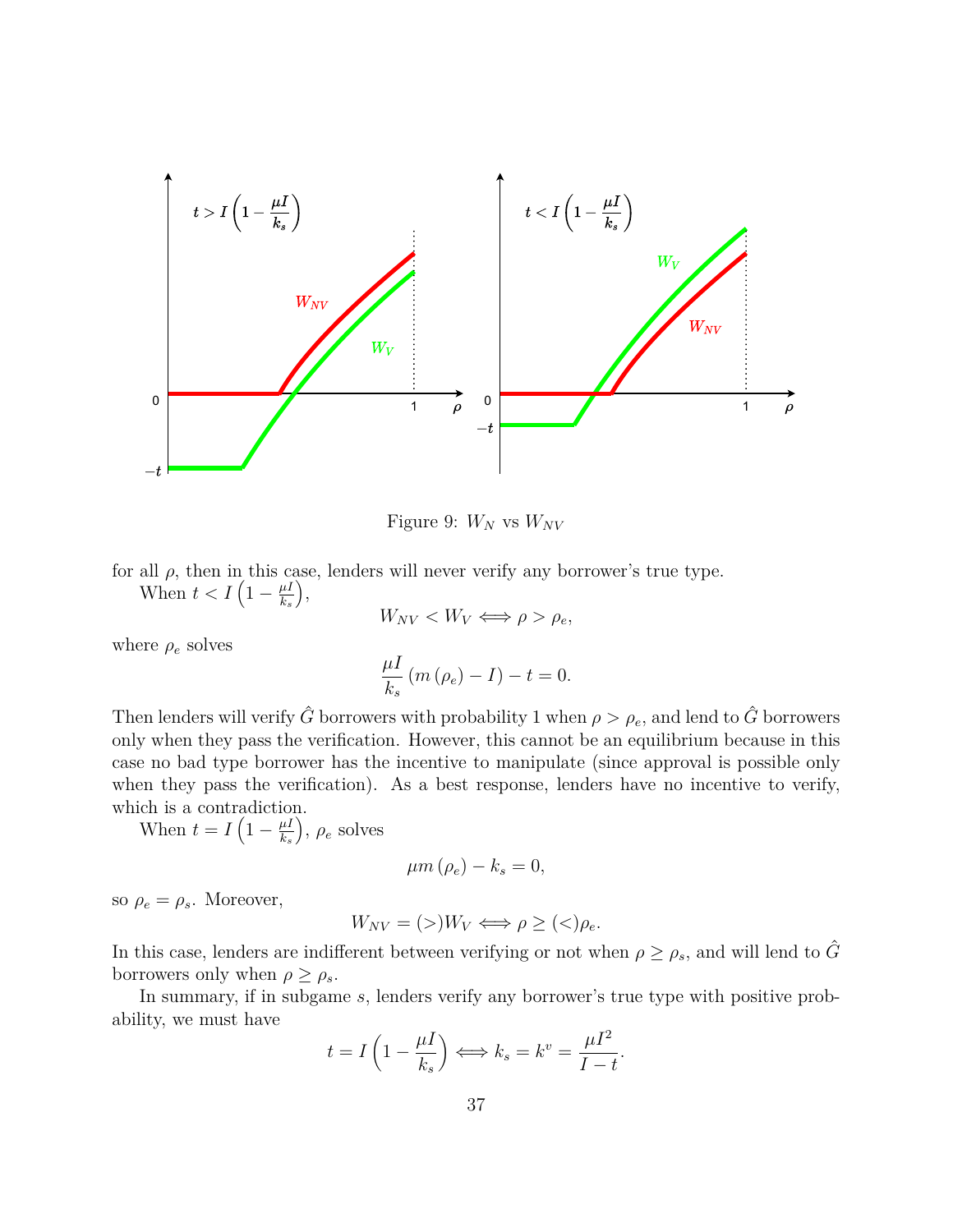Figure 9: $W_N$ vs $W_{NV}$

for all $\rho$, then in this case, lenders will never verify any borrower's true type.

When $t < I\left(1 - \frac{\mu I}{k_s}\right)$,

$$W_{NV} < W_V \iff \rho > \rho_e,$$

where $\rho_e$ solves

$$\frac{\mu I}{k_s}\left(m\left(\rho_e\right) - I\right) - t = 0.$$

Then lenders will verify $\hat{G}$ borrowers with probability 1 when $\rho > \rho_e$, and lend to $\hat{G}$ borrowers only when they pass the verification. However, this cannot be an equilibrium because in this case no bad type borrower has the incentive to manipulate (since approval is possible only when they pass the verification). As a best response, lenders have no incentive to verify, which is a contradiction.

When $t = I\left(1 - \frac{\mu I}{k_s}\right)$, $\rho_e$ solves

$$\mu m\left(\rho_e\right) - k_s = 0,$$

so $\rho_e = \rho_s$. Moreover,

$$W_{NV} = (>) W_V \iff \rho \geq (<) \rho_e.$$

In this case, lenders are indifferent between verifying or not when $\rho \geq \rho_s$, and will lend to $\hat{G}$ borrowers only when $\rho \geq \rho_s$.

In summary, if in subgame $s$, lenders verify any borrower's true type with positive probability, we must have

$$t = I\left(1 - \frac{\mu I}{k_s}\right) \iff k_s = k^v = \frac{\mu I^2}{I - t}.$$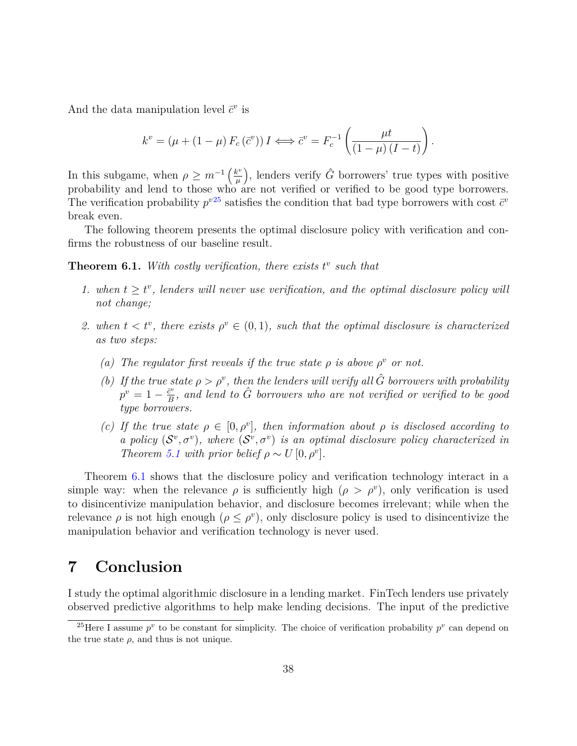And the data manipulation level $\bar{c}^v$ is

$$k^v = (\mu + (1-\mu) F_c(\bar{c}^v)) I \Longleftrightarrow \bar{c}^v = F_c^{-1}\left(\frac{\mu t}{(1-\mu)(I-t)}\right).$$

In this subgame, when $\rho \geq m^{-1}\left(\frac{k^v}{\mu}\right)$, lenders verify $\hat{G}$ borrowers' true types with positive probability and lend to those who are not verified or verified to be good type borrowers. The verification probability $p^v$[25] satisfies the condition that bad type borrowers with cost $\bar{c}^v$ break even.

The following theorem presents the optimal disclosure policy with verification and confirms the robustness of our baseline result.

**Theorem 6.1.** *With costly verification, there exists $t^v$ such that*

1. *when $t \geq t^v$, lenders will never use verification, and the optimal disclosure policy will not change;*
2. *when $t < t^v$, there exists $\rho^v \in (0,1)$, such that the optimal disclosure is characterized as two steps:*
   - *(a) The regulator first reveals if the true state $\rho$ is above $\rho^v$ or not.*
   - *(b) If the true state $\rho > \rho^v$, then the lenders will verify all $\hat{G}$ borrowers with probability $p^v = 1 - \frac{\bar{c}^v}{B}$, and lend to $\hat{G}$ borrowers who are not verified or verified to be good type borrowers.*
   - *(c) If the true state $\rho \in [0, \rho^v]$, then information about $\rho$ is disclosed according to a policy $(\mathcal{S}^v, \sigma^v)$, where $(\mathcal{S}^v, \sigma^v)$ is an optimal disclosure policy characterized in Theorem 5.1 with prior belief $\rho \sim U[0, \rho^v]$.*

Theorem 6.1 shows that the disclosure policy and verification technology interact in a simple way: when the relevance $\rho$ is sufficiently high ($\rho > \rho^v$), only verification is used to disincentivize manipulation behavior, and disclosure becomes irrelevant; while when the relevance $\rho$ is not high enough ($\rho \leq \rho^v$), only disclosure policy is used to disincentivize the manipulation behavior and verification technology is never used.

# 7 Conclusion

I study the optimal algorithmic disclosure in a lending market. FinTech lenders use privately observed predictive algorithms to help make lending decisions. The input of the predictive

[25] Here I assume $p^v$ to be constant for simplicity. The choice of verification probability $p^v$ can depend on the true state $\rho$, and thus is not unique.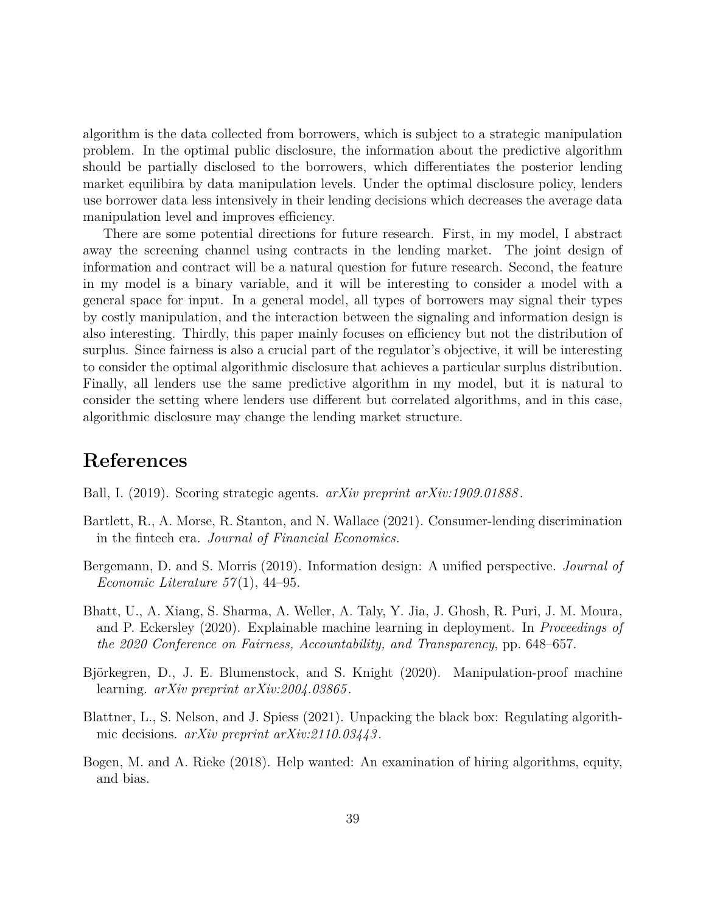algorithm is the data collected from borrowers, which is subject to a strategic manipulation problem. In the optimal public disclosure, the information about the predictive algorithm should be partially disclosed to the borrowers, which differentiates the posterior lending market equilibira by data manipulation levels. Under the optimal disclosure policy, lenders use borrower data less intensively in their lending decisions which decreases the average data manipulation level and improves efficiency.

There are some potential directions for future research. First, in my model, I abstract away the screening channel using contracts in the lending market. The joint design of information and contract will be a natural question for future research. Second, the feature in my model is a binary variable, and it will be interesting to consider a model with a general space for input. In a general model, all types of borrowers may signal their types by costly manipulation, and the interaction between the signaling and information design is also interesting. Thirdly, this paper mainly focuses on efficiency but not the distribution of surplus. Since fairness is also a crucial part of the regulator's objective, it will be interesting to consider the optimal algorithmic disclosure that achieves a particular surplus distribution. Finally, all lenders use the same predictive algorithm in my model, but it is natural to consider the setting where lenders use different but correlated algorithms, and in this case, algorithmic disclosure may change the lending market structure.

# References

Ball, I. (2019). Scoring strategic agents. *arXiv preprint arXiv:1909.01888*.

Bartlett, R., A. Morse, R. Stanton, and N. Wallace (2021). Consumer-lending discrimination in the fintech era. *Journal of Financial Economics*.

Bergemann, D. and S. Morris (2019). Information design: A unified perspective. *Journal of Economic Literature 57*(1), 44–95.

Bhatt, U., A. Xiang, S. Sharma, A. Weller, A. Taly, Y. Jia, J. Ghosh, R. Puri, J. M. Moura, and P. Eckersley (2020). Explainable machine learning in deployment. In *Proceedings of the 2020 Conference on Fairness, Accountability, and Transparency*, pp. 648–657.

Björkegren, D., J. E. Blumenstock, and S. Knight (2020). Manipulation-proof machine learning. *arXiv preprint arXiv:2004.03865*.

Blattner, L., S. Nelson, and J. Spiess (2021). Unpacking the black box: Regulating algorithmic decisions. *arXiv preprint arXiv:2110.03443*.

Bogen, M. and A. Rieke (2018). Help wanted: An examination of hiring algorithms, equity, and bias.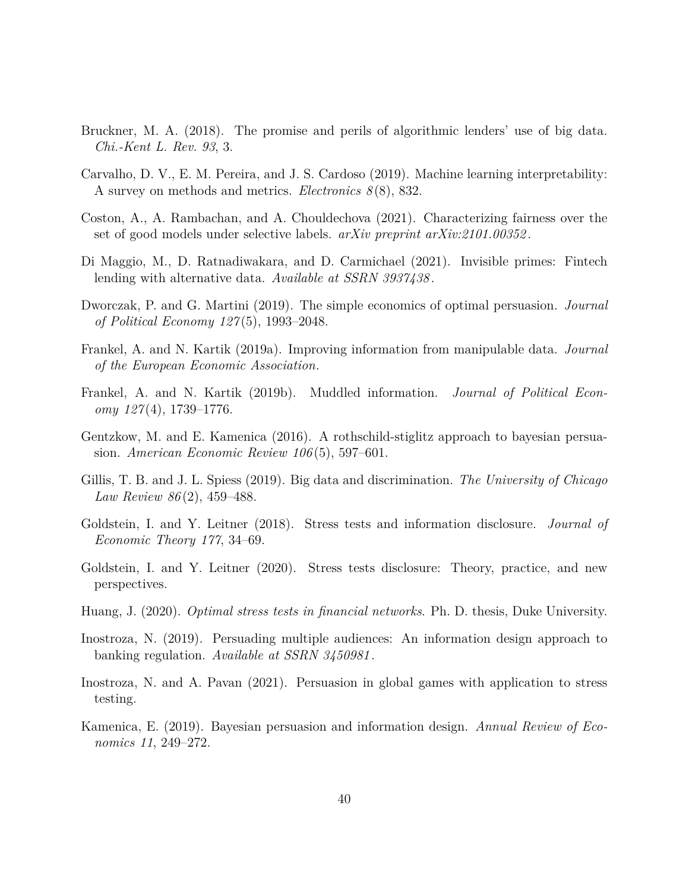Bruckner, M. A. (2018). The promise and perils of algorithmic lenders' use of big data. *Chi.-Kent L. Rev. 93*, 3.

Carvalho, D. V., E. M. Pereira, and J. S. Cardoso (2019). Machine learning interpretability: A survey on methods and metrics. *Electronics 8*(8), 832.

Coston, A., A. Rambachan, and A. Chouldechova (2021). Characterizing fairness over the set of good models under selective labels. *arXiv preprint arXiv:2101.00352*.

Di Maggio, M., D. Ratnadiwakara, and D. Carmichael (2021). Invisible primes: Fintech lending with alternative data. *Available at SSRN 3937438*.

Dworczak, P. and G. Martini (2019). The simple economics of optimal persuasion. *Journal of Political Economy 127*(5), 1993–2048.

Frankel, A. and N. Kartik (2019a). Improving information from manipulable data. *Journal of the European Economic Association*.

Frankel, A. and N. Kartik (2019b). Muddled information. *Journal of Political Economy 127*(4), 1739–1776.

Gentzkow, M. and E. Kamenica (2016). A rothschild-stiglitz approach to bayesian persuasion. *American Economic Review 106*(5), 597–601.

Gillis, T. B. and J. L. Spiess (2019). Big data and discrimination. *The University of Chicago Law Review 86*(2), 459–488.

Goldstein, I. and Y. Leitner (2018). Stress tests and information disclosure. *Journal of Economic Theory 177*, 34–69.

Goldstein, I. and Y. Leitner (2020). Stress tests disclosure: Theory, practice, and new perspectives.

Huang, J. (2020). *Optimal stress tests in financial networks*. Ph. D. thesis, Duke University.

Inostroza, N. (2019). Persuading multiple audiences: An information design approach to banking regulation. *Available at SSRN 3450981*.

Inostroza, N. and A. Pavan (2021). Persuasion in global games with application to stress testing.

Kamenica, E. (2019). Bayesian persuasion and information design. *Annual Review of Economics 11*, 249–272.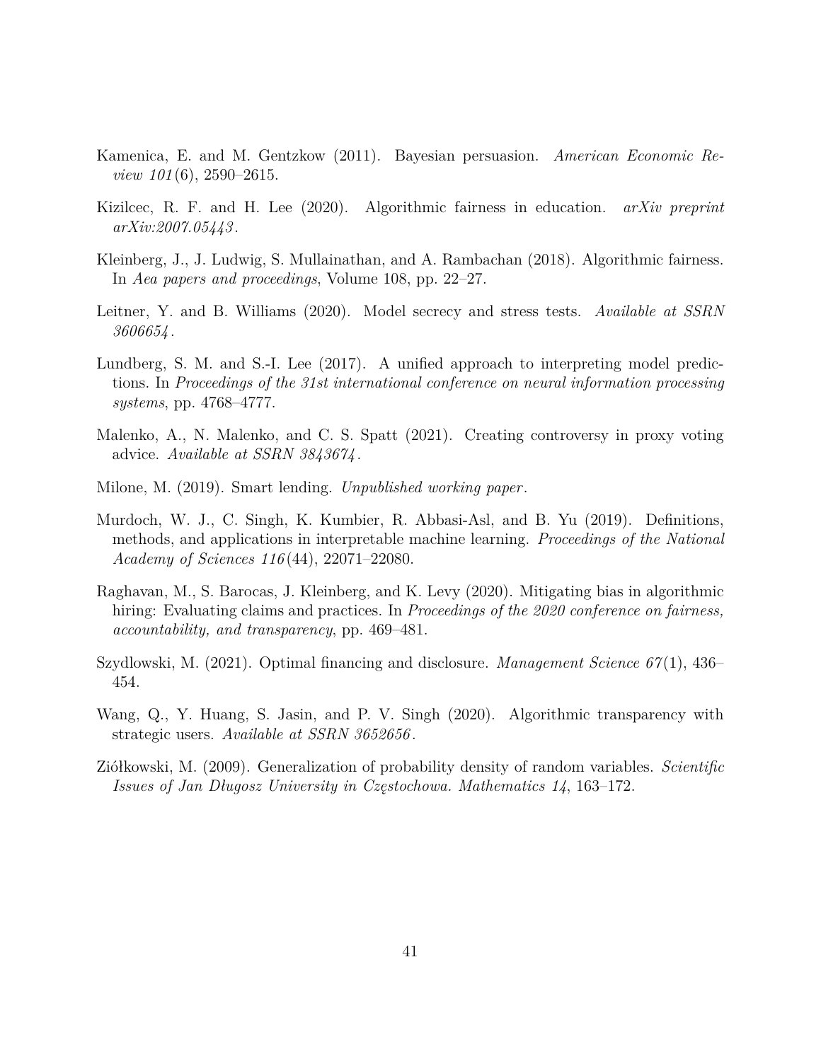Kamenica, E. and M. Gentzkow (2011). Bayesian persuasion. *American Economic Review 101*(6), 2590–2615.

Kizilcec, R. F. and H. Lee (2020). Algorithmic fairness in education. *arXiv preprint arXiv:2007.05443*.

Kleinberg, J., J. Ludwig, S. Mullainathan, and A. Rambachan (2018). Algorithmic fairness. In *Aea papers and proceedings*, Volume 108, pp. 22–27.

Leitner, Y. and B. Williams (2020). Model secrecy and stress tests. *Available at SSRN 3606654*.

Lundberg, S. M. and S.-I. Lee (2017). A unified approach to interpreting model predictions. In *Proceedings of the 31st international conference on neural information processing systems*, pp. 4768–4777.

Malenko, A., N. Malenko, and C. S. Spatt (2021). Creating controversy in proxy voting advice. *Available at SSRN 3843674*.

Milone, M. (2019). Smart lending. *Unpublished working paper*.

Murdoch, W. J., C. Singh, K. Kumbier, R. Abbasi-Asl, and B. Yu (2019). Definitions, methods, and applications in interpretable machine learning. *Proceedings of the National Academy of Sciences 116*(44), 22071–22080.

Raghavan, M., S. Barocas, J. Kleinberg, and K. Levy (2020). Mitigating bias in algorithmic hiring: Evaluating claims and practices. In *Proceedings of the 2020 conference on fairness, accountability, and transparency*, pp. 469–481.

Szydlowski, M. (2021). Optimal financing and disclosure. *Management Science 67*(1), 436–454.

Wang, Q., Y. Huang, S. Jasin, and P. V. Singh (2020). Algorithmic transparency with strategic users. *Available at SSRN 3652656*.

Ziółkowski, M. (2009). Generalization of probability density of random variables. *Scientific Issues of Jan Długosz University in Częstochowa. Mathematics 14*, 163–172.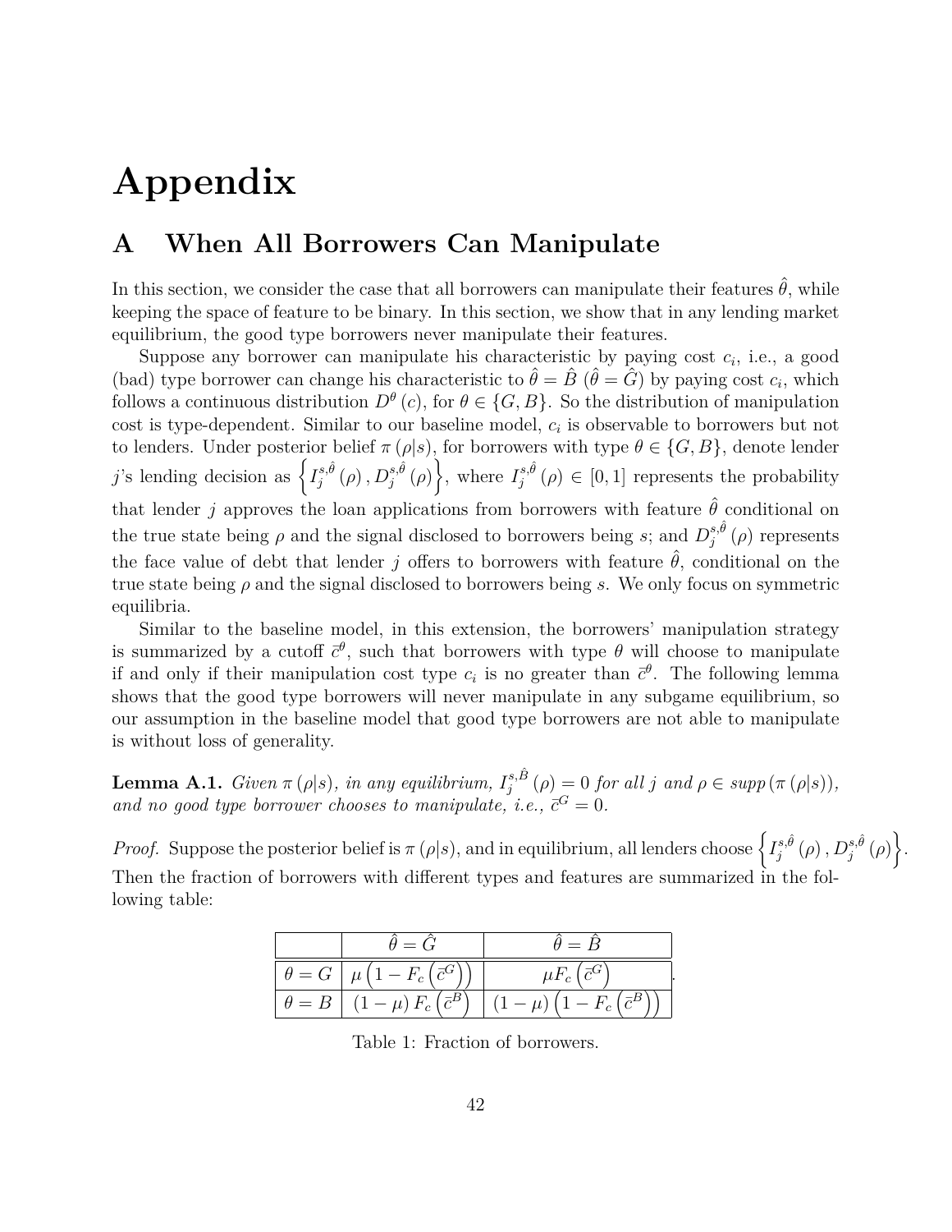# Appendix

## A When All Borrowers Can Manipulate

In this section, we consider the case that all borrowers can manipulate their features $\hat{\theta}$, while keeping the space of feature to be binary. In this section, we show that in any lending market equilibrium, the good type borrowers never manipulate their features.

Suppose any borrower can manipulate his characteristic by paying cost $c_i$, i.e., a good (bad) type borrower can change his characteristic to $\hat{\theta} = \hat{B}$ ($\hat{\theta} = \hat{G}$) by paying cost $c_i$, which follows a continuous distribution $D^{\theta}(c)$, for $\theta \in \{G, B\}$. So the distribution of manipulation cost is type-dependent. Similar to our baseline model, $c_i$ is observable to borrowers but not to lenders. Under posterior belief $\pi(\rho|s)$, for borrowers with type $\theta \in \{G, B\}$, denote lender $j$'s lending decision as $\left\{I_j^{s,\hat{\theta}}(\rho), D_j^{s,\hat{\theta}}(\rho)\right\}$, where $I_j^{s,\hat{\theta}}(\rho) \in [0,1]$ represents the probability that lender $j$ approves the loan applications from borrowers with feature $\hat{\theta}$ conditional on the true state being $\rho$ and the signal disclosed to borrowers being $s$; and $D_j^{s,\hat{\theta}}(\rho)$ represents the face value of debt that lender $j$ offers to borrowers with feature $\hat{\theta}$, conditional on the true state being $\rho$ and the signal disclosed to borrowers being $s$. We only focus on symmetric equilibria.

Similar to the baseline model, in this extension, the borrowers' manipulation strategy is summarized by a cutoff $\bar{c}^{\theta}$, such that borrowers with type $\theta$ will choose to manipulate if and only if their manipulation cost type $c_i$ is no greater than $\bar{c}^{\theta}$. The following lemma shows that the good type borrowers will never manipulate in any subgame equilibrium, so our assumption in the baseline model that good type borrowers are not able to manipulate is without loss of generality.

**Lemma A.1.** *Given $\pi(\rho|s)$, in any equilibrium, $I_j^{s,\hat{B}}(\rho) = 0$ for all $j$ and $\rho \in supp(\pi(\rho|s))$, and no good type borrower chooses to manipulate, i.e., $\bar{c}^G = 0$.*

*Proof.* Suppose the posterior belief is $\pi(\rho|s)$, and in equilibrium, all lenders choose $\left\{I_j^{s,\hat{\theta}}(\rho), D_j^{s,\hat{\theta}}(\rho)\right\}$. Then the fraction of borrowers with different types and features are summarized in the following table:

| | $\hat{\theta} = \hat{G}$ | $\hat{\theta} = \hat{B}$ |
|---|---|---|
| $\theta = G$ | $\mu\left(1 - F_c\left(\bar{c}^G\right)\right)$ | $\mu F_c\left(\bar{c}^G\right)$ |
| $\theta = B$ | $(1-\mu) F_c\left(\bar{c}^B\right)$ | $(1-\mu)\left(1 - F_c\left(\bar{c}^B\right)\right)$ |

Table 1: Fraction of borrowers.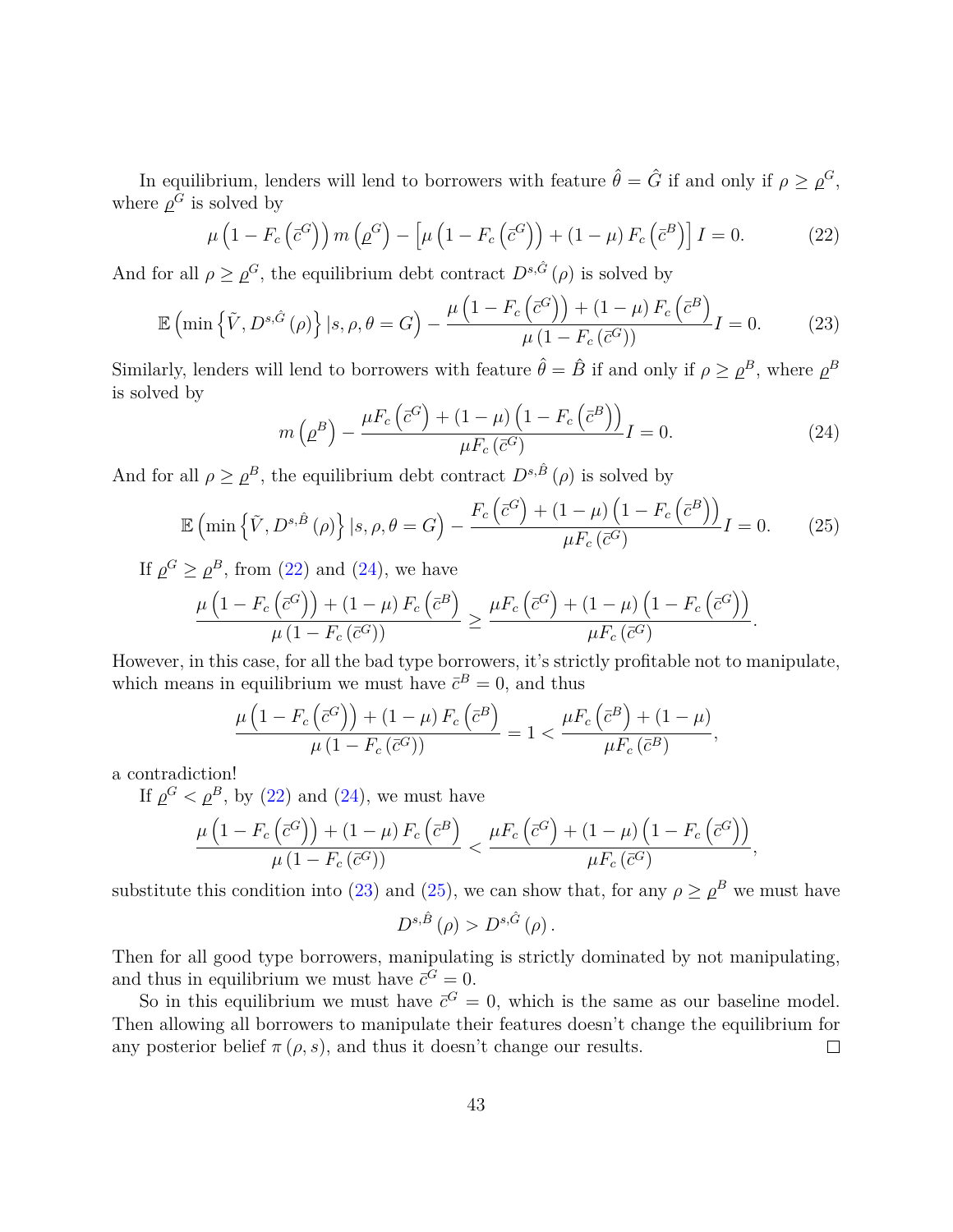In equilibrium, lenders will lend to borrowers with feature $\hat{\theta} = \hat{G}$ if and only if $\rho \geq \underline{\rho}^G$, where $\underline{\rho}^G$ is solved by

$$\mu\left(1 - F_c\left(\bar{c}^G\right)\right) m\left(\underline{\rho}^G\right) - \left[\mu\left(1 - F_c\left(\bar{c}^G\right)\right) + (1-\mu) F_c\left(\bar{c}^B\right)\right] I = 0. \tag{22}$$

And for all $\rho \geq \underline{\rho}^G$, the equilibrium debt contract $D^{s,\hat{G}}(\rho)$ is solved by

$$\mathbb{E}\left(\min\left\{\tilde{V}, D^{s,\hat{G}}(\rho)\right\} | s, \rho, \theta = G\right) - \frac{\mu\left(1 - F_c\left(\bar{c}^G\right)\right) + (1-\mu) F_c\left(\bar{c}^B\right)}{\mu\left(1 - F_c\left(\bar{c}^G\right)\right)} I = 0. \tag{23}$$

Similarly, lenders will lend to borrowers with feature $\hat{\theta} = \hat{B}$ if and only if $\rho \geq \underline{\rho}^B$, where $\underline{\rho}^B$ is solved by

$$m\left(\underline{\rho}^B\right) - \frac{\mu F_c\left(\bar{c}^G\right) + (1-\mu)\left(1 - F_c\left(\bar{c}^B\right)\right)}{\mu F_c\left(\bar{c}^G\right)} I = 0. \tag{24}$$

And for all $\rho \geq \underline{\rho}^B$, the equilibrium debt contract $D^{s,\hat{B}}(\rho)$ is solved by

$$\mathbb{E}\left(\min\left\{\tilde{V}, D^{s,\hat{B}}(\rho)\right\} | s, \rho, \theta = G\right) - \frac{F_c\left(\bar{c}^G\right) + (1-\mu)\left(1 - F_c\left(\bar{c}^B\right)\right)}{\mu F_c\left(\bar{c}^G\right)} I = 0. \tag{25}$$

If $\underline{\rho}^G \geq \underline{\rho}^B$, from (22) and (24), we have

$$\frac{\mu\left(1 - F_c\left(\bar{c}^G\right)\right) + (1-\mu) F_c\left(\bar{c}^B\right)}{\mu\left(1 - F_c\left(\bar{c}^G\right)\right)} \geq \frac{\mu F_c\left(\bar{c}^G\right) + (1-\mu)\left(1 - F_c\left(\bar{c}^G\right)\right)}{\mu F_c\left(\bar{c}^G\right)}.$$

However, in this case, for all the bad type borrowers, it's strictly profitable not to manipulate, which means in equilibrium we must have $\bar{c}^B = 0$, and thus

$$\frac{\mu\left(1 - F_c\left(\bar{c}^G\right)\right) + (1-\mu) F_c\left(\bar{c}^B\right)}{\mu\left(1 - F_c\left(\bar{c}^G\right)\right)} = 1 < \frac{\mu F_c\left(\bar{c}^B\right) + (1-\mu)}{\mu F_c\left(\bar{c}^B\right)},$$

a contradiction!

If $\underline{\rho}^G < \underline{\rho}^B$, by (22) and (24), we must have

$$\frac{\mu\left(1 - F_c\left(\bar{c}^G\right)\right) + (1-\mu) F_c\left(\bar{c}^B\right)}{\mu\left(1 - F_c\left(\bar{c}^G\right)\right)} < \frac{\mu F_c\left(\bar{c}^G\right) + (1-\mu)\left(1 - F_c\left(\bar{c}^G\right)\right)}{\mu F_c\left(\bar{c}^G\right)},$$

substitute this condition into (23) and (25), we can show that, for any $\rho \geq \underline{\rho}^B$ we must have

$$D^{s,\hat{B}}(\rho) > D^{s,\hat{G}}(\rho).$$

Then for all good type borrowers, manipulating is strictly dominated by not manipulating, and thus in equilibrium we must have $\bar{c}^G = 0$.

So in this equilibrium we must have $\bar{c}^G = 0$, which is the same as our baseline model. Then allowing all borrowers to manipulate their features doesn't change the equilibrium for any posterior belief $\pi(\rho, s)$, and thus it doesn't change our results. □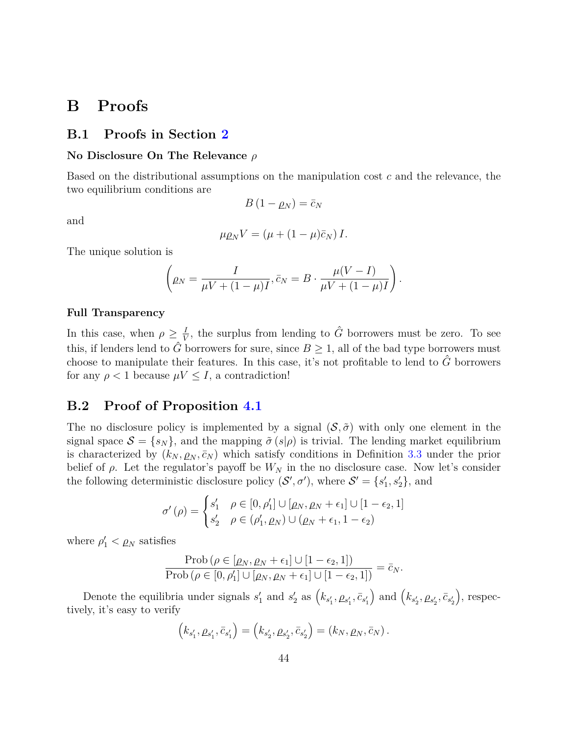# B Proofs

## B.1 Proofs in Section 2

**No Disclosure On The Relevance $\rho$**

Based on the distributional assumptions on the manipulation cost $c$ and the relevance, the two equilibrium conditions are

$$B\left(1-\varrho_N\right)=\bar{c}_N$$

and

$$\mu\varrho_N V=\left(\mu+(1-\mu)\bar{c}_N\right)I.$$

The unique solution is

$$\left(\varrho_N=\frac{I}{\mu V+(1-\mu)I},\bar{c}_N=B\cdot\frac{\mu(V-I)}{\mu V+(1-\mu)I}\right).$$

**Full Transparency**

In this case, when $\rho\geq\frac{I}{V}$, the surplus from lending to $\hat{G}$ borrowers must be zero. To see this, if lenders lend to $\hat{G}$ borrowers for sure, since $B\geq 1$, all of the bad type borrowers must choose to manipulate their features. In this case, it's not profitable to lend to $\hat{G}$ borrowers for any $\rho<1$ because $\mu V\leq I$, a contradiction!

## B.2 Proof of Proposition 4.1

The no disclosure policy is implemented by a signal $(\mathcal{S},\tilde{\sigma})$ with only one element in the signal space $\mathcal{S}=\{s_N\}$, and the mapping $\tilde{\sigma}\left(s|\rho\right)$ is trivial. The lending market equilibrium is characterized by $(k_N,\varrho_N,\bar{c}_N)$ which satisfy conditions in Definition 3.3 under the prior belief of $\rho$. Let the regulator's payoff be $W_N$ in the no disclosure case. Now let's consider the following deterministic disclosure policy $(\mathcal{S}',\sigma')$, where $\mathcal{S}'=\{s_1',s_2'\}$, and

$$\sigma'\left(\rho\right)=\begin{cases}s_1' & \rho\in[0,\rho_1']\cup[\varrho_N,\varrho_N+\epsilon_1]\cup[1-\epsilon_2,1]\\ s_2' & \rho\in(\rho_1',\varrho_N)\cup(\varrho_N+\epsilon_1,1-\epsilon_2)\end{cases}$$

where $\rho_1'<\varrho_N$ satisfies

$$\frac{\text{Prob}\left(\rho\in[\varrho_N,\varrho_N+\epsilon_1]\cup[1-\epsilon_2,1]\right)}{\text{Prob}\left(\rho\in[0,\rho_1']\cup[\varrho_N,\varrho_N+\epsilon_1]\cup[1-\epsilon_2,1]\right)}=\bar{c}_N.$$

Denote the equilibria under signals $s_1'$ and $s_2'$ as $\left(k_{s_1'},\varrho_{s_1'},\bar{c}_{s_1'}\right)$ and $\left(k_{s_2'},\varrho_{s_2'},\bar{c}_{s_2'}\right)$, respectively, it's easy to verify

$$\left(k_{s_1'},\varrho_{s_1'},\bar{c}_{s_1'}\right)=\left(k_{s_2'},\varrho_{s_2'},\bar{c}_{s_2'}\right)=\left(k_N,\varrho_N,\bar{c}_N\right).$$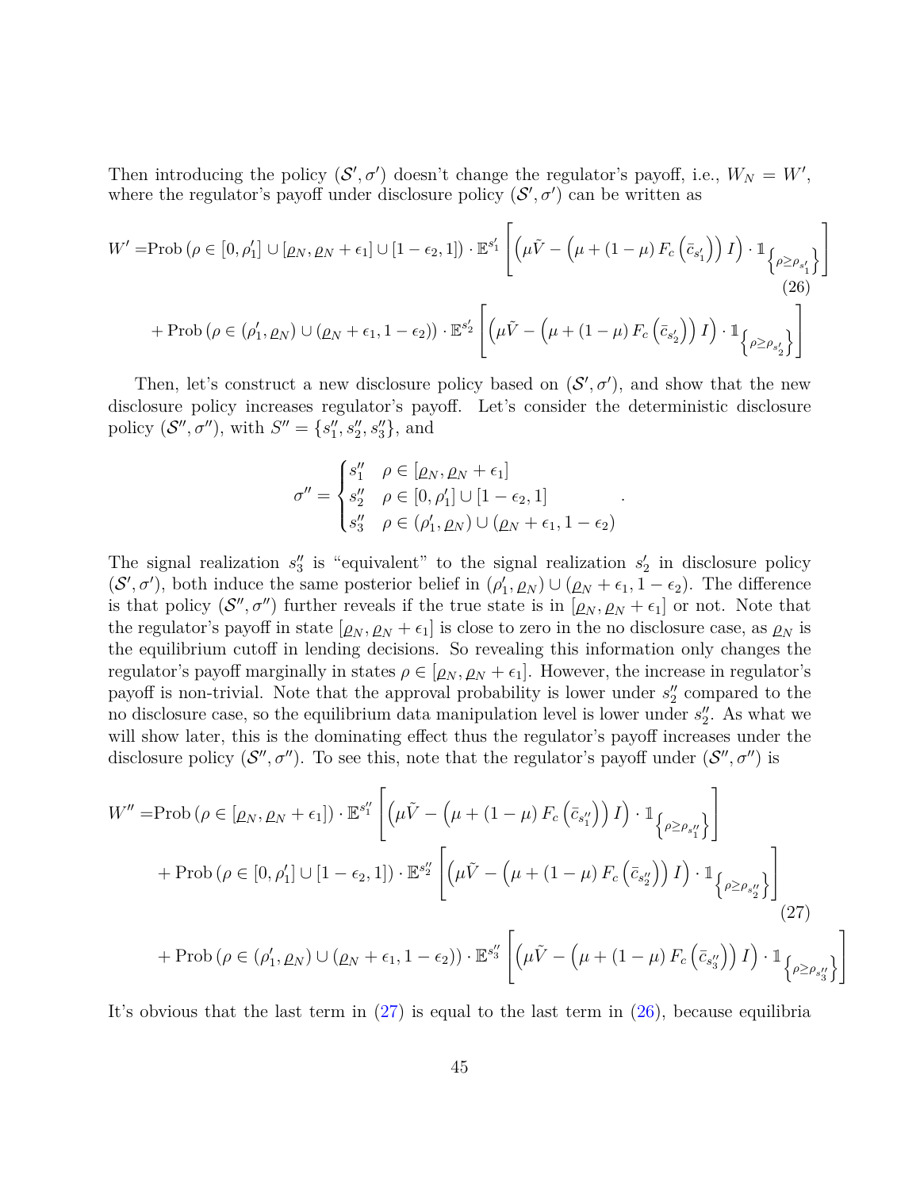Then introducing the policy $(\mathcal{S}', \sigma')$ doesn't change the regulator's payoff, i.e., $W_N = W'$, where the regulator's payoff under disclosure policy $(\mathcal{S}', \sigma')$ can be written as

$$
\begin{aligned}
W' =& \text{Prob}\left(\rho \in [0, \rho_1'] \cup [\varrho_N, \varrho_N + \epsilon_1] \cup [1-\epsilon_2, 1]\right) \cdot \mathbb{E}^{s_1'}\left[\left(\mu \tilde{V} - \left(\mu + (1-\mu) F_c\left(\bar{c}_{s_1'}\right)\right) I\right) \cdot \mathbb{1}_{\left\{\rho \geq \rho_{s_1'}\right\}}\right] \\
&+ \text{Prob}\left(\rho \in (\rho_1', \varrho_N) \cup (\varrho_N + \epsilon_1, 1-\epsilon_2)\right) \cdot \mathbb{E}^{s_2'}\left[\left(\mu \tilde{V} - \left(\mu + (1-\mu) F_c\left(\bar{c}_{s_2'}\right)\right) I\right) \cdot \mathbb{1}_{\left\{\rho \geq \rho_{s_2'}\right\}}\right]
\end{aligned} \tag{26}
$$

Then, let's construct a new disclosure policy based on $(\mathcal{S}', \sigma')$, and show that the new disclosure policy increases regulator's payoff. Let's consider the deterministic disclosure policy $(\mathcal{S}'', \sigma'')$, with $S'' = \{s_1'', s_2'', s_3''\}$, and

$$
\sigma'' = \begin{cases} s_1'' & \rho \in [\varrho_N, \varrho_N + \epsilon_1] \\ s_2'' & \rho \in [0, \rho_1'] \cup [1-\epsilon_2, 1] \\ s_3'' & \rho \in (\rho_1', \varrho_N) \cup (\varrho_N + \epsilon_1, 1-\epsilon_2) \end{cases}.
$$

The signal realization $s_3''$ is "equivalent" to the signal realization $s_2'$ in disclosure policy $(\mathcal{S}', \sigma')$, both induce the same posterior belief in $(\rho_1', \varrho_N) \cup (\varrho_N + \epsilon_1, 1-\epsilon_2)$. The difference is that policy $(\mathcal{S}'', \sigma'')$ further reveals if the true state is in $[\varrho_N, \varrho_N + \epsilon_1]$ or not. Note that the regulator's payoff in state $[\varrho_N, \varrho_N + \epsilon_1]$ is close to zero in the no disclosure case, as $\varrho_N$ is the equilibrium cutoff in lending decisions. So revealing this information only changes the regulator's payoff marginally in states $\rho \in [\varrho_N, \varrho_N + \epsilon_1]$. However, the increase in regulator's payoff is non-trivial. Note that the approval probability is lower under $s_2''$ compared to the no disclosure case, so the equilibrium data manipulation level is lower under $s_2''$. As what we will show later, this is the dominating effect thus the regulator's payoff increases under the disclosure policy $(\mathcal{S}'', \sigma'')$. To see this, note that the regulator's payoff under $(\mathcal{S}'', \sigma'')$ is

$$
\begin{aligned}
W'' =& \text{Prob}\left(\rho \in [\varrho_N, \varrho_N + \epsilon_1]\right) \cdot \mathbb{E}^{s_1''}\left[\left(\mu \tilde{V} - \left(\mu + (1-\mu) F_c\left(\bar{c}_{s_1''}\right)\right) I\right) \cdot \mathbb{1}_{\left\{\rho \geq \rho_{s_1''}\right\}}\right] \\
&+ \text{Prob}\left(\rho \in [0, \rho_1'] \cup [1-\epsilon_2, 1]\right) \cdot \mathbb{E}^{s_2''}\left[\left(\mu \tilde{V} - \left(\mu + (1-\mu) F_c\left(\bar{c}_{s_2''}\right)\right) I\right) \cdot \mathbb{1}_{\left\{\rho \geq \rho_{s_2''}\right\}}\right] \\
&+ \text{Prob}\left(\rho \in (\rho_1', \varrho_N) \cup (\varrho_N + \epsilon_1, 1-\epsilon_2)\right) \cdot \mathbb{E}^{s_3''}\left[\left(\mu \tilde{V} - \left(\mu + (1-\mu) F_c\left(\bar{c}_{s_3''}\right)\right) I\right) \cdot \mathbb{1}_{\left\{\rho \geq \rho_{s_3''}\right\}}\right]
\end{aligned} \tag{27}
$$

It's obvious that the last term in (27) is equal to the last term in (26), because equilibria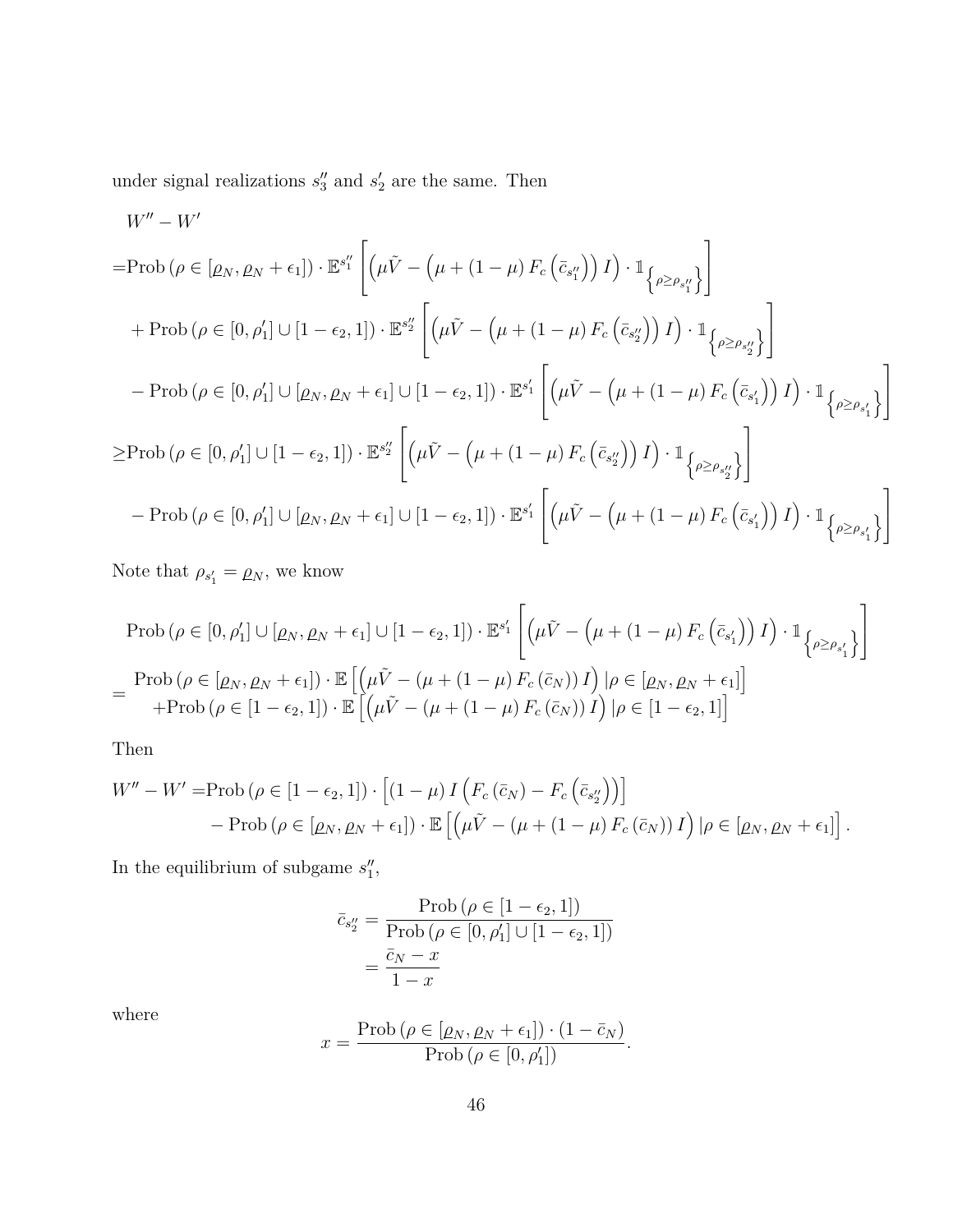under signal realizations $s_3''$ and $s_2'$ are the same. Then

$$
\begin{aligned}
& W'' - W' \\
=& \text{Prob}\left(\rho \in [\varrho_N, \varrho_N + \epsilon_1]\right) \cdot \mathbb{E}^{s_1''}\left[\left(\mu\tilde{V} - \left(\mu + (1-\mu) F_c\left(\bar{c}_{s_1''}\right)\right) I\right) \cdot \mathbb{1}_{\left\{\rho \geq \rho_{s_1''}\right\}}\right] \\
& + \text{Prob}\left(\rho \in [0, \rho_1'] \cup [1-\epsilon_2, 1]\right) \cdot \mathbb{E}^{s_2''}\left[\left(\mu\tilde{V} - \left(\mu + (1-\mu) F_c\left(\bar{c}_{s_2''}\right)\right) I\right) \cdot \mathbb{1}_{\left\{\rho \geq \rho_{s_2''}\right\}}\right] \\
& - \text{Prob}\left(\rho \in [0, \rho_1'] \cup [\varrho_N, \varrho_N + \epsilon_1] \cup [1-\epsilon_2, 1]\right) \cdot \mathbb{E}^{s_1'}\left[\left(\mu\tilde{V} - \left(\mu + (1-\mu) F_c\left(\bar{c}_{s_1'}\right)\right) I\right) \cdot \mathbb{1}_{\left\{\rho \geq \rho_{s_1'}\right\}}\right] \\
\geq & \text{Prob}\left(\rho \in [0, \rho_1'] \cup [1-\epsilon_2, 1]\right) \cdot \mathbb{E}^{s_2''}\left[\left(\mu\tilde{V} - \left(\mu + (1-\mu) F_c\left(\bar{c}_{s_2''}\right)\right) I\right) \cdot \mathbb{1}_{\left\{\rho \geq \rho_{s_2''}\right\}}\right] \\
& - \text{Prob}\left(\rho \in [0, \rho_1'] \cup [\varrho_N, \varrho_N + \epsilon_1] \cup [1-\epsilon_2, 1]\right) \cdot \mathbb{E}^{s_1'}\left[\left(\mu\tilde{V} - \left(\mu + (1-\mu) F_c\left(\bar{c}_{s_1'}\right)\right) I\right) \cdot \mathbb{1}_{\left\{\rho \geq \rho_{s_1'}\right\}}\right]
\end{aligned}
$$

Note that $\rho_{s_1'} = \varrho_N$, we know

$$
\begin{aligned}
& \text{Prob}\left(\rho \in [0, \rho_1'] \cup [\varrho_N, \varrho_N + \epsilon_1] \cup [1-\epsilon_2, 1]\right) \cdot \mathbb{E}^{s_1'}\left[\left(\mu\tilde{V} - \left(\mu + (1-\mu) F_c\left(\bar{c}_{s_1'}\right)\right) I\right) \cdot \mathbb{1}_{\left\{\rho \geq \rho_{s_1'}\right\}}\right] \\
= & \begin{array}{c} \text{Prob}\left(\rho \in [\varrho_N, \varrho_N + \epsilon_1]\right) \cdot \mathbb{E}\left[\left(\mu\tilde{V} - \left(\mu + (1-\mu) F_c\left(\bar{c}_N\right)\right) I\right) | \rho \in [\varrho_N, \varrho_N + \epsilon_1]\right] \\ + \text{Prob}\left(\rho \in [1-\epsilon_2, 1]\right) \cdot \mathbb{E}\left[\left(\mu\tilde{V} - \left(\mu + (1-\mu) F_c\left(\bar{c}_N\right)\right) I\right) | \rho \in [1-\epsilon_2, 1]\right] \end{array}
\end{aligned}
$$

Then

$$
\begin{aligned}
W'' - W' = & \text{Prob}\left(\rho \in [1-\epsilon_2, 1]\right) \cdot \left[(1-\mu) I \left(F_c\left(\bar{c}_N\right) - F_c\left(\bar{c}_{s_2''}\right)\right)\right] \\
& - \text{Prob}\left(\rho \in [\varrho_N, \varrho_N + \epsilon_1]\right) \cdot \mathbb{E}\left[\left(\mu\tilde{V} - \left(\mu + (1-\mu) F_c\left(\bar{c}_N\right)\right) I\right) | \rho \in [\varrho_N, \varrho_N + \epsilon_1]\right].
\end{aligned}
$$

In the equilibrium of subgame $s_1''$,

$$
\begin{aligned}
\bar{c}_{s_2''} &= \frac{\text{Prob}\left(\rho \in [1-\epsilon_2, 1]\right)}{\text{Prob}\left(\rho \in [0, \rho_1'] \cup [1-\epsilon_2, 1]\right)} \\
&= \frac{\bar{c}_N - x}{1 - x}
\end{aligned}
$$

where

$$
x = \frac{\text{Prob}\left(\rho \in [\varrho_N, \varrho_N + \epsilon_1]\right) \cdot (1 - \bar{c}_N)}{\text{Prob}\left(\rho \in [0, \rho_1']\right)}.
$$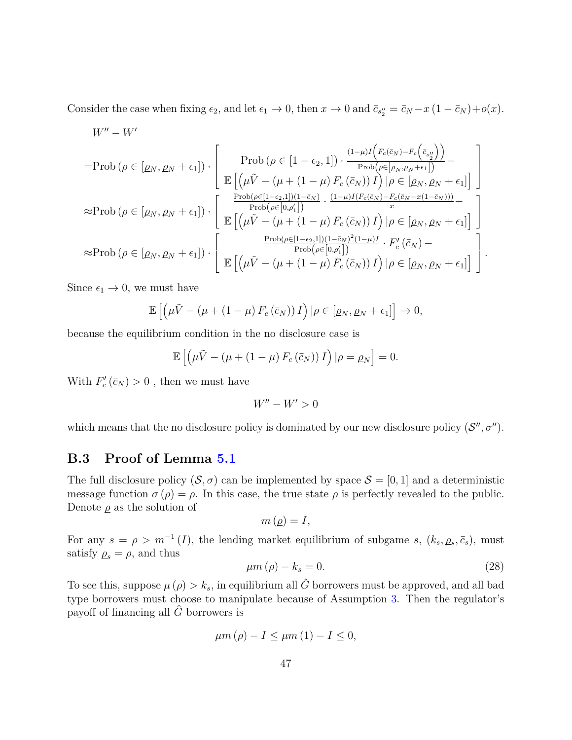Consider the case when fixing $\epsilon_2$, and let $\epsilon_1 \to 0$, then $x \to 0$ and $\bar{c}_{s_2''} = \bar{c}_N - x(1-\bar{c}_N) + o(x)$.

$$
\begin{aligned}
& W'' - W' \\
=& \text{Prob}\left(\rho \in [\varrho_N, \varrho_N + \epsilon_1]\right) \cdot \left[ \begin{array}{c} \text{Prob}\left(\rho \in [1-\epsilon_2, 1]\right) \cdot \frac{(1-\mu) I \left(F_c(\bar{c}_N) - F_c\left(\bar{c}_{s_2''}\right)\right)}{\text{Prob}\left(\rho \in \left[\varrho_N, \varrho_N + \epsilon_1\right]\right)} - \\ \mathbb{E}\left[\left(\mu \tilde{V} - \left(\mu + (1-\mu) F_c(\bar{c}_N)\right) I\right) | \rho \in [\varrho_N, \varrho_N + \epsilon_1]\right] \end{array} \right] \\
\approx& \text{Prob}\left(\rho \in [\varrho_N, \varrho_N + \epsilon_1]\right) \cdot \left[ \begin{array}{c} \frac{\text{Prob}(\rho \in [1-\epsilon_2, 1])(1-\bar{c}_N)}{\text{Prob}\left(\rho \in \left[0, \rho_1'\right]\right)} \cdot \frac{(1-\mu) I (F_c(\bar{c}_N) - F_c(\bar{c}_N - x(1-\bar{c}_N)))}{x} - \\ \mathbb{E}\left[\left(\mu \tilde{V} - \left(\mu + (1-\mu) F_c(\bar{c}_N)\right) I\right) | \rho \in [\varrho_N, \varrho_N + \epsilon_1]\right] \end{array} \right] \\
\approx& \text{Prob}\left(\rho \in [\varrho_N, \varrho_N + \epsilon_1]\right) \cdot \left[ \begin{array}{c} \frac{\text{Prob}(\rho \in [1-\epsilon_2, 1])(1-\bar{c}_N)^2 (1-\mu) I}{\text{Prob}\left(\rho \in \left[0, \rho_1'\right]\right)} \cdot F_c'(\bar{c}_N) - \\ \mathbb{E}\left[\left(\mu \tilde{V} - \left(\mu + (1-\mu) F_c(\bar{c}_N)\right) I\right) | \rho \in [\varrho_N, \varrho_N + \epsilon_1]\right] \end{array} \right].
\end{aligned}
$$

Since $\epsilon_1 \to 0$, we must have

$$
\mathbb{E}\left[\left(\mu \tilde{V} - \left(\mu + (1-\mu) F_c(\bar{c}_N)\right) I\right) | \rho \in [\varrho_N, \varrho_N + \epsilon_1]\right] \to 0,
$$

because the equilibrium condition in the no disclosure case is

$$
\mathbb{E}\left[\left(\mu \tilde{V} - \left(\mu + (1-\mu) F_c(\bar{c}_N)\right) I\right) | \rho = \varrho_N\right] = 0.
$$

With $F_c'(\bar{c}_N) > 0$ , then we must have

$$
W'' - W' > 0
$$

which means that the no disclosure policy is dominated by our new disclosure policy $(\mathcal{S}'', \sigma'')$.

## B.3 Proof of Lemma 5.1

The full disclosure policy $(\mathcal{S}, \sigma)$ can be implemented by space $\mathcal{S} = [0, 1]$ and a deterministic message function $\sigma(\rho) = \rho$. In this case, the true state $\rho$ is perfectly revealed to the public. Denote $\underline{\rho}$ as the solution of

$$
m(\underline{\rho}) = I,
$$

For any $s = \rho > m^{-1}(I)$, the lending market equilibrium of subgame $s$, $(k_s, \varrho_s, \bar{c}_s)$, must satisfy $\varrho_s = \rho$, and thus

$$
\mu m(\rho) - k_s = 0. \tag{28}
$$

To see this, suppose $\mu(\rho) > k_s$, in equilibrium all $\hat{G}$ borrowers must be approved, and all bad type borrowers must choose to manipulate because of Assumption 3. Then the regulator's payoff of financing all $\hat{G}$ borrowers is

$$
\mu m(\rho) - I \leq \mu m(1) - I \leq 0,
$$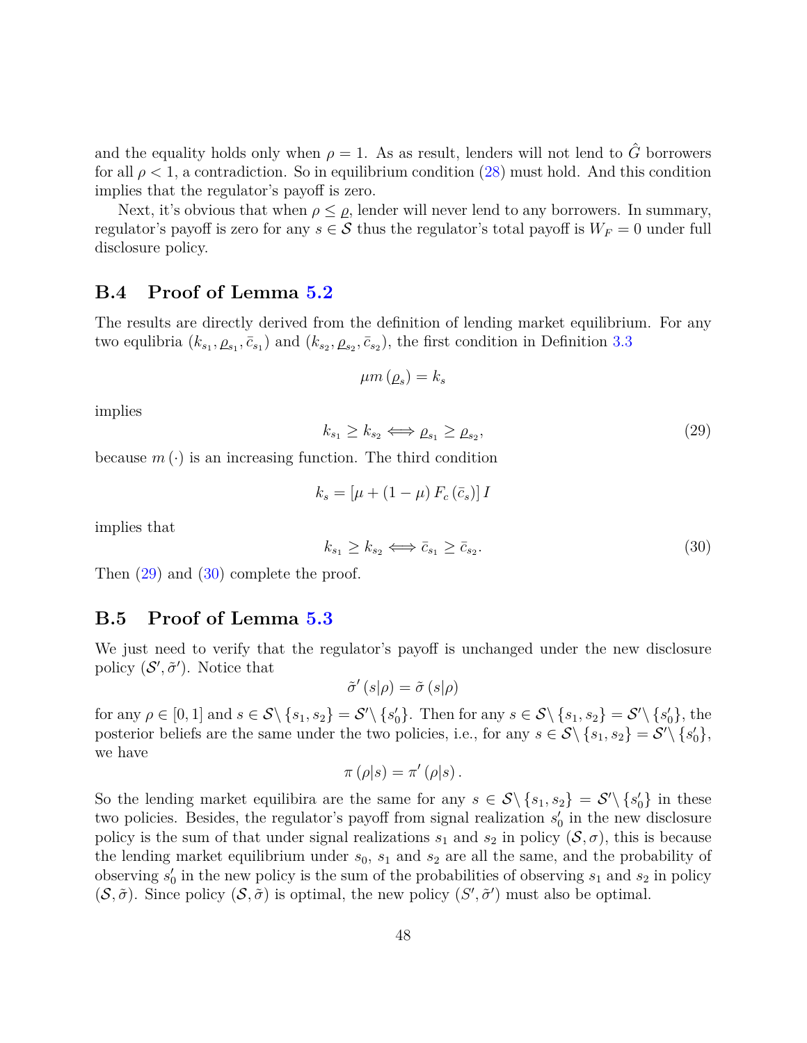and the equality holds only when $\rho = 1$. As as result, lenders will not lend to $\hat{G}$ borrowers for all $\rho < 1$, a contradiction. So in equilibrium condition (28) must hold. And this condition implies that the regulator's payoff is zero.

Next, it's obvious that when $\rho \leq \underline{\rho}$, lender will never lend to any borrowers. In summary, regulator's payoff is zero for any $s \in \mathcal{S}$ thus the regulator's total payoff is $W_F = 0$ under full disclosure policy.

## B.4 Proof of Lemma 5.2

The results are directly derived from the definition of lending market equilibrium. For any two equlibria $(k_{s_1}, \underline{\rho}_{s_1}, \bar{c}_{s_1})$ and $(k_{s_2}, \underline{\rho}_{s_2}, \bar{c}_{s_2})$, the first condition in Definition 3.3

$$\mu m\left(\underline{\rho}_s\right) = k_s$$

implies

$$k_{s_1} \geq k_{s_2} \Longleftrightarrow \underline{\rho}_{s_1} \geq \underline{\rho}_{s_2}, \tag{29}$$

because $m(\cdot)$ is an increasing function. The third condition

$$k_s = \left[\mu + (1-\mu) F_c\left(\bar{c}_s\right)\right] I$$

implies that

$$k_{s_1} \geq k_{s_2} \Longleftrightarrow \bar{c}_{s_1} \geq \bar{c}_{s_2}. \tag{30}$$

Then (29) and (30) complete the proof.

## B.5 Proof of Lemma 5.3

We just need to verify that the regulator's payoff is unchanged under the new disclosure policy $(\mathcal{S}', \tilde{\sigma}')$. Notice that

$$\tilde{\sigma}'(s|\rho) = \tilde{\sigma}(s|\rho)$$

for any $\rho \in [0,1]$ and $s \in \mathcal{S}\backslash\{s_1, s_2\} = \mathcal{S}'\backslash\{s_0'\}$. Then for any $s \in \mathcal{S}\backslash\{s_1, s_2\} = \mathcal{S}'\backslash\{s_0'\}$, the posterior beliefs are the same under the two policies, i.e., for any $s \in \mathcal{S}\backslash\{s_1, s_2\} = \mathcal{S}'\backslash\{s_0'\}$, we have

$$\pi(\rho|s) = \pi'(\rho|s).$$

So the lending market equilibira are the same for any $s \in \mathcal{S}\backslash\{s_1, s_2\} = \mathcal{S}'\backslash\{s_0'\}$ in these two policies. Besides, the regulator's payoff from signal realization $s_0'$ in the new disclosure policy is the sum of that under signal realizations $s_1$ and $s_2$ in policy $(\mathcal{S}, \sigma)$, this is because the lending market equilibrium under $s_0$, $s_1$ and $s_2$ are all the same, and the probability of observing $s_0'$ in the new policy is the sum of the probabilities of observing $s_1$ and $s_2$ in policy $(\mathcal{S}, \tilde{\sigma})$. Since policy $(\mathcal{S}, \tilde{\sigma})$ is optimal, the new policy $(S', \tilde{\sigma}')$ must also be optimal.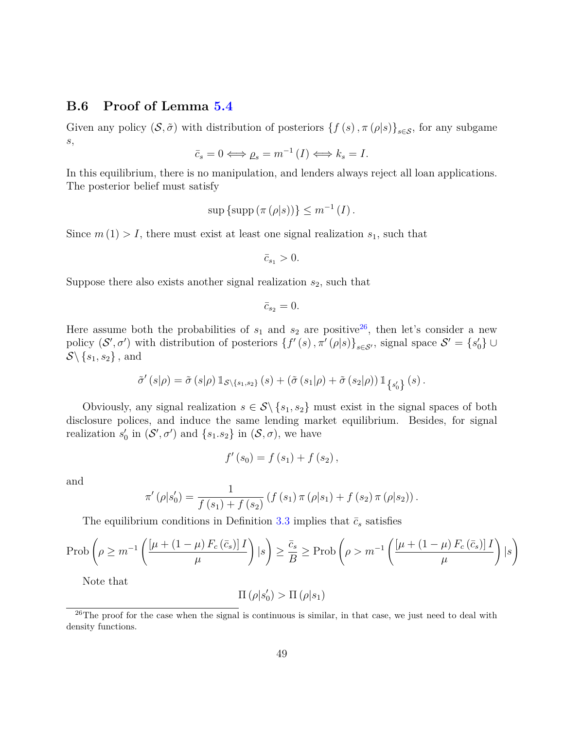### B.6 Proof of Lemma 5.4

Given any policy $(\mathcal{S}, \tilde{\sigma})$ with distribution of posteriors $\{f(s), \pi(\rho|s)\}_{s\in\mathcal{S}}$, for any subgame $s$,

$$\bar{c}_s = 0 \Longleftrightarrow \underline{\rho}_s = m^{-1}(I) \Longleftrightarrow k_s = I.$$

In this equilibrium, there is no manipulation, and lenders always reject all loan applications. The posterior belief must satisfy

$$\sup\{\text{supp}(\pi(\rho|s))\} \leq m^{-1}(I).$$

Since $m(1) > I$, there must exist at least one signal realization $s_1$, such that

$$\bar{c}_{s_1} > 0.$$

Suppose there also exists another signal realization $s_2$, such that

$$\bar{c}_{s_2} = 0.$$

Here assume both the probabilities of $s_1$ and $s_2$ are positive[26], then let's consider a new policy $(\mathcal{S}', \sigma')$ with distribution of posteriors $\{f'(s), \pi'(\rho|s)\}_{s\in\mathcal{S}'}$, signal space $\mathcal{S}' = \{s_0'\} \cup \mathcal{S}\backslash\{s_1, s_2\}$, and

$$\tilde{\sigma}'(s|\rho) = \tilde{\sigma}(s|\rho)\,\mathbb{1}_{\mathcal{S}\backslash\{s_1,s_2\}}(s) + (\tilde{\sigma}(s_1|\rho) + \tilde{\sigma}(s_2|\rho))\,\mathbb{1}_{\{s_0'\}}(s).$$

Obviously, any signal realization $s \in \mathcal{S}\backslash\{s_1, s_2\}$ must exist in the signal spaces of both disclosure polices, and induce the same lending market equilibrium. Besides, for signal realization $s_0'$ in $(\mathcal{S}', \sigma')$ and $\{s_1.s_2\}$ in $(\mathcal{S}, \sigma)$, we have

$$f'(s_0) = f(s_1) + f(s_2),$$

and

$$\pi'(\rho|s_0') = \frac{1}{f(s_1) + f(s_2)}(f(s_1)\pi(\rho|s_1) + f(s_2)\pi(\rho|s_2)).$$

The equilibrium conditions in Definition 3.3 implies that $\bar{c}_s$ satisfies

$$\text{Prob}\left(\rho \geq m^{-1}\left(\frac{[\mu + (1-\mu)F_c(\bar{c}_s)]\,I}{\mu}\right)|s\right) \geq \frac{\bar{c}_s}{B} \geq \text{Prob}\left(\rho > m^{-1}\left(\frac{[\mu + (1-\mu)F_c(\bar{c}_s)]\,I}{\mu}\right)|s\right)$$

Note that

$$\Pi(\rho|s_0') > \Pi(\rho|s_1)$$

[26] The proof for the case when the signal is continuous is similar, in that case, we just need to deal with density functions.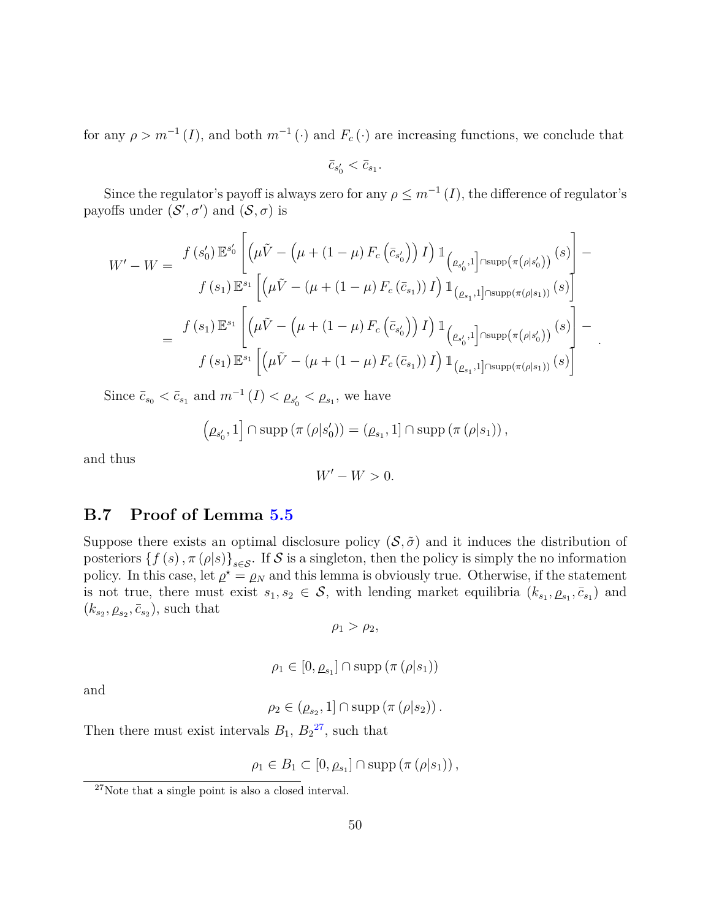for any $\rho > m^{-1}(I)$, and both $m^{-1}(\cdot)$ and $F_c(\cdot)$ are increasing functions, we conclude that

$$\bar{c}_{s'_0} < \bar{c}_{s_1}.$$

Since the regulator's payoff is always zero for any $\rho \leq m^{-1}(I)$, the difference of regulator's payoffs under $(\mathcal{S}', \sigma')$ and $(\mathcal{S}, \sigma)$ is

$$\begin{aligned}
W' - W = & \begin{array}{c} f(s'_0)\,\mathbb{E}^{s'_0}\left[\left(\mu\tilde{V} - \left(\mu + (1-\mu)F_c\left(\bar{c}_{s'_0}\right)\right)I\right)\mathbb{1}_{\left(\underline{\rho}_{s'_0},1\right]\cap\text{supp}\left(\pi\left(\rho|s'_0\right)\right)}(s)\right] - \\ f(s_1)\,\mathbb{E}^{s_1}\left[\left(\mu\tilde{V} - \left(\mu + (1-\mu)F_c\left(\bar{c}_{s_1}\right)\right)I\right)\mathbb{1}_{\left(\underline{\rho}_{s_1},1\right]\cap\text{supp}\left(\pi\left(\rho|s_1\right)\right)}(s)\right] \end{array} \\
= & \begin{array}{c} f(s_1)\,\mathbb{E}^{s_1}\left[\left(\mu\tilde{V} - \left(\mu + (1-\mu)F_c\left(\bar{c}_{s'_0}\right)\right)I\right)\mathbb{1}_{\left(\underline{\rho}_{s'_0},1\right]\cap\text{supp}\left(\pi\left(\rho|s'_0\right)\right)}(s)\right] - \\ f(s_1)\,\mathbb{E}^{s_1}\left[\left(\mu\tilde{V} - \left(\mu + (1-\mu)F_c\left(\bar{c}_{s_1}\right)\right)I\right)\mathbb{1}_{\left(\underline{\rho}_{s_1},1\right]\cap\text{supp}\left(\pi\left(\rho|s_1\right)\right)}(s)\right] \end{array}.
\end{aligned}$$

Since $\bar{c}_{s_0} < \bar{c}_{s_1}$ and $m^{-1}(I) < \underline{\rho}_{s'_0} < \underline{\rho}_{s_1}$, we have

$$\left(\underline{\rho}_{s'_0}, 1\right] \cap \text{supp}\left(\pi\left(\rho|s'_0\right)\right) = \left(\underline{\rho}_{s_1}, 1\right] \cap \text{supp}\left(\pi\left(\rho|s_1\right)\right),$$

and thus

$$W' - W > 0.$$

## B.7 Proof of Lemma 5.5

Suppose there exists an optimal disclosure policy $(\mathcal{S}, \tilde{\sigma})$ and it induces the distribution of posteriors $\{f(s), \pi(\rho|s)\}_{s\in\mathcal{S}}$. If $\mathcal{S}$ is a singleton, then the policy is simply the no information policy. In this case, let $\underline{\rho}^\star = \underline{\rho}_N$ and this lemma is obviously true. Otherwise, if the statement is not true, there must exist $s_1, s_2 \in \mathcal{S}$, with lending market equilibria $(k_{s_1}, \underline{\rho}_{s_1}, \bar{c}_{s_1})$ and $(k_{s_2}, \underline{\rho}_{s_2}, \bar{c}_{s_2})$, such that

$$\rho_1 > \rho_2,$$

$$\rho_1 \in \left[0, \underline{\rho}_{s_1}\right] \cap \text{supp}\left(\pi\left(\rho|s_1\right)\right)$$

and

$$\rho_2 \in \left(\underline{\rho}_{s_2}, 1\right] \cap \text{supp}\left(\pi\left(\rho|s_2\right)\right).$$

Then there must exist intervals $B_1$, $B_2$[27], such that

$$\rho_1 \in B_1 \subset \left[0, \underline{\rho}_{s_1}\right] \cap \text{supp}\left(\pi\left(\rho|s_1\right)\right),$$

[27] Note that a single point is also a closed interval.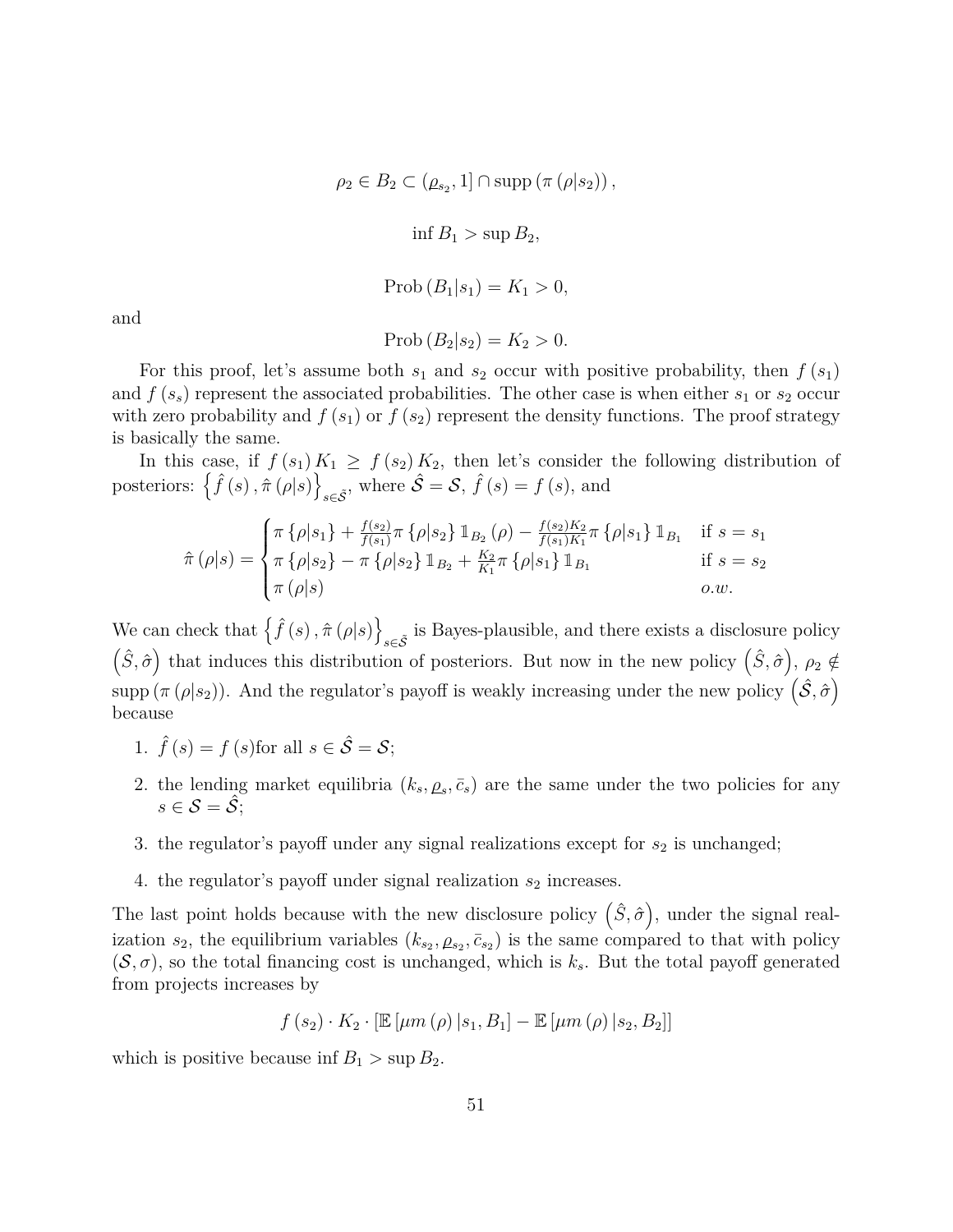$$\rho_2 \in B_2 \subset (\underline{\rho}_{s_2}, 1] \cap \text{supp}\left(\pi\left(\rho|s_2\right)\right),$$

$$\inf B_1 > \sup B_2,$$

$$\text{Prob}\left(B_1|s_1\right) = K_1 > 0,$$

and

$$\text{Prob}\left(B_2|s_2\right) = K_2 > 0.$$

For this proof, let's assume both $s_1$ and $s_2$ occur with positive probability, then $f(s_1)$ and $f(s_s)$ represent the associated probabilities. The other case is when either $s_1$ or $s_2$ occur with zero probability and $f(s_1)$ or $f(s_2)$ represent the density functions. The proof strategy is basically the same.

In this case, if $f(s_1) K_1 \geq f(s_2) K_2$, then let's consider the following distribution of posteriors: $\left\{\hat{f}(s), \hat{\pi}(\rho|s)\right\}_{s\in\hat{\mathcal{S}}}$, where $\hat{\mathcal{S}} = \mathcal{S}$, $\hat{f}(s) = f(s)$, and

$$\hat{\pi}(\rho|s) = \begin{cases} \pi\{\rho|s_1\} + \frac{f(s_2)}{f(s_1)}\pi\{\rho|s_2\}\mathbb{1}_{B_2}(\rho) - \frac{f(s_2)K_2}{f(s_1)K_1}\pi\{\rho|s_1\}\mathbb{1}_{B_1} & \text{if } s = s_1 \\ \pi\{\rho|s_2\} - \pi\{\rho|s_2\}\mathbb{1}_{B_2} + \frac{K_2}{K_1}\pi\{\rho|s_1\}\mathbb{1}_{B_1} & \text{if } s = s_2 \\ \pi(\rho|s) & o.w. \end{cases}$$

We can check that $\left\{\hat{f}(s), \hat{\pi}(\rho|s)\right\}_{s\in\hat{\mathcal{S}}}$ is Bayes-plausible, and there exists a disclosure policy $\left(\hat{S}, \hat{\sigma}\right)$ that induces this distribution of posteriors. But now in the new policy $\left(\hat{S}, \hat{\sigma}\right)$, $\rho_2 \notin \text{supp}\left(\pi\left(\rho|s_2\right)\right)$. And the regulator's payoff is weakly increasing under the new policy $\left(\hat{\mathcal{S}}, \hat{\sigma}\right)$ because

1. $\hat{f}(s) = f(s)$for all $s \in \hat{\mathcal{S}} = \mathcal{S}$;
2. the lending market equilibria $(k_s, \underline{\rho}_s, \bar{c}_s)$ are the same under the two policies for any $s \in \mathcal{S} = \hat{\mathcal{S}}$;
3. the regulator's payoff under any signal realizations except for $s_2$ is unchanged;
4. the regulator's payoff under signal realization $s_2$ increases.

The last point holds because with the new disclosure policy $\left(\hat{S}, \hat{\sigma}\right)$, under the signal realization $s_2$, the equilibrium variables $(k_{s_2}, \underline{\rho}_{s_2}, \bar{c}_{s_2})$ is the same compared to that with policy $(\mathcal{S}, \sigma)$, so the total financing cost is unchanged, which is $k_s$. But the total payoff generated from projects increases by

$$f(s_2) \cdot K_2 \cdot \left[\mathbb{E}\left[\mu m(\rho)|s_1, B_1\right] - \mathbb{E}\left[\mu m(\rho)|s_2, B_2\right]\right]$$

which is positive because $\inf B_1 > \sup B_2$.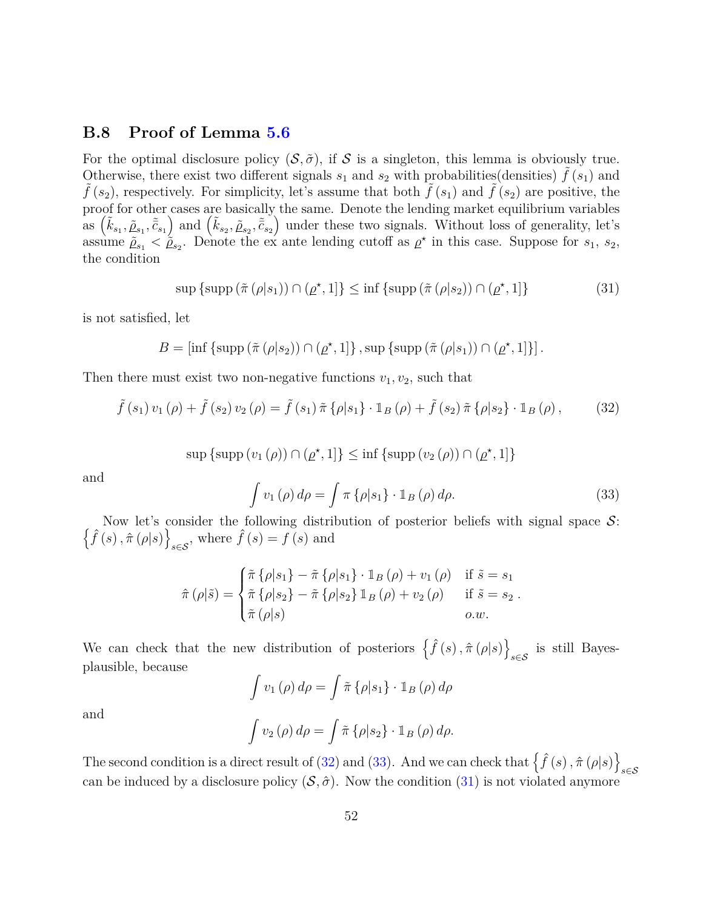### B.8 Proof of Lemma 5.6

For the optimal disclosure policy $(\mathcal{S}, \tilde{\sigma})$, if $\mathcal{S}$ is a singleton, this lemma is obviously true. Otherwise, there exist two different signals $s_1$ and $s_2$ with probabilities(densities) $\tilde{f}(s_1)$ and $\tilde{f}(s_2)$, respectively. For simplicity, let's assume that both $\tilde{f}(s_1)$ and $\tilde{f}(s_2)$ are positive, the proof for other cases are basically the same. Denote the lending market equilibrium variables as $\left(\tilde{k}_{s_1}, \tilde{\underline{\rho}}_{s_1}, \tilde{\bar{c}}_{s_1}\right)$ and $\left(\tilde{k}_{s_2}, \tilde{\underline{\rho}}_{s_2}, \tilde{\bar{c}}_{s_2}\right)$ under these two signals. Without loss of generality, let's assume $\tilde{\underline{\rho}}_{s_1} < \tilde{\underline{\rho}}_{s_2}$. Denote the ex ante lending cutoff as $\underline{\rho}^{\star}$ in this case. Suppose for $s_1$, $s_2$, the condition

$$\sup\left\{\operatorname{supp}\left(\tilde{\pi}\left(\rho|s_1\right)\right) \cap \left(\underline{\rho}^{\star}, 1\right]\right\} \leq \inf\left\{\operatorname{supp}\left(\tilde{\pi}\left(\rho|s_2\right)\right) \cap \left(\underline{\rho}^{\star}, 1\right]\right\} \tag{31}$$

is not satisfied, let

$$B = \left[\inf\left\{\operatorname{supp}\left(\tilde{\pi}\left(\rho|s_2\right)\right) \cap \left(\underline{\rho}^{\star}, 1\right]\right\}, \sup\left\{\operatorname{supp}\left(\tilde{\pi}\left(\rho|s_1\right)\right) \cap \left(\underline{\rho}^{\star}, 1\right]\right\}\right].$$

Then there must exist two non-negative functions $v_1, v_2$, such that

$$\tilde{f}\left(s_1\right) v_1\left(\rho\right) + \tilde{f}\left(s_2\right) v_2\left(\rho\right) = \tilde{f}\left(s_1\right) \tilde{\pi}\left\{\rho|s_1\right\} \cdot \mathbb{1}_B\left(\rho\right) + \tilde{f}\left(s_2\right) \tilde{\pi}\left\{\rho|s_2\right\} \cdot \mathbb{1}_B\left(\rho\right), \tag{32}$$

$$\sup\left\{\operatorname{supp}\left(v_1\left(\rho\right)\right) \cap \left(\underline{\rho}^{\star}, 1\right]\right\} \leq \inf\left\{\operatorname{supp}\left(v_2\left(\rho\right)\right) \cap \left(\underline{\rho}^{\star}, 1\right]\right\}$$

and

$$\int v_1\left(\rho\right) d\rho = \int \pi\left\{\rho|s_1\right\} \cdot \mathbb{1}_B\left(\rho\right) d\rho. \tag{33}$$

Now let's consider the following distribution of posterior beliefs with signal space $\mathcal{S}$: $\left\{\hat{f}\left(s\right), \hat{\pi}\left(\rho|s\right)\right\}_{s\in\mathcal{S}}$, where $\hat{f}\left(s\right) = f\left(s\right)$ and

$$\hat{\pi}\left(\rho|\tilde{s}\right) = \begin{cases} \tilde{\pi}\left\{\rho|s_1\right\} - \tilde{\pi}\left\{\rho|s_1\right\} \cdot \mathbb{1}_B\left(\rho\right) + v_1\left(\rho\right) & \text{if } \tilde{s} = s_1 \\ \tilde{\pi}\left\{\rho|s_2\right\} - \tilde{\pi}\left\{\rho|s_2\right\} \mathbb{1}_B\left(\rho\right) + v_2\left(\rho\right) & \text{if } \tilde{s} = s_2 \\ \tilde{\pi}\left(\rho|s\right) & o.w. \end{cases}.$$

We can check that the new distribution of posteriors $\left\{\hat{f}\left(s\right), \hat{\pi}\left(\rho|s\right)\right\}_{s\in\mathcal{S}}$ is still Bayes-plausible, because

$$\int v_1\left(\rho\right) d\rho = \int \tilde{\pi}\left\{\rho|s_1\right\} \cdot \mathbb{1}_B\left(\rho\right) d\rho$$

and

$$\int v_2\left(\rho\right) d\rho = \int \tilde{\pi}\left\{\rho|s_2\right\} \cdot \mathbb{1}_B\left(\rho\right) d\rho.$$

The second condition is a direct result of (32) and (33). And we can check that $\left\{\hat{f}\left(s\right), \hat{\pi}\left(\rho|s\right)\right\}_{s\in\mathcal{S}}$ can be induced by a disclosure policy $(\mathcal{S}, \hat{\sigma})$. Now the condition (31) is not violated anymore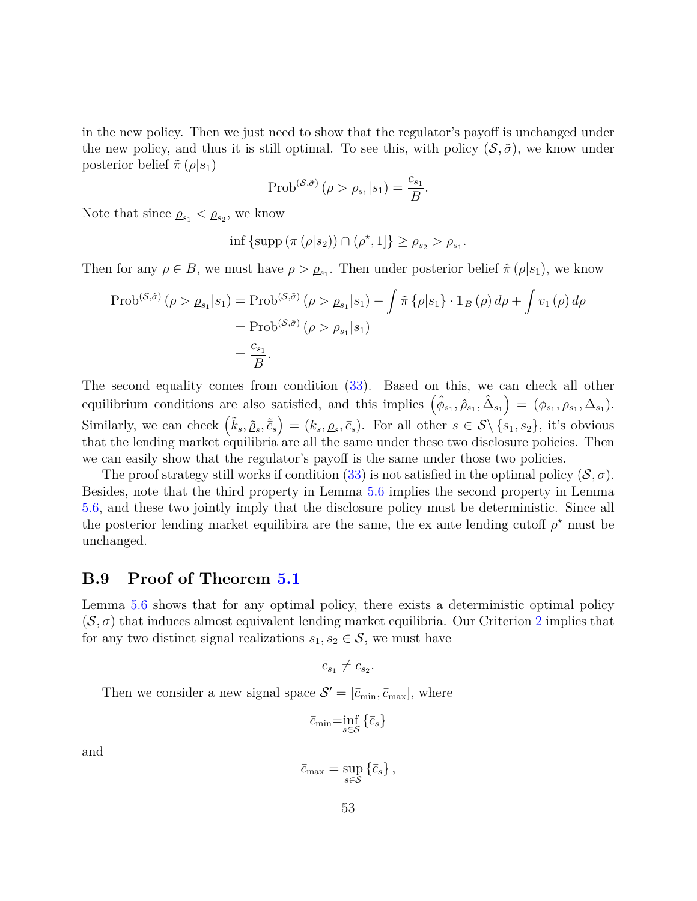in the new policy. Then we just need to show that the regulator's payoff is unchanged under the new policy, and thus it is still optimal. To see this, with policy $(\mathcal{S}, \tilde{\sigma})$, we know under posterior belief $\tilde{\pi}(\rho|s_1)$

$$\text{Prob}^{(\mathcal{S},\tilde{\sigma})}\left(\rho > \underline{\rho}_{s_1}|s_1\right) = \frac{\bar{c}_{s_1}}{B}.$$

Note that since $\underline{\rho}_{s_1} < \underline{\rho}_{s_2}$, we know

$$\inf\left\{\text{supp}\left(\pi\left(\rho|s_2\right)\right) \cap \left(\underline{\rho}^{\star}, 1\right]\right\} \geq \underline{\rho}_{s_2} > \underline{\rho}_{s_1}.$$

Then for any $\rho \in B$, we must have $\rho > \underline{\rho}_{s_1}$. Then under posterior belief $\hat{\pi}(\rho|s_1)$, we know

$$\begin{aligned}
\text{Prob}^{(\mathcal{S},\hat{\sigma})}\left(\rho > \underline{\rho}_{s_1}|s_1\right) &= \text{Prob}^{(\mathcal{S},\tilde{\sigma})}\left(\rho > \underline{\rho}_{s_1}|s_1\right) - \int \tilde{\pi}\left\{\rho|s_1\right\} \cdot \mathbb{1}_B(\rho)\, d\rho + \int v_1(\rho)\, d\rho \\
&= \text{Prob}^{(\mathcal{S},\tilde{\sigma})}\left(\rho > \underline{\rho}_{s_1}|s_1\right) \\
&= \frac{\bar{c}_{s_1}}{B}.
\end{aligned}$$

The second equality comes from condition (33). Based on this, we can check all other equilibrium conditions are also satisfied, and this implies $\left(\hat{\phi}_{s_1}, \hat{\rho}_{s_1}, \hat{\Delta}_{s_1}\right) = \left(\phi_{s_1}, \rho_{s_1}, \Delta_{s_1}\right)$. Similarly, we can check $\left(\tilde{k}_s, \tilde{\underline{\rho}}_s, \tilde{\bar{c}}_s\right) = \left(k_s, \underline{\rho}_s, \bar{c}_s\right)$. For all other $s \in \mathcal{S}\backslash\{s_1, s_2\}$, it's obvious that the lending market equilibria are all the same under these two disclosure policies. Then we can easily show that the regulator's payoff is the same under those two policies.

The proof strategy still works if condition (33) is not satisfied in the optimal policy $(\mathcal{S}, \sigma)$. Besides, note that the third property in Lemma 5.6 implies the second property in Lemma 5.6, and these two jointly imply that the disclosure policy must be deterministic. Since all the posterior lending market equilibira are the same, the ex ante lending cutoff $\underline{\rho}^{\star}$ must be unchanged.

### B.9 Proof of Theorem 5.1

Lemma 5.6 shows that for any optimal policy, there exists a deterministic optimal policy $(\mathcal{S}, \sigma)$ that induces almost equivalent lending market equilibria. Our Criterion 2 implies that for any two distinct signal realizations $s_1, s_2 \in \mathcal{S}$, we must have

$$\bar{c}_{s_1} \neq \bar{c}_{s_2}.$$

Then we consider a new signal space $\mathcal{S}' = [\bar{c}_{\min}, \bar{c}_{\max}]$, where

$$\bar{c}_{\min} = \inf_{s\in\mathcal{S}}\left\{\bar{c}_s\right\}$$

and

$$\bar{c}_{\max} = \sup_{s\in\mathcal{S}}\left\{\bar{c}_s\right\},$$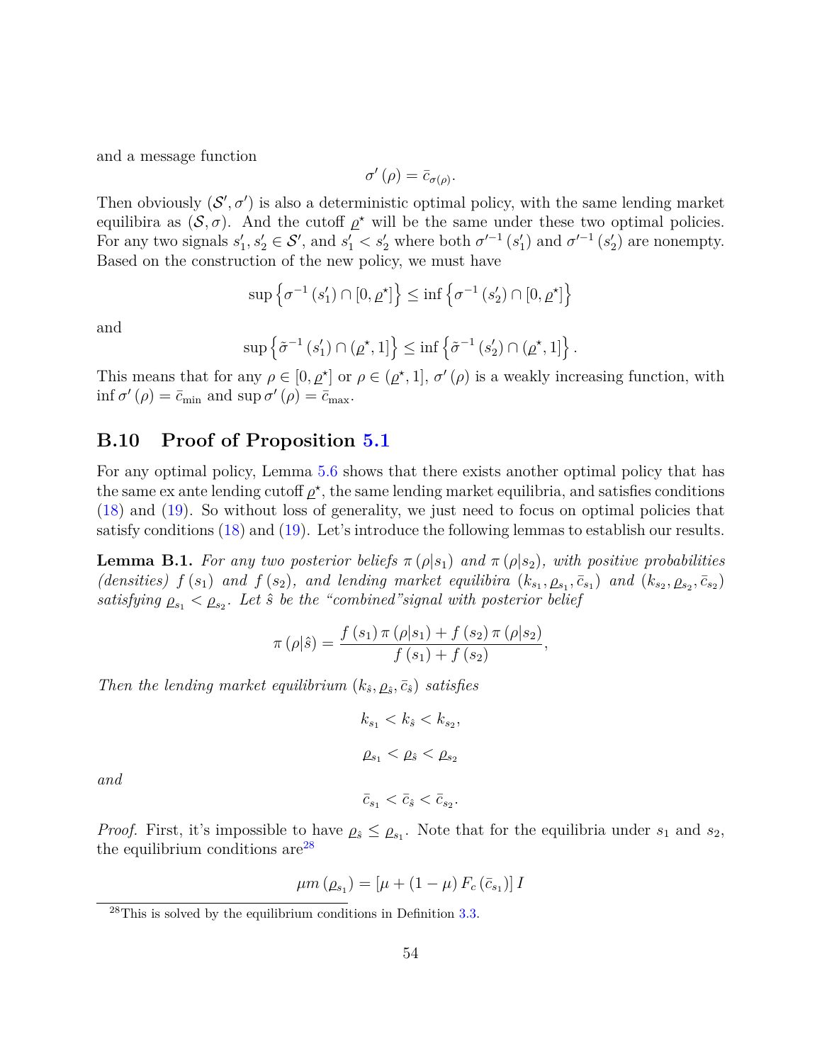and a message function

$$\sigma'(\rho) = \bar{c}_{\sigma(\rho)}.$$

Then obviously $(\mathcal{S}', \sigma')$ is also a deterministic optimal policy, with the same lending market equilibira as $(\mathcal{S}, \sigma)$. And the cutoff $\underline{\rho}^\star$ will be the same under these two optimal policies. For any two signals $s_1', s_2' \in \mathcal{S}'$, and $s_1' < s_2'$ where both $\sigma'^{-1}(s_1')$ and $\sigma'^{-1}(s_2')$ are nonempty. Based on the construction of the new policy, we must have

$$\sup\left\{\sigma^{-1}(s_1') \cap [0, \underline{\rho}^\star]\right\} \leq \inf\left\{\sigma^{-1}(s_2') \cap [0, \underline{\rho}^\star]\right\}$$

and

$$\sup\left\{\tilde{\sigma}^{-1}(s_1') \cap (\underline{\rho}^\star, 1]\right\} \leq \inf\left\{\tilde{\sigma}^{-1}(s_2') \cap (\underline{\rho}^\star, 1]\right\}.$$

This means that for any $\rho \in [0, \underline{\rho}^\star]$ or $\rho \in (\underline{\rho}^\star, 1]$, $\sigma'(\rho)$ is a weakly increasing function, with $\inf \sigma'(\rho) = \bar{c}_{\min}$ and $\sup \sigma'(\rho) = \bar{c}_{\max}$.

## B.10 Proof of Proposition 5.1

For any optimal policy, Lemma 5.6 shows that there exists another optimal policy that has the same ex ante lending cutoff $\underline{\rho}^\star$, the same lending market equilibria, and satisfies conditions (18) and (19). So without loss of generality, we just need to focus on optimal policies that satisfy conditions (18) and (19). Let's introduce the following lemmas to establish our results.

**Lemma B.1.** *For any two posterior beliefs $\pi(\rho|s_1)$ and $\pi(\rho|s_2)$, with positive probabilities (densities) $f(s_1)$ and $f(s_2)$, and lending market equilibira $(k_{s_1}, \underline{\rho}_{s_1}, \bar{c}_{s_1})$ and $(k_{s_2}, \underline{\rho}_{s_2}, \bar{c}_{s_2})$ satisfying $\underline{\rho}_{s_1} < \underline{\rho}_{s_2}$. Let $\hat{s}$ be the "combined"signal with posterior belief*

$$\pi(\rho|\hat{s}) = \frac{f(s_1)\pi(\rho|s_1) + f(s_2)\pi(\rho|s_2)}{f(s_1) + f(s_2)},$$

*Then the lending market equilibrium $(k_{\hat{s}}, \underline{\rho}_{\hat{s}}, \bar{c}_{\hat{s}})$ satisfies*

$$k_{s_1} < k_{\hat{s}} < k_{s_2},$$

$$\underline{\rho}_{s_1} < \underline{\rho}_{\hat{s}} < \underline{\rho}_{s_2}$$

*and*

$$\bar{c}_{s_1} < \bar{c}_{\hat{s}} < \bar{c}_{s_2}.$$

*Proof.* First, it's impossible to have $\underline{\rho}_{\hat{s}} \leq \underline{\rho}_{s_1}$. Note that for the equilibria under $s_1$ and $s_2$, the equilibrium conditions are[28]

$$\mu m(\underline{\rho}_{s_1}) = [\mu + (1-\mu) F_c(\bar{c}_{s_1})] I$$

[28] This is solved by the equilibrium conditions in Definition 3.3.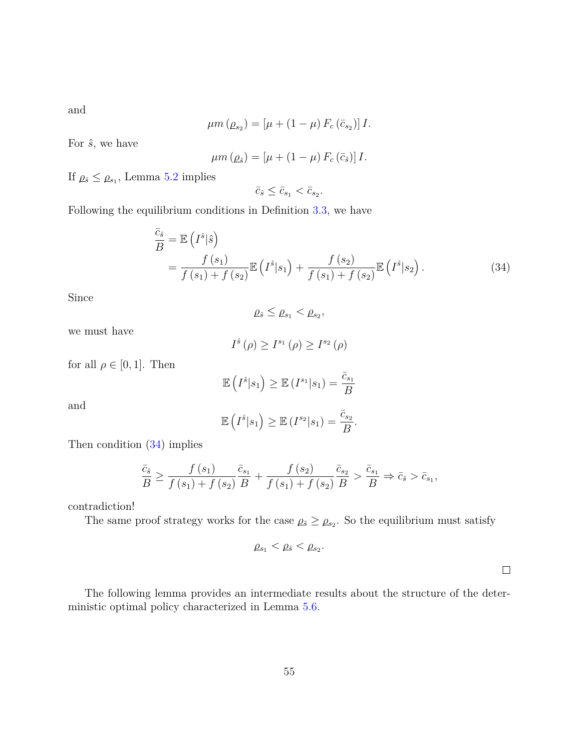and

$$\mu m\left(\underline{\rho}_{s_2}\right) = \left[\mu + (1-\mu) F_c\left(\bar{c}_{s_2}\right)\right] I.$$

For $\hat{s}$, we have

$$\mu m\left(\underline{\rho}_{\hat{s}}\right) = \left[\mu + (1-\mu) F_c\left(\bar{c}_{\hat{s}}\right)\right] I.$$

If $\underline{\rho}_{\hat{s}} \leq \underline{\rho}_{s_1}$, Lemma 5.2 implies

$$\bar{c}_{\hat{s}} \leq \bar{c}_{s_1} < \bar{c}_{s_2}.$$

Following the equilibrium conditions in Definition 3.3, we have

$$\begin{aligned}
\frac{\bar{c}_{\hat{s}}}{B} &= \mathbb{E}\left(I^{\hat{s}}|\hat{s}\right) \\
&= \frac{f\left(s_1\right)}{f\left(s_1\right)+f\left(s_2\right)} \mathbb{E}\left(I^{\hat{s}}|s_1\right) + \frac{f\left(s_2\right)}{f\left(s_1\right)+f\left(s_2\right)} \mathbb{E}\left(I^{\hat{s}}|s_2\right).
\end{aligned} \tag{34}$$

Since

$$\underline{\rho}_{\hat{s}} \leq \underline{\rho}_{s_1} < \underline{\rho}_{s_2},$$

we must have

$$I^{\hat{s}}\left(\rho\right) \geq I^{s_1}\left(\rho\right) \geq I^{s_2}\left(\rho\right)$$

for all $\rho \in [0,1]$. Then

$$\mathbb{E}\left(I^{\hat{s}}|s_1\right) \geq \mathbb{E}\left(I^{s_1}|s_1\right) = \frac{\bar{c}_{s_1}}{B}$$

and

$$\mathbb{E}\left(I^{\hat{s}}|s_1\right) \geq \mathbb{E}\left(I^{s_2}|s_1\right) = \frac{\bar{c}_{s_2}}{B}.$$

Then condition (34) implies

$$\frac{\bar{c}_{\hat{s}}}{B} \geq \frac{f\left(s_1\right)}{f\left(s_1\right)+f\left(s_2\right)} \frac{\bar{c}_{s_1}}{B} + \frac{f\left(s_2\right)}{f\left(s_1\right)+f\left(s_2\right)} \frac{\bar{c}_{s_2}}{B} > \frac{\bar{c}_{s_1}}{B} \Rightarrow \bar{c}_{\hat{s}} > \bar{c}_{s_1},$$

contradiction!

The same proof strategy works for the case $\underline{\rho}_{\hat{s}} \geq \underline{\rho}_{s_2}$. So the equilibrium must satisfy

$$\underline{\rho}_{s_1} < \underline{\rho}_{\hat{s}} < \underline{\rho}_{s_2}.$$

$\square$

The following lemma provides an intermediate results about the structure of the deterministic optimal policy characterized in Lemma 5.6.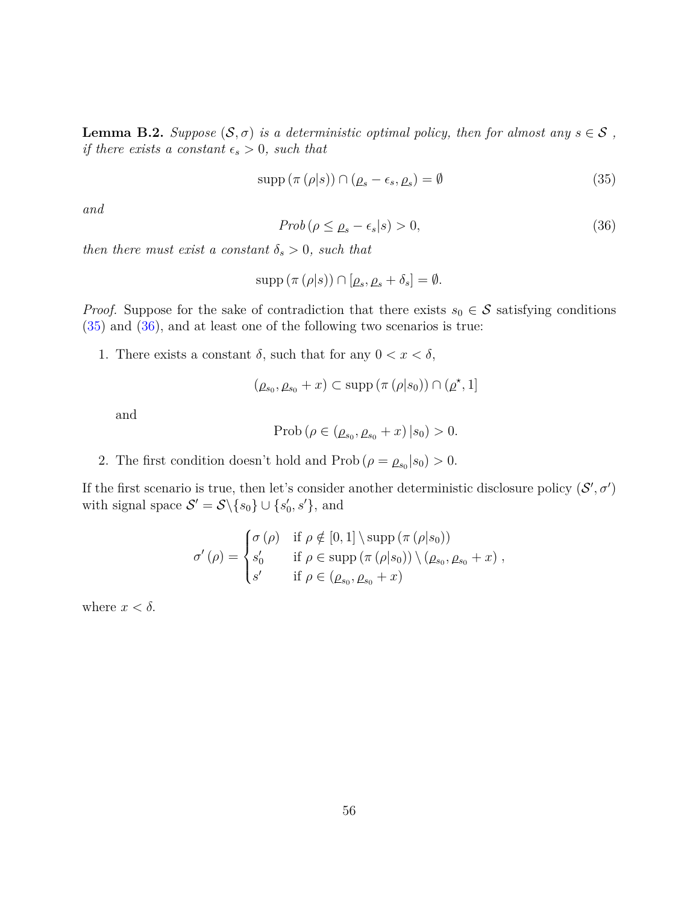**Lemma B.2.** *Suppose $(\mathcal{S}, \sigma)$ is a deterministic optimal policy, then for almost any $s \in \mathcal{S}$ , if there exists a constant $\epsilon_s > 0$, such that*

$$\operatorname{supp}\left(\pi\left(\rho|s\right)\right) \cap \left(\underline{\rho}_s - \epsilon_s, \underline{\rho}_s\right) = \emptyset \tag{35}$$

*and*

$$Prob\left(\rho \leq \underline{\rho}_s - \epsilon_s | s\right) > 0, \tag{36}$$

*then there must exist a constant $\delta_s > 0$, such that*

$$\operatorname{supp}\left(\pi\left(\rho|s\right)\right) \cap \left[\underline{\rho}_s, \underline{\rho}_s + \delta_s\right] = \emptyset.$$

*Proof.* Suppose for the sake of contradiction that there exists $s_0 \in \mathcal{S}$ satisfying conditions (35) and (36), and at least one of the following two scenarios is true:

1. There exists a constant $\delta$, such that for any $0 < x < \delta$,

$$\left(\underline{\rho}_{s_0}, \underline{\rho}_{s_0} + x\right) \subset \operatorname{supp}\left(\pi\left(\rho|s_0\right)\right) \cap \left(\underline{\rho}^\star, 1\right]$$

   and

$$\operatorname{Prob}\left(\rho \in \left(\underline{\rho}_{s_0}, \underline{\rho}_{s_0} + x\right) | s_0\right) > 0.$$

2. The first condition doesn't hold and $\operatorname{Prob}\left(\rho = \underline{\rho}_{s_0} | s_0\right) > 0$.

If the first scenario is true, then let's consider another deterministic disclosure policy $(\mathcal{S}', \sigma')$ with signal space $\mathcal{S}' = \mathcal{S} \backslash \{s_0\} \cup \{s_0', s'\}$, and

$$\sigma'\left(\rho\right) = \begin{cases} \sigma\left(\rho\right) & \text{if } \rho \notin [0,1] \setminus \operatorname{supp}\left(\pi\left(\rho|s_0\right)\right) \\ s_0' & \text{if } \rho \in \operatorname{supp}\left(\pi\left(\rho|s_0\right)\right) \setminus \left(\underline{\rho}_{s_0}, \underline{\rho}_{s_0} + x\right) \\ s' & \text{if } \rho \in \left(\underline{\rho}_{s_0}, \underline{\rho}_{s_0} + x\right) \end{cases},$$

where $x < \delta$.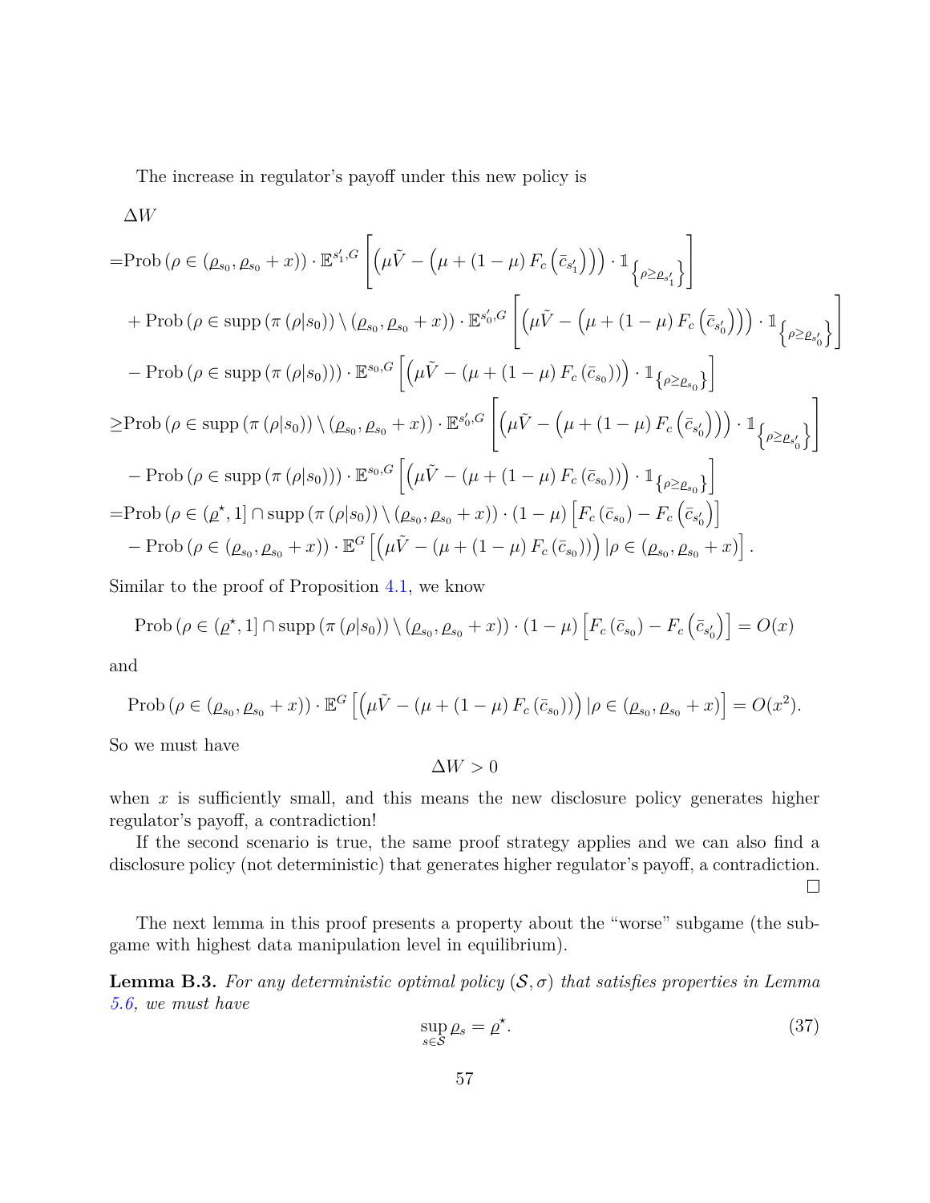The increase in regulator's payoff under this new policy is

$$
\begin{aligned}
&\Delta W \\
=&\text{Prob}\left(\rho \in \left(\underline{\rho}_{s_0}, \underline{\rho}_{s_0}+x\right)\right) \cdot \mathbb{E}^{s_1', G}\left[\left(\mu \tilde{V}-\left(\mu+(1-\mu) F_c\left(\bar{c}_{s_1'}\right)\right)\right) \cdot \mathbb{1}_{\left\{\rho \geq \underline{\rho}_{s_1'}\right\}}\right] \\
&+\text{Prob}\left(\rho \in \operatorname{supp}\left(\pi\left(\rho \mid s_0\right)\right) \setminus \left(\underline{\rho}_{s_0}, \underline{\rho}_{s_0}+x\right)\right) \cdot \mathbb{E}^{s_0', G}\left[\left(\mu \tilde{V}-\left(\mu+(1-\mu) F_c\left(\bar{c}_{s_0'}\right)\right)\right) \cdot \mathbb{1}_{\left\{\rho \geq \underline{\rho}_{s_0'}\right\}}\right] \\
&-\text{Prob}\left(\rho \in \operatorname{supp}\left(\pi\left(\rho \mid s_0\right)\right)\right) \cdot \mathbb{E}^{s_0, G}\left[\left(\mu \tilde{V}-\left(\mu+(1-\mu) F_c\left(\bar{c}_{s_0}\right)\right)\right) \cdot \mathbb{1}_{\left\{\rho \geq \underline{\rho}_{s_0}\right\}}\right] \\
\geq&\text{Prob}\left(\rho \in \operatorname{supp}\left(\pi\left(\rho \mid s_0\right)\right) \setminus \left(\underline{\rho}_{s_0}, \underline{\rho}_{s_0}+x\right)\right) \cdot \mathbb{E}^{s_0', G}\left[\left(\mu \tilde{V}-\left(\mu+(1-\mu) F_c\left(\bar{c}_{s_0'}\right)\right)\right) \cdot \mathbb{1}_{\left\{\rho \geq \underline{\rho}_{s_0'}\right\}}\right] \\
&-\text{Prob}\left(\rho \in \operatorname{supp}\left(\pi\left(\rho \mid s_0\right)\right)\right) \cdot \mathbb{E}^{s_0, G}\left[\left(\mu \tilde{V}-\left(\mu+(1-\mu) F_c\left(\bar{c}_{s_0}\right)\right)\right) \cdot \mathbb{1}_{\left\{\rho \geq \underline{\rho}_{s_0}\right\}}\right] \\
=&\text{Prob}\left(\rho \in \left(\underline{\rho}^{\star}, 1\right] \cap \operatorname{supp}\left(\pi\left(\rho \mid s_0\right)\right) \setminus \left(\underline{\rho}_{s_0}, \underline{\rho}_{s_0}+x\right)\right) \cdot (1-\mu)\left[F_c\left(\bar{c}_{s_0}\right)-F_c\left(\bar{c}_{s_0'}\right)\right] \\
&-\text{Prob}\left(\rho \in \left(\underline{\rho}_{s_0}, \underline{\rho}_{s_0}+x\right)\right) \cdot \mathbb{E}^{G}\left[\left(\mu \tilde{V}-\left(\mu+(1-\mu) F_c\left(\bar{c}_{s_0}\right)\right)\right) \mid \rho \in \left(\underline{\rho}_{s_0}, \underline{\rho}_{s_0}+x\right)\right].
\end{aligned}
$$

Similar to the proof of Proposition 4.1, we know

$$
\text{Prob}\left(\rho \in \left(\underline{\rho}^{\star}, 1\right] \cap \operatorname{supp}\left(\pi\left(\rho \mid s_0\right)\right) \setminus \left(\underline{\rho}_{s_0}, \underline{\rho}_{s_0}+x\right)\right) \cdot (1-\mu)\left[F_c\left(\bar{c}_{s_0}\right)-F_c\left(\bar{c}_{s_0'}\right)\right]=O(x)
$$

and

$$
\text{Prob}\left(\rho \in \left(\underline{\rho}_{s_0}, \underline{\rho}_{s_0}+x\right)\right) \cdot \mathbb{E}^{G}\left[\left(\mu \tilde{V}-\left(\mu+(1-\mu) F_c\left(\bar{c}_{s_0}\right)\right)\right) \mid \rho \in \left(\underline{\rho}_{s_0}, \underline{\rho}_{s_0}+x\right)\right]=O(x^2).
$$

So we must have

$$
\Delta W>0
$$

when $x$ is sufficiently small, and this means the new disclosure policy generates higher regulator's payoff, a contradiction!

If the second scenario is true, the same proof strategy applies and we can also find a disclosure policy (not deterministic) that generates higher regulator's payoff, a contradiction. □

The next lemma in this proof presents a property about the "worse" subgame (the subgame with highest data manipulation level in equilibrium).

**Lemma B.3.** *For any deterministic optimal policy $(\mathcal{S}, \sigma)$ that satisfies properties in Lemma 5.6, we must have*

$$
\sup_{s \in \mathcal{S}} \underline{\rho}_s=\underline{\rho}^{\star}. \tag{37}
$$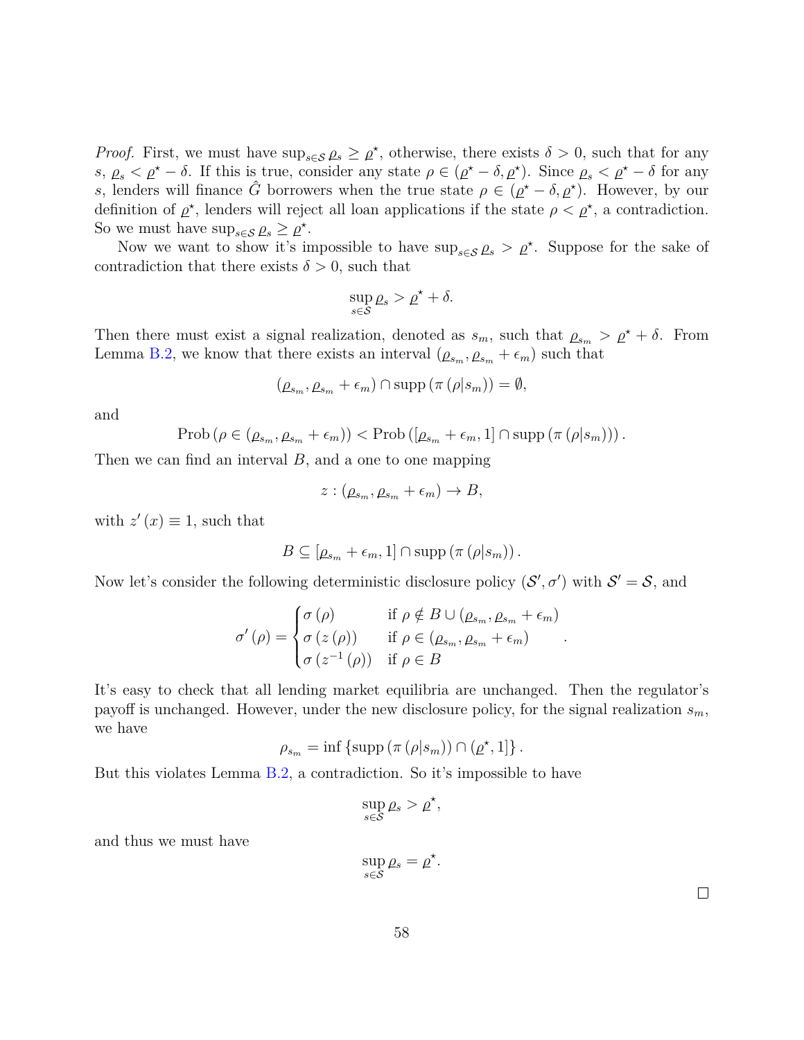*Proof.* First, we must have $\sup_{s\in\mathcal{S}} \varrho_s \geq \varrho^\star$, otherwise, there exists $\delta > 0$, such that for any $s$, $\varrho_s < \varrho^\star - \delta$. If this is true, consider any state $\rho \in (\varrho^\star - \delta, \varrho^\star)$. Since $\varrho_s < \varrho^\star - \delta$ for any $s$, lenders will finance $\hat{G}$ borrowers when the true state $\rho \in (\varrho^\star - \delta, \varrho^\star)$. However, by our definition of $\varrho^\star$, lenders will reject all loan applications if the state $\rho < \varrho^\star$, a contradiction. So we must have $\sup_{s\in\mathcal{S}} \varrho_s \geq \varrho^\star$.

Now we want to show it's impossible to have $\sup_{s\in\mathcal{S}} \varrho_s > \varrho^\star$. Suppose for the sake of contradiction that there exists $\delta > 0$, such that

$$\sup_{s\in\mathcal{S}} \varrho_s > \varrho^\star + \delta.$$

Then there must exist a signal realization, denoted as $s_m$, such that $\varrho_{s_m} > \varrho^\star + \delta$. From Lemma B.2, we know that there exists an interval $(\varrho_{s_m}, \varrho_{s_m} + \epsilon_m)$ such that

$$(\varrho_{s_m}, \varrho_{s_m} + \epsilon_m) \cap \operatorname{supp}(\pi(\rho|s_m)) = \emptyset,$$

and

$$\operatorname{Prob}(\rho \in (\varrho_{s_m}, \varrho_{s_m} + \epsilon_m)) < \operatorname{Prob}([\varrho_{s_m} + \epsilon_m, 1] \cap \operatorname{supp}(\pi(\rho|s_m))).$$

Then we can find an interval $B$, and a one to one mapping

$$z : (\varrho_{s_m}, \varrho_{s_m} + \epsilon_m) \to B,$$

with $z'(x) \equiv 1$, such that

$$B \subseteq [\varrho_{s_m} + \epsilon_m, 1] \cap \operatorname{supp}(\pi(\rho|s_m)).$$

Now let's consider the following deterministic disclosure policy $(\mathcal{S}', \sigma')$ with $\mathcal{S}' = \mathcal{S}$, and

$$\sigma'(\rho) = \begin{cases} \sigma(\rho) & \text{if } \rho \notin B \cup (\varrho_{s_m}, \varrho_{s_m} + \epsilon_m) \\ \sigma(z(\rho)) & \text{if } \rho \in (\varrho_{s_m}, \varrho_{s_m} + \epsilon_m) \\ \sigma(z^{-1}(\rho)) & \text{if } \rho \in B \end{cases}.$$

It's easy to check that all lending market equilibria are unchanged. Then the regulator's payoff is unchanged. However, under the new disclosure policy, for the signal realization $s_m$, we have

$$\rho_{s_m} = \inf\{\operatorname{supp}(\pi(\rho|s_m)) \cap (\varrho^\star, 1]\}.$$

But this violates Lemma B.2, a contradiction. So it's impossible to have

$$\sup_{s\in\mathcal{S}} \varrho_s > \varrho^\star,$$

and thus we must have

$$\sup_{s\in\mathcal{S}} \varrho_s = \varrho^\star.$$

□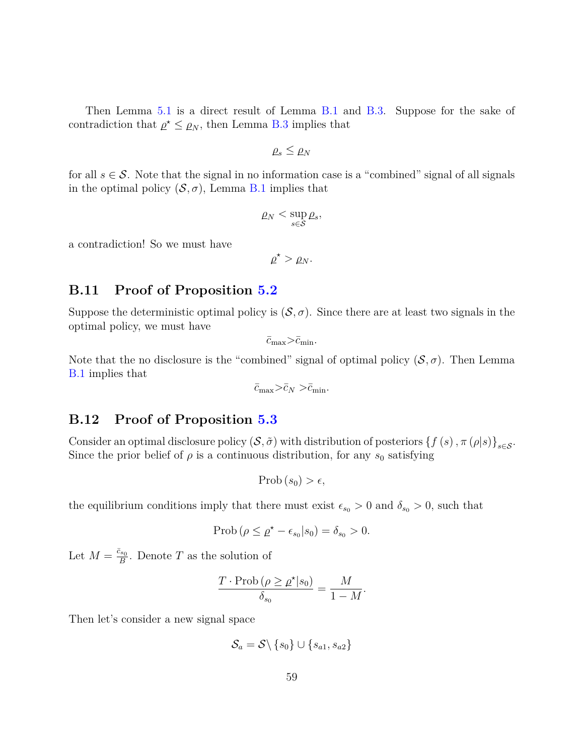Then Lemma 5.1 is a direct result of Lemma B.1 and B.3. Suppose for the sake of contradiction that $\underline{\rho}^{\star} \leq \underline{\rho}_N$, then Lemma B.3 implies that

$$\underline{\rho}_s \leq \underline{\rho}_N$$

for all $s \in \mathcal{S}$. Note that the signal in no information case is a "combined" signal of all signals in the optimal policy $(\mathcal{S}, \sigma)$, Lemma B.1 implies that

$$\underline{\rho}_N < \sup_{s \in \mathcal{S}} \underline{\rho}_s,$$

a contradiction! So we must have

$$\underline{\rho}^{\star} > \underline{\rho}_N.$$

## B.11 Proof of Proposition 5.2

Suppose the deterministic optimal policy is $(\mathcal{S}, \sigma)$. Since there are at least two signals in the optimal policy, we must have

$$\bar{c}_{\max} > \bar{c}_{\min}.$$

Note that the no disclosure is the "combined" signal of optimal policy $(\mathcal{S}, \sigma)$. Then Lemma B.1 implies that

$$\bar{c}_{\max} > \bar{c}_N > \bar{c}_{\min}.$$

## B.12 Proof of Proposition 5.3

Consider an optimal disclosure policy $(\mathcal{S}, \tilde{\sigma})$ with distribution of posteriors $\{f(s), \pi(\rho|s)\}_{s \in \mathcal{S}}$. Since the prior belief of $\rho$ is a continuous distribution, for any $s_0$ satisfying

$$\text{Prob}(s_0) > \epsilon,$$

the equilibrium conditions imply that there must exist $\epsilon_{s_0} > 0$ and $\delta_{s_0} > 0$, such that

$$\text{Prob}(\rho \leq \underline{\rho}^{\star} - \epsilon_{s_0} | s_0) = \delta_{s_0} > 0.$$

Let $M = \frac{\bar{c}_{s_0}}{B}$. Denote $T$ as the solution of

$$\frac{T \cdot \text{Prob}(\rho \geq \underline{\rho}^{\star} | s_0)}{\delta_{s_0}} = \frac{M}{1 - M}.$$

Then let's consider a new signal space

$$\mathcal{S}_a = \mathcal{S} \backslash \{s_0\} \cup \{s_{a1}, s_{a2}\}$$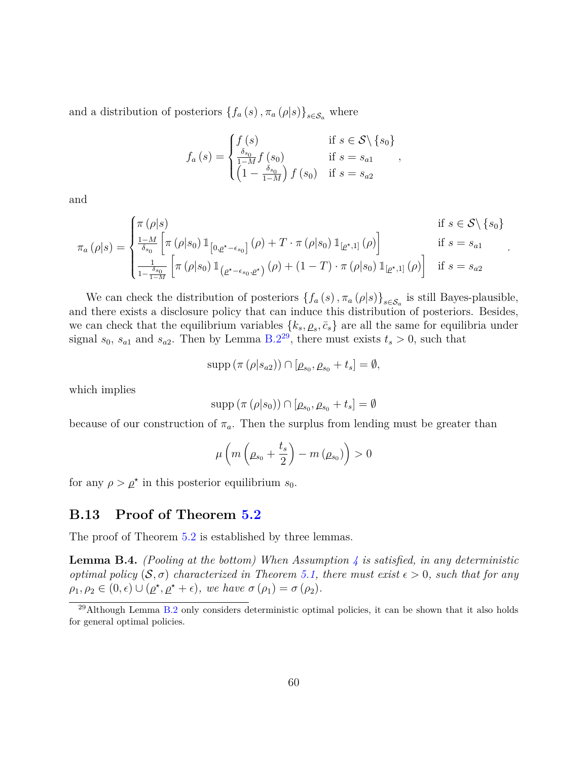and a distribution of posteriors $\{f_a(s), \pi_a(\rho|s)\}_{s\in\mathcal{S}_a}$ where

$$
f_a(s) = \begin{cases} f(s) & \text{if } s \in \mathcal{S}\backslash\{s_0\} \\ \frac{\delta_{s_0}}{1-M} f(s_0) & \text{if } s = s_{a1} \\ \left(1 - \frac{\delta_{s_0}}{1-M}\right) f(s_0) & \text{if } s = s_{a2} \end{cases},
$$

and

$$
\pi_a(\rho|s) = \begin{cases} \pi(\rho|s) & \text{if } s \in \mathcal{S}\backslash\{s_0\} \\ \frac{1-M}{\delta_{s_0}} \left[\pi(\rho|s_0) \mathbb{1}_{\left[0, \underline{\varrho}^\star - \epsilon_{s_0}\right]}(\rho) + T \cdot \pi(\rho|s_0) \mathbb{1}_{[\underline{\varrho}^\star, 1]}(\rho)\right] & \text{if } s = s_{a1} \\ \frac{1}{1-\frac{\delta_{s_0}}{1-M}} \left[\pi(\rho|s_0) \mathbb{1}_{\left(\underline{\varrho}^\star - \epsilon_{s_0}, \underline{\varrho}^\star\right)}(\rho) + (1-T) \cdot \pi(\rho|s_0) \mathbb{1}_{[\underline{\varrho}^\star, 1]}(\rho)\right] & \text{if } s = s_{a2} \end{cases}.
$$

We can check the distribution of posteriors $\{f_a(s), \pi_a(\rho|s)\}_{s\in\mathcal{S}_a}$ is still Bayes-plausible, and there exists a disclosure policy that can induce this distribution of posteriors. Besides, we can check that the equilibrium variables $\{k_s, \underline{\varrho}_s, \bar{c}_s\}$ are all the same for equilibria under signal $s_0$, $s_{a1}$ and $s_{a2}$. Then by Lemma B.2[29], there must exists $t_s > 0$, such that

$$
\text{supp}\left(\pi\left(\rho|s_{a2}\right)\right) \cap \left[\underline{\varrho}_{s_0}, \underline{\varrho}_{s_0} + t_s\right] = \emptyset,
$$

which implies

$$
\text{supp}\left(\pi\left(\rho|s_0\right)\right) \cap \left[\underline{\varrho}_{s_0}, \underline{\varrho}_{s_0} + t_s\right] = \emptyset
$$

because of our construction of $\pi_a$. Then the surplus from lending must be greater than

$$
\mu\left(m\left(\underline{\varrho}_{s_0} + \frac{t_s}{2}\right) - m\left(\underline{\varrho}_{s_0}\right)\right) > 0
$$

for any $\rho > \underline{\varrho}^\star$ in this posterior equilibrium $s_0$.

## B.13 Proof of Theorem 5.2

The proof of Theorem 5.2 is established by three lemmas.

**Lemma B.4.** *(Pooling at the bottom) When Assumption 4 is satisfied, in any deterministic optimal policy $(\mathcal{S}, \sigma)$ characterized in Theorem 5.1, there must exist $\epsilon > 0$, such that for any $\rho_1, \rho_2 \in (0, \epsilon) \cup (\underline{\varrho}^\star, \underline{\varrho}^\star + \epsilon)$, we have $\sigma(\rho_1) = \sigma(\rho_2)$.*

[29] Although Lemma B.2 only considers deterministic optimal policies, it can be shown that it also holds for general optimal policies.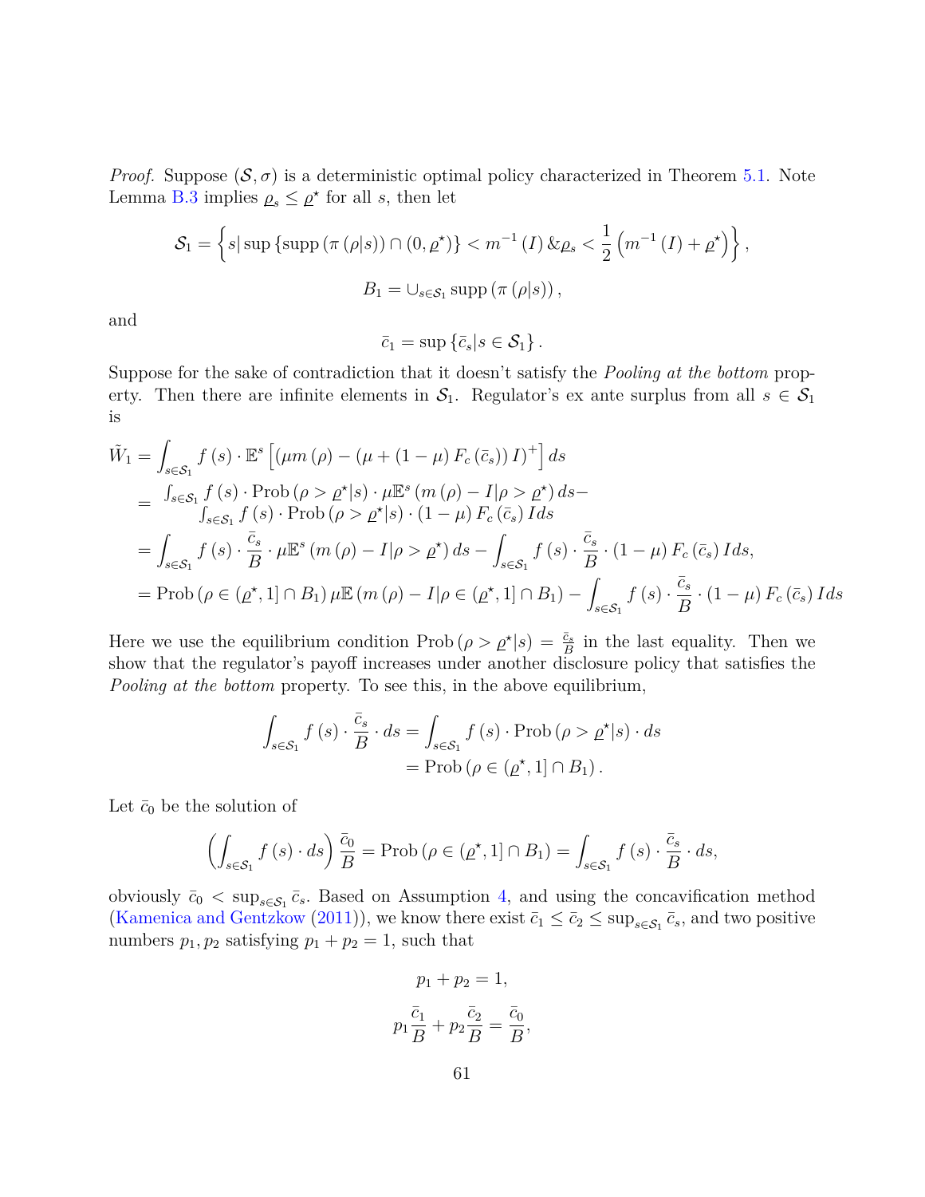*Proof.* Suppose $(\mathcal{S}, \sigma)$ is a deterministic optimal policy characterized in Theorem 5.1. Note Lemma B.3 implies $\underline{\rho}_s \leq \underline{\rho}^\star$ for all $s$, then let

$$\mathcal{S}_1 = \left\{ s | \sup \left\{ \text{supp}\left(\pi\left(\rho|s\right)\right) \cap (0, \underline{\rho}^\star) \right\} < m^{-1}\left(I\right) \& \underline{\rho}_s < \frac{1}{2}\left(m^{-1}\left(I\right) + \underline{\rho}^\star\right) \right\},$$

$$B_1 = \cup_{s \in \mathcal{S}_1} \text{supp}\left(\pi\left(\rho|s\right)\right),$$

and

$$\bar{c}_1 = \sup\left\{ \bar{c}_s | s \in \mathcal{S}_1 \right\}.$$

Suppose for the sake of contradiction that it doesn't satisfy the *Pooling at the bottom* property. Then there are infinite elements in $\mathcal{S}_1$. Regulator's ex ante surplus from all $s \in \mathcal{S}_1$ is

$$\begin{aligned}
\tilde{W}_1 &= \int_{s \in \mathcal{S}_1} f\left(s\right) \cdot \mathbb{E}^s \left[ \left( \mu m\left(\rho\right) - \left(\mu + \left(1-\mu\right) F_c\left(\bar{c}_s\right)\right) I \right)^+ \right] ds \\
&= \begin{array}{l} \int_{s \in \mathcal{S}_1} f\left(s\right) \cdot \text{Prob}\left(\rho > \underline{\rho}^\star | s\right) \cdot \mu \mathbb{E}^s \left(m\left(\rho\right) - I | \rho > \underline{\rho}^\star\right) ds - \\ \int_{s \in \mathcal{S}_1} f\left(s\right) \cdot \text{Prob}\left(\rho > \underline{\rho}^\star | s\right) \cdot \left(1-\mu\right) F_c\left(\bar{c}_s\right) I ds \end{array} \\
&= \int_{s \in \mathcal{S}_1} f\left(s\right) \cdot \frac{\bar{c}_s}{B} \cdot \mu \mathbb{E}^s \left(m\left(\rho\right) - I | \rho > \underline{\rho}^\star\right) ds - \int_{s \in \mathcal{S}_1} f\left(s\right) \cdot \frac{\bar{c}_s}{B} \cdot \left(1-\mu\right) F_c\left(\bar{c}_s\right) I ds, \\
&= \text{Prob}\left(\rho \in (\underline{\rho}^\star, 1] \cap B_1\right) \mu \mathbb{E}\left(m\left(\rho\right) - I | \rho \in (\underline{\rho}^\star, 1] \cap B_1\right) - \int_{s \in \mathcal{S}_1} f\left(s\right) \cdot \frac{\bar{c}_s}{B} \cdot \left(1-\mu\right) F_c\left(\bar{c}_s\right) I ds
\end{aligned}$$

Here we use the equilibrium condition $\text{Prob}\left(\rho > \underline{\rho}^\star | s\right) = \frac{\bar{c}_s}{B}$ in the last equality. Then we show that the regulator's payoff increases under another disclosure policy that satisfies the *Pooling at the bottom* property. To see this, in the above equilibrium,

$$\begin{aligned}
\int_{s \in \mathcal{S}_1} f\left(s\right) \cdot \frac{\bar{c}_s}{B} \cdot ds &= \int_{s \in \mathcal{S}_1} f\left(s\right) \cdot \text{Prob}\left(\rho > \underline{\rho}^\star | s\right) \cdot ds \\
&= \text{Prob}\left(\rho \in (\underline{\rho}^\star, 1] \cap B_1\right).
\end{aligned}$$

Let $\bar{c}_0$ be the solution of

$$\left(\int_{s \in \mathcal{S}_1} f\left(s\right) \cdot ds\right) \frac{\bar{c}_0}{B} = \text{Prob}\left(\rho \in (\underline{\rho}^\star, 1] \cap B_1\right) = \int_{s \in \mathcal{S}_1} f\left(s\right) \cdot \frac{\bar{c}_s}{B} \cdot ds,$$

obviously $\bar{c}_0 < \sup_{s \in \mathcal{S}_1} \bar{c}_s$. Based on Assumption 4, and using the concavification method (Kamenica and Gentzkow (2011)), we know there exist $\bar{c}_1 \leq \bar{c}_2 \leq \sup_{s \in \mathcal{S}_1} \bar{c}_s$, and two positive numbers $p_1, p_2$ satisfying $p_1 + p_2 = 1$, such that

$$p_1 + p_2 = 1,$$

$$p_1 \frac{\bar{c}_1}{B} + p_2 \frac{\bar{c}_2}{B} = \frac{\bar{c}_0}{B},$$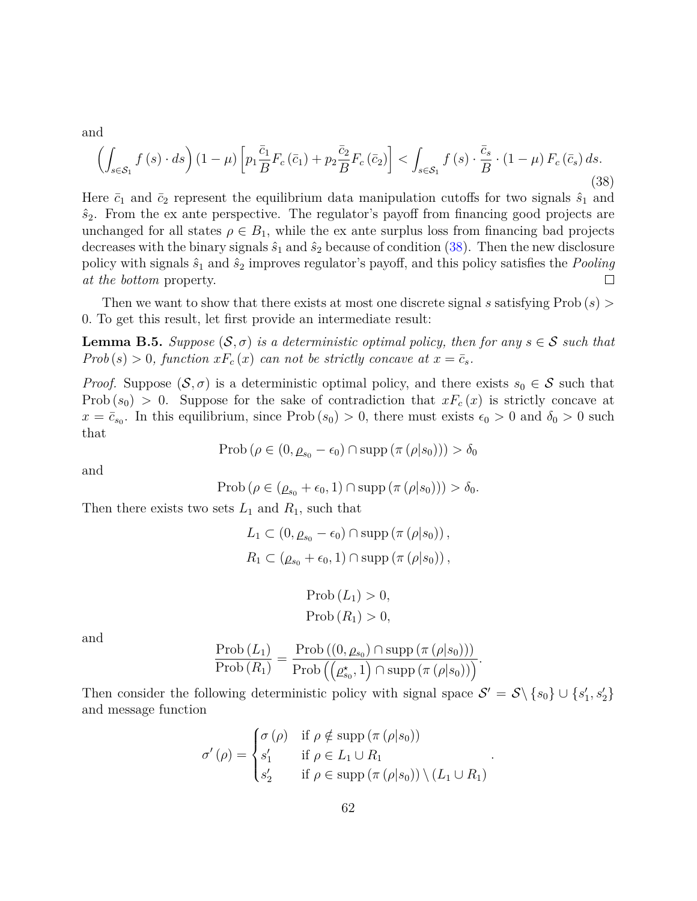and

$$
\left(\int_{s\in\mathcal{S}_1} f(s)\cdot ds\right)(1-\mu)\left[p_1\frac{\bar{c}_1}{B}F_c(\bar{c}_1)+p_2\frac{\bar{c}_2}{B}F_c(\bar{c}_2)\right]<\int_{s\in\mathcal{S}_1} f(s)\cdot\frac{\bar{c}_s}{B}\cdot(1-\mu)F_c(\bar{c}_s)\,ds. \tag{38}
$$

Here $\bar{c}_1$ and $\bar{c}_2$ represent the equilibrium data manipulation cutoffs for two signals $\hat{s}_1$ and $\hat{s}_2$. From the ex ante perspective. The regulator's payoff from financing good projects are unchanged for all states $\rho \in B_1$, while the ex ante surplus loss from financing bad projects decreases with the binary signals $\hat{s}_1$ and $\hat{s}_2$ because of condition (38). Then the new disclosure policy with signals $\hat{s}_1$ and $\hat{s}_2$ improves regulator's payoff, and this policy satisfies the *Pooling at the bottom* property. □

Then we want to show that there exists at most one discrete signal $s$ satisfying $\text{Prob}(s) > 0$. To get this result, let first provide an intermediate result:

**Lemma B.5.** *Suppose $(\mathcal{S}, \sigma)$ is a deterministic optimal policy, then for any $s \in \mathcal{S}$ such that $\text{Prob}(s) > 0$, function $xF_c(x)$ can not be strictly concave at $x = \bar{c}_s$.*

*Proof.* Suppose $(\mathcal{S}, \sigma)$ is a deterministic optimal policy, and there exists $s_0 \in \mathcal{S}$ such that $\text{Prob}(s_0) > 0$. Suppose for the sake of contradiction that $xF_c(x)$ is strictly concave at $x = \bar{c}_{s_0}$. In this equilibrium, since $\text{Prob}(s_0) > 0$, there must exists $\epsilon_0 > 0$ and $\delta_0 > 0$ such that

$$
\text{Prob}\left(\rho \in (0, \varrho_{s_0} - \epsilon_0) \cap \text{supp}\left(\pi\left(\rho|s_0\right)\right)\right) > \delta_0
$$

and

$$
\text{Prob}\left(\rho \in (\varrho_{s_0} + \epsilon_0, 1) \cap \text{supp}\left(\pi\left(\rho|s_0\right)\right)\right) > \delta_0.
$$

Then there exists two sets $L_1$ and $R_1$, such that

$$
L_1 \subset (0, \varrho_{s_0} - \epsilon_0) \cap \text{supp}\left(\pi\left(\rho|s_0\right)\right),
$$
$$
R_1 \subset (\varrho_{s_0} + \epsilon_0, 1) \cap \text{supp}\left(\pi\left(\rho|s_0\right)\right),
$$

$$
\text{Prob}(L_1) > 0,
$$
$$
\text{Prob}(R_1) > 0,
$$

and

$$
\frac{\text{Prob}(L_1)}{\text{Prob}(R_1)} = \frac{\text{Prob}\left((0, \varrho_{s_0}) \cap \text{supp}\left(\pi\left(\rho|s_0\right)\right)\right)}{\text{Prob}\left(\left(\varrho^{\star}_{s_0}, 1\right) \cap \text{supp}\left(\pi\left(\rho|s_0\right)\right)\right)}.
$$

Then consider the following deterministic policy with signal space $\mathcal{S}' = \mathcal{S}\backslash\{s_0\} \cup \{s_1', s_2'\}$ and message function

$$
\sigma'(\rho) = \begin{cases} \sigma(\rho) & \text{if } \rho \notin \text{supp}\left(\pi\left(\rho|s_0\right)\right) \\ s_1' & \text{if } \rho \in L_1 \cup R_1 \\ s_2' & \text{if } \rho \in \text{supp}\left(\pi\left(\rho|s_0\right)\right) \setminus (L_1 \cup R_1) \end{cases}.
$$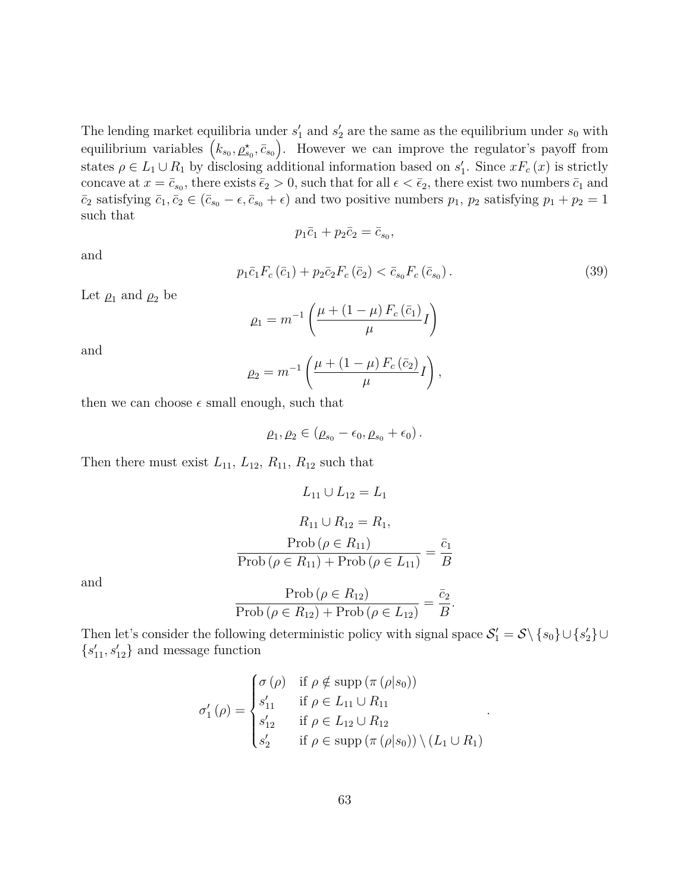The lending market equilibria under $s_1'$ and $s_2'$ are the same as the equilibrium under $s_0$ with equilibrium variables $\left(k_{s_0}, \underline{\rho}_{s_0}^{\star}, \bar{c}_{s_0}\right)$. However we can improve the regulator's payoff from states $\rho \in L_1 \cup R_1$ by disclosing additional information based on $s_1'$. Since $xF_c(x)$ is strictly concave at $x = \bar{c}_{s_0}$, there exists $\bar{\epsilon}_2 > 0$, such that for all $\epsilon < \bar{\epsilon}_2$, there exist two numbers $\bar{c}_1$ and $\bar{c}_2$ satisfying $\bar{c}_1, \bar{c}_2 \in (\bar{c}_{s_0} - \epsilon, \bar{c}_{s_0} + \epsilon)$ and two positive numbers $p_1$, $p_2$ satisfying $p_1 + p_2 = 1$ such that

$$p_1 \bar{c}_1 + p_2 \bar{c}_2 = \bar{c}_{s_0},$$

and

$$p_1 \bar{c}_1 F_c(\bar{c}_1) + p_2 \bar{c}_2 F_c(\bar{c}_2) < \bar{c}_{s_0} F_c(\bar{c}_{s_0}). \tag{39}$$

Let $\underline{\rho}_1$ and $\underline{\rho}_2$ be

$$\underline{\rho}_1 = m^{-1}\left(\frac{\mu + (1-\mu) F_c(\bar{c}_1)}{\mu} I\right)$$

and

$$\underline{\rho}_2 = m^{-1}\left(\frac{\mu + (1-\mu) F_c(\bar{c}_2)}{\mu} I\right),$$

then we can choose $\epsilon$ small enough, such that

$$\underline{\rho}_1, \underline{\rho}_2 \in (\underline{\rho}_{s_0} - \epsilon_0, \underline{\rho}_{s_0} + \epsilon_0).$$

Then there must exist $L_{11}$, $L_{12}$, $R_{11}$, $R_{12}$ such that

$$L_{11} \cup L_{12} = L_1$$

$$R_{11} \cup R_{12} = R_1,$$

$$\frac{\text{Prob}(\rho \in R_{11})}{\text{Prob}(\rho \in R_{11}) + \text{Prob}(\rho \in L_{11})} = \frac{\bar{c}_1}{B}$$

and

$$\frac{\text{Prob}(\rho \in R_{12})}{\text{Prob}(\rho \in R_{12}) + \text{Prob}(\rho \in L_{12})} = \frac{\bar{c}_2}{B}.$$

Then let's consider the following deterministic policy with signal space $\mathcal{S}_1' = \mathcal{S} \setminus \{s_0\} \cup \{s_2'\} \cup \{s_{11}', s_{12}'\}$ and message function

$$\sigma_1'(\rho) = \begin{cases} \sigma(\rho) & \text{if } \rho \notin \text{supp}(\pi(\rho|s_0)) \\ s_{11}' & \text{if } \rho \in L_{11} \cup R_{11} \\ s_{12}' & \text{if } \rho \in L_{12} \cup R_{12} \\ s_2' & \text{if } \rho \in \text{supp}(\pi(\rho|s_0)) \setminus (L_1 \cup R_1) \end{cases}.$$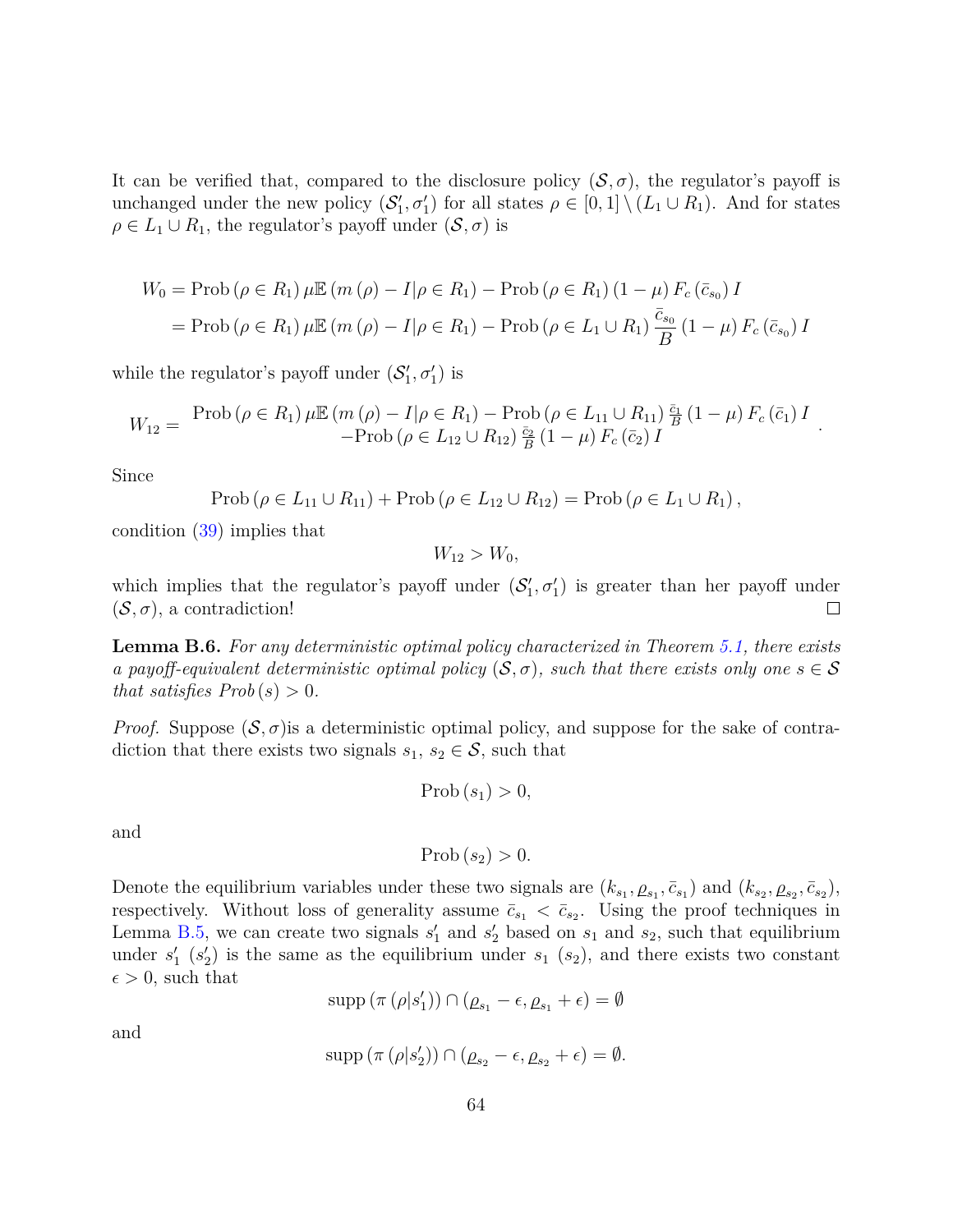It can be verified that, compared to the disclosure policy $(\mathcal{S},\sigma)$, the regulator's payoff is unchanged under the new policy $(\mathcal{S}_1',\sigma_1')$ for all states $\rho\in[0,1]\setminus(L_1\cup R_1)$. And for states $\rho\in L_1\cup R_1$, the regulator's payoff under $(\mathcal{S},\sigma)$ is

$$
\begin{aligned}
W_0 &= \text{Prob}\left(\rho\in R_1\right)\mu\mathbb{E}\left(m\left(\rho\right)-I|\rho\in R_1\right)-\text{Prob}\left(\rho\in R_1\right)\left(1-\mu\right)F_c\left(\bar{c}_{s_0}\right)I\\
&= \text{Prob}\left(\rho\in R_1\right)\mu\mathbb{E}\left(m\left(\rho\right)-I|\rho\in R_1\right)-\text{Prob}\left(\rho\in L_1\cup R_1\right)\frac{\bar{c}_{s_0}}{B}\left(1-\mu\right)F_c\left(\bar{c}_{s_0}\right)I
\end{aligned}
$$

while the regulator's payoff under $(\mathcal{S}_1',\sigma_1')$ is

$$
W_{12}=\begin{array}{c}\text{Prob}\left(\rho\in R_1\right)\mu\mathbb{E}\left(m\left(\rho\right)-I|\rho\in R_1\right)-\text{Prob}\left(\rho\in L_{11}\cup R_{11}\right)\frac{\bar{c}_1}{B}\left(1-\mu\right)F_c\left(\bar{c}_1\right)I\\ -\text{Prob}\left(\rho\in L_{12}\cup R_{12}\right)\frac{\bar{c}_2}{B}\left(1-\mu\right)F_c\left(\bar{c}_2\right)I\end{array}.
$$

Since

$$
\text{Prob}\left(\rho\in L_{11}\cup R_{11}\right)+\text{Prob}\left(\rho\in L_{12}\cup R_{12}\right)=\text{Prob}\left(\rho\in L_1\cup R_1\right),
$$

condition (39) implies that

$$
W_{12}>W_0,
$$

which implies that the regulator's payoff under $(\mathcal{S}_1',\sigma_1')$ is greater than her payoff under $(\mathcal{S},\sigma)$, a contradiction! ☐

**Lemma B.6.** *For any deterministic optimal policy characterized in Theorem 5.1, there exists a payoff-equivalent deterministic optimal policy $(\mathcal{S},\sigma)$, such that there exists only one $s\in\mathcal{S}$ that satisfies $\text{Prob}\,(s)>0$.*

*Proof.* Suppose $(\mathcal{S},\sigma)$is a deterministic optimal policy, and suppose for the sake of contradiction that there exists two signals $s_1$, $s_2\in\mathcal{S}$, such that

$$
\text{Prob}\left(s_1\right)>0,
$$

and

$$
\text{Prob}\left(s_2\right)>0.
$$

Denote the equilibrium variables under these two signals are $(k_{s_1},\underline{\rho}_{s_1},\bar{c}_{s_1})$ and $(k_{s_2},\underline{\rho}_{s_2},\bar{c}_{s_2})$, respectively. Without loss of generality assume $\bar{c}_{s_1}<\bar{c}_{s_2}$. Using the proof techniques in Lemma B.5, we can create two signals $s_1'$ and $s_2'$ based on $s_1$ and $s_2$, such that equilibrium under $s_1'$ ($s_2'$) is the same as the equilibrium under $s_1$ ($s_2$), and there exists two constant $\epsilon>0$, such that

$$
\text{supp}\left(\pi\left(\rho|s_1'\right)\right)\cap\left(\underline{\rho}_{s_1}-\epsilon,\underline{\rho}_{s_1}+\epsilon\right)=\emptyset
$$

and

$$
\text{supp}\left(\pi\left(\rho|s_2'\right)\right)\cap\left(\underline{\rho}_{s_2}-\epsilon,\underline{\rho}_{s_2}+\epsilon\right)=\emptyset.
$$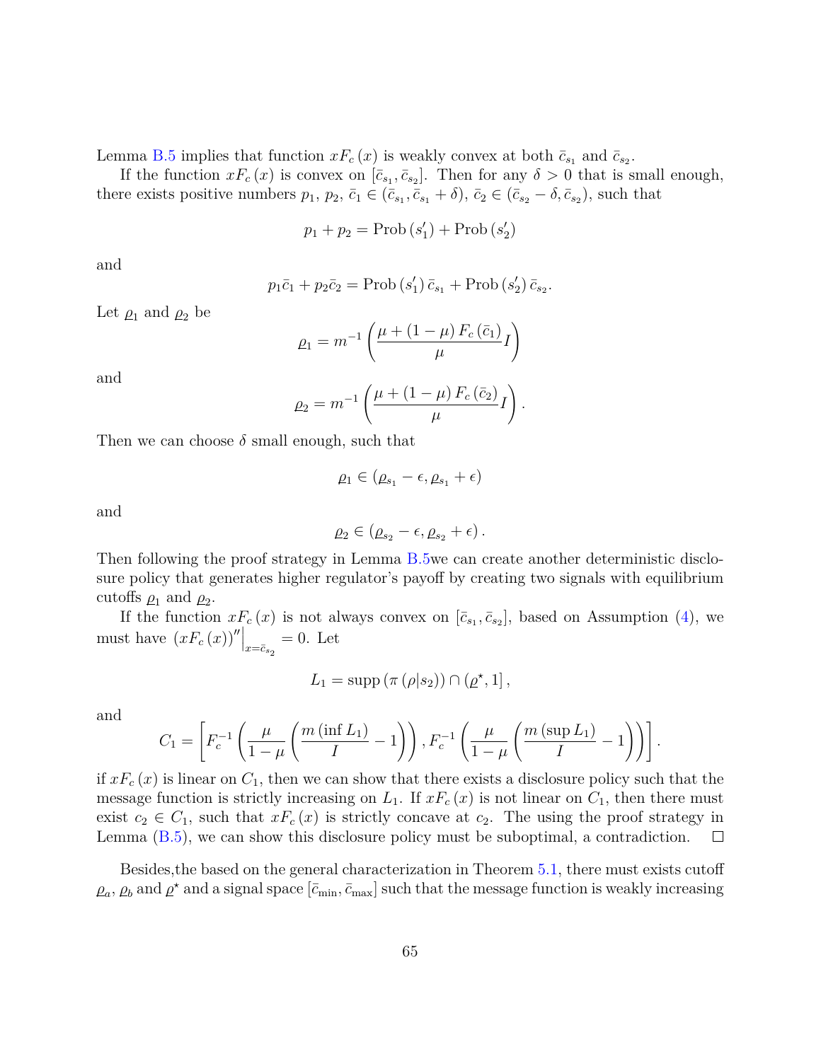Lemma B.5 implies that function $xF_c(x)$ is weakly convex at both $\bar{c}_{s_1}$ and $\bar{c}_{s_2}$.

If the function $xF_c(x)$ is convex on $[\bar{c}_{s_1}, \bar{c}_{s_2}]$. Then for any $\delta > 0$ that is small enough, there exists positive numbers $p_1$, $p_2$, $\bar{c}_1 \in (\bar{c}_{s_1}, \bar{c}_{s_1} + \delta)$, $\bar{c}_2 \in (\bar{c}_{s_2} - \delta, \bar{c}_{s_2})$, such that

$$p_1 + p_2 = \text{Prob}(s_1') + \text{Prob}(s_2')$$

and

$$p_1\bar{c}_1 + p_2\bar{c}_2 = \text{Prob}(s_1')\,\bar{c}_{s_1} + \text{Prob}(s_2')\,\bar{c}_{s_2}.$$

Let $\varrho_1$ and $\varrho_2$ be

$$\varrho_1 = m^{-1}\left(\frac{\mu + (1-\mu)\,F_c(\bar{c}_1)}{\mu} I\right)$$

and

$$\varrho_2 = m^{-1}\left(\frac{\mu + (1-\mu)\,F_c(\bar{c}_2)}{\mu} I\right).$$

Then we can choose $\delta$ small enough, such that

$$\varrho_1 \in (\varrho_{s_1} - \epsilon, \varrho_{s_1} + \epsilon)$$

and

$$\varrho_2 \in (\varrho_{s_2} - \epsilon, \varrho_{s_2} + \epsilon).$$

Then following the proof strategy in Lemma B.5we can create another deterministic disclosure policy that generates higher regulator's payoff by creating two signals with equilibrium cutoffs $\varrho_1$ and $\varrho_2$.

If the function $xF_c(x)$ is not always convex on $[\bar{c}_{s_1}, \bar{c}_{s_2}]$, based on Assumption (4), we must have $(xF_c(x))''\big|_{x=\bar{c}_{s_2}} = 0$. Let

$$L_1 = \text{supp}(\pi(\rho|s_2)) \cap (\varrho^\star, 1],$$

and

$$C_1 = \left[F_c^{-1}\left(\frac{\mu}{1-\mu}\left(\frac{m(\inf L_1)}{I} - 1\right)\right), F_c^{-1}\left(\frac{\mu}{1-\mu}\left(\frac{m(\sup L_1)}{I} - 1\right)\right)\right].$$

if $xF_c(x)$ is linear on $C_1$, then we can show that there exists a disclosure policy such that the message function is strictly increasing on $L_1$. If $xF_c(x)$ is not linear on $C_1$, then there must exist $c_2 \in C_1$, such that $xF_c(x)$ is strictly concave at $c_2$. The using the proof strategy in Lemma (B.5), we can show this disclosure policy must be suboptimal, a contradiction. $\square$

Besides,the based on the general characterization in Theorem 5.1, there must exists cutoff $\varrho_a$, $\varrho_b$ and $\varrho^\star$ and a signal space $[\bar{c}_{\min}, \bar{c}_{\max}]$ such that the message function is weakly increasing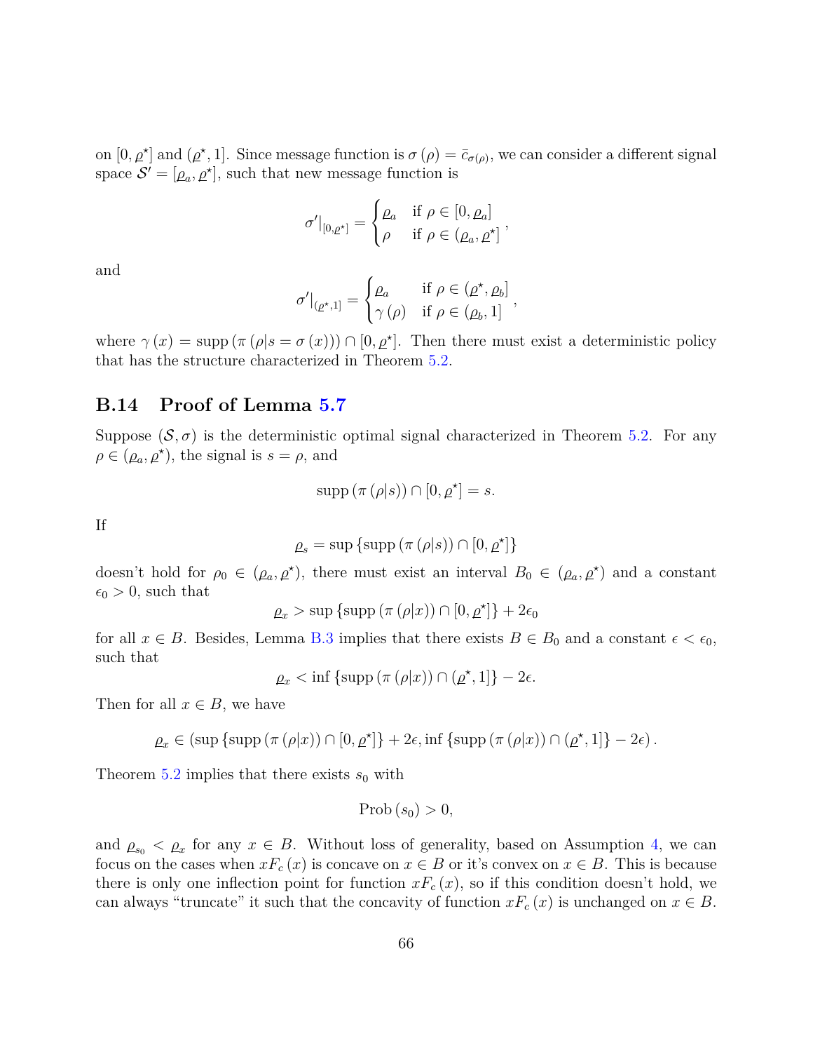on $[0, \underline{\varrho}^\star]$ and $(\underline{\varrho}^\star, 1]$. Since message function is $\sigma(\rho) = \bar{c}_{\sigma(\rho)}$, we can consider a different signal space $\mathcal{S}' = [\underline{\varrho}_a, \underline{\varrho}^\star]$, such that new message function is

$$\sigma'|_{[0,\underline{\varrho}^\star]} = \begin{cases} \underline{\varrho}_a & \text{if } \rho \in [0, \underline{\varrho}_a] \\ \rho & \text{if } \rho \in (\underline{\varrho}_a, \underline{\varrho}^\star] \end{cases},$$

and

$$\sigma'|_{(\underline{\varrho}^\star,1]} = \begin{cases} \underline{\varrho}_a & \text{if } \rho \in (\underline{\varrho}^\star, \underline{\varrho}_b] \\ \gamma(\rho) & \text{if } \rho \in (\underline{\varrho}_b, 1] \end{cases},$$

where $\gamma(x) = \text{supp}(\pi(\rho|s = \sigma(x))) \cap [0, \underline{\varrho}^\star]$. Then there must exist a deterministic policy that has the structure characterized in Theorem 5.2.

## B.14 Proof of Lemma 5.7

Suppose $(\mathcal{S}, \sigma)$ is the deterministic optimal signal characterized in Theorem 5.2. For any $\rho \in (\underline{\varrho}_a, \underline{\varrho}^\star)$, the signal is $s = \rho$, and

$$\text{supp}(\pi(\rho|s)) \cap [0, \underline{\varrho}^\star] = s.$$

If

$$\underline{\varrho}_s = \sup\{\text{supp}(\pi(\rho|s)) \cap [0, \underline{\varrho}^\star]\}$$

doesn't hold for $\rho_0 \in (\underline{\varrho}_a, \underline{\varrho}^\star)$, there must exist an interval $B_0 \in (\underline{\varrho}_a, \underline{\varrho}^\star)$ and a constant $\epsilon_0 > 0$, such that

$$\underline{\varrho}_x > \sup\{\text{supp}(\pi(\rho|x)) \cap [0, \underline{\varrho}^\star]\} + 2\epsilon_0$$

for all $x \in B$. Besides, Lemma B.3 implies that there exists $B \in B_0$ and a constant $\epsilon < \epsilon_0$, such that

$$\underline{\varrho}_x < \inf\{\text{supp}(\pi(\rho|x)) \cap (\underline{\varrho}^\star, 1]\} - 2\epsilon.$$

Then for all $x \in B$, we have

$$\underline{\varrho}_x \in (\sup\{\text{supp}(\pi(\rho|x)) \cap [0, \underline{\varrho}^\star]\} + 2\epsilon, \inf\{\text{supp}(\pi(\rho|x)) \cap (\underline{\varrho}^\star, 1]\} - 2\epsilon).$$

Theorem 5.2 implies that there exists $s_0$ with

$$\text{Prob}(s_0) > 0,$$

and $\underline{\varrho}_{s_0} < \underline{\varrho}_x$ for any $x \in B$. Without loss of generality, based on Assumption 4, we can focus on the cases when $xF_c(x)$ is concave on $x \in B$ or it's convex on $x \in B$. This is because there is only one inflection point for function $xF_c(x)$, so if this condition doesn't hold, we can always "truncate" it such that the concavity of function $xF_c(x)$ is unchanged on $x \in B$.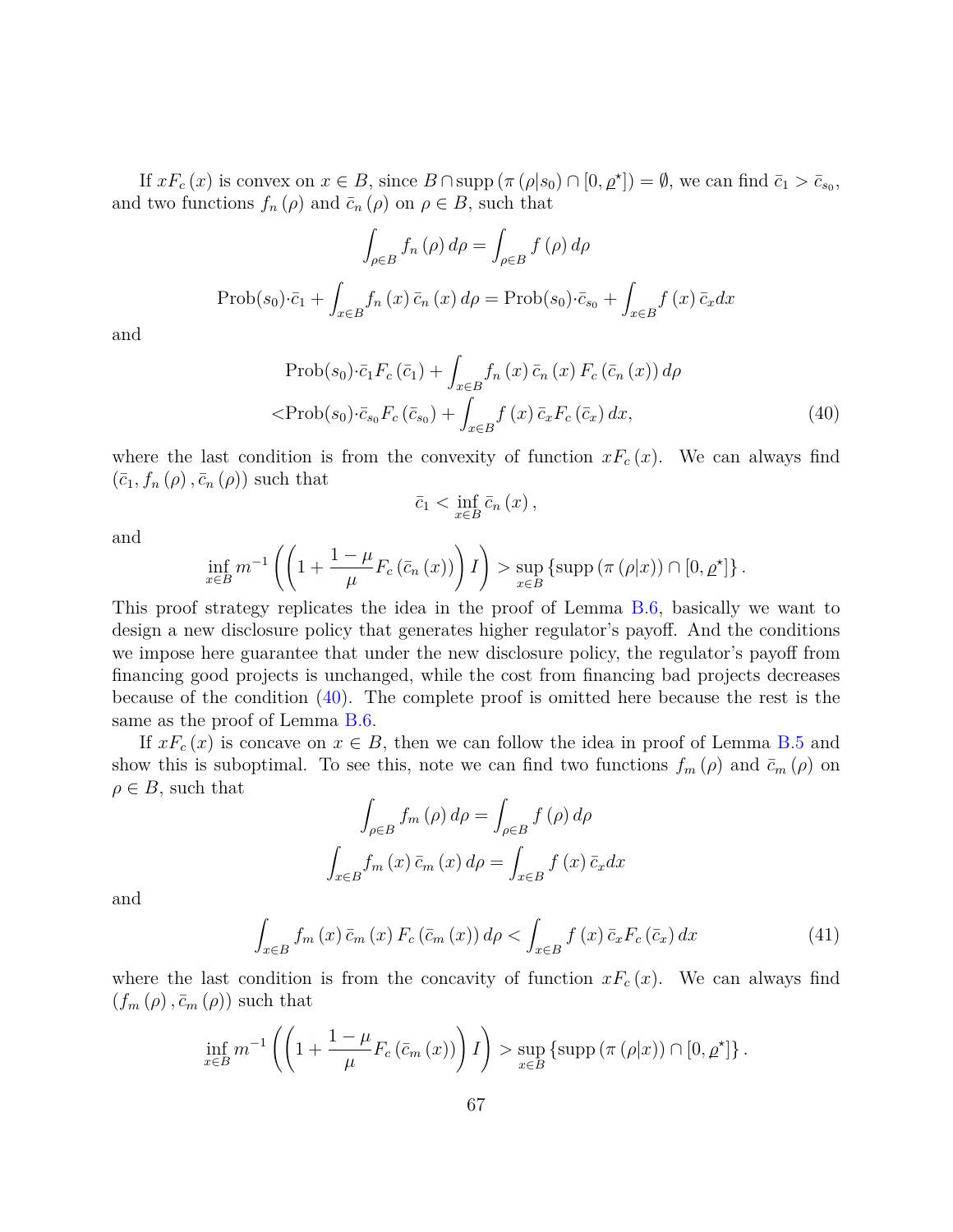If $xF_c(x)$ is convex on $x \in B$, since $B \cap \text{supp}(\pi(\rho|s_0) \cap [0, \underline{\rho}^\star]) = \emptyset$, we can find $\bar{c}_1 > \bar{c}_{s_0}$, and two functions $f_n(\rho)$ and $\bar{c}_n(\rho)$ on $\rho \in B$, such that

$$\int_{\rho \in B} f_n(\rho)\, d\rho = \int_{\rho \in B} f(\rho)\, d\rho$$

$$\text{Prob}(s_0) \cdot \bar{c}_1 + \int_{x \in B} f_n(x)\, \bar{c}_n(x)\, d\rho = \text{Prob}(s_0) \cdot \bar{c}_{s_0} + \int_{x \in B} f(x)\, \bar{c}_x dx$$

and

$$\begin{aligned} &\text{Prob}(s_0) \cdot \bar{c}_1 F_c(\bar{c}_1) + \int_{x \in B} f_n(x)\, \bar{c}_n(x)\, F_c(\bar{c}_n(x))\, d\rho \\ <&\text{Prob}(s_0) \cdot \bar{c}_{s_0} F_c(\bar{c}_{s_0}) + \int_{x \in B} f(x)\, \bar{c}_x F_c(\bar{c}_x)\, dx, \end{aligned} \tag{40}$$

where the last condition is from the convexity of function $xF_c(x)$. We can always find $(\bar{c}_1, f_n(\rho), \bar{c}_n(\rho))$ such that

$$\bar{c}_1 < \inf_{x \in B} \bar{c}_n(x),$$

and

$$\inf_{x \in B} m^{-1}\left(\left(1 + \frac{1-\mu}{\mu} F_c(\bar{c}_n(x))\right) I\right) > \sup_{x \in B} \{\text{supp}(\pi(\rho|x)) \cap [0, \underline{\rho}^\star]\}.$$

This proof strategy replicates the idea in the proof of Lemma B.6, basically we want to design a new disclosure policy that generates higher regulator's payoff. And the conditions we impose here guarantee that under the new disclosure policy, the regulator's payoff from financing good projects is unchanged, while the cost from financing bad projects decreases because of the condition (40). The complete proof is omitted here because the rest is the same as the proof of Lemma B.6.

If $xF_c(x)$ is concave on $x \in B$, then we can follow the idea in proof of Lemma B.5 and show this is suboptimal. To see this, note we can find two functions $f_m(\rho)$ and $\bar{c}_m(\rho)$ on $\rho \in B$, such that

$$\int_{\rho \in B} f_m(\rho)\, d\rho = \int_{\rho \in B} f(\rho)\, d\rho$$

$$\int_{x \in B} f_m(x)\, \bar{c}_m(x)\, d\rho = \int_{x \in B} f(x)\, \bar{c}_x dx$$

and

$$\int_{x \in B} f_m(x)\, \bar{c}_m(x)\, F_c(\bar{c}_m(x))\, d\rho < \int_{x \in B} f(x)\, \bar{c}_x F_c(\bar{c}_x)\, dx \tag{41}$$

where the last condition is from the concavity of function $xF_c(x)$. We can always find $(f_m(\rho), \bar{c}_m(\rho))$ such that

$$\inf_{x \in B} m^{-1}\left(\left(1 + \frac{1-\mu}{\mu} F_c(\bar{c}_m(x))\right) I\right) > \sup_{x \in B} \{\text{supp}(\pi(\rho|x)) \cap [0, \underline{\rho}^\star]\}.$$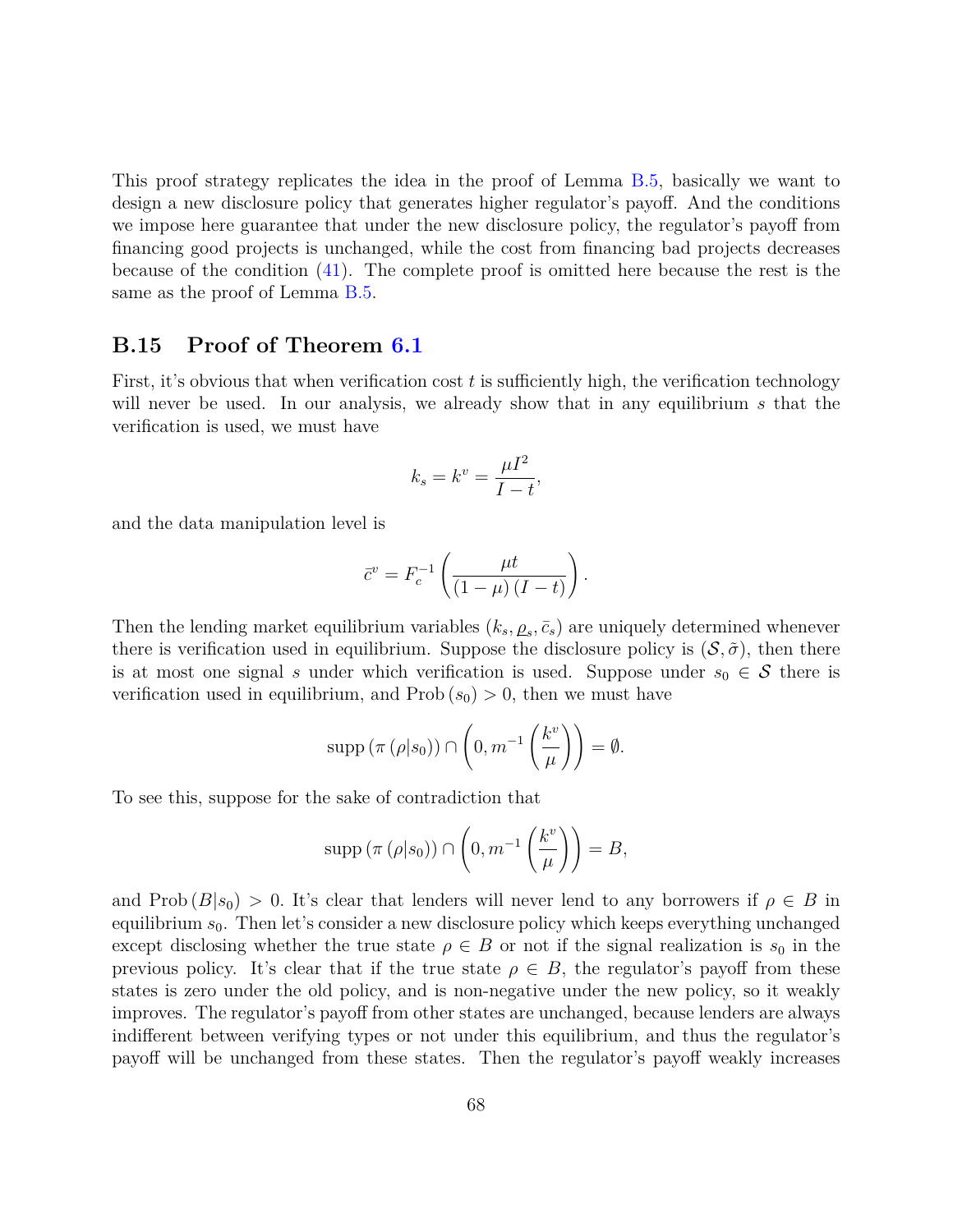This proof strategy replicates the idea in the proof of Lemma B.5, basically we want to design a new disclosure policy that generates higher regulator's payoff. And the conditions we impose here guarantee that under the new disclosure policy, the regulator's payoff from financing good projects is unchanged, while the cost from financing bad projects decreases because of the condition (41). The complete proof is omitted here because the rest is the same as the proof of Lemma B.5.

## B.15 Proof of Theorem 6.1

First, it's obvious that when verification cost $t$ is sufficiently high, the verification technology will never be used. In our analysis, we already show that in any equilibrium $s$ that the verification is used, we must have

$$k_s = k^v = \frac{\mu I^2}{I - t},$$

and the data manipulation level is

$$\bar{c}^v = F_c^{-1}\left(\frac{\mu t}{(1-\mu)(I-t)}\right).$$

Then the lending market equilibrium variables $(k_s, \underline{\rho}_s, \bar{c}_s)$ are uniquely determined whenever there is verification used in equilibrium. Suppose the disclosure policy is $(\mathcal{S}, \tilde{\sigma})$, then there is at most one signal $s$ under which verification is used. Suppose under $s_0 \in \mathcal{S}$ there is verification used in equilibrium, and $\text{Prob}(s_0) > 0$, then we must have

$$\text{supp}(\pi(\rho|s_0)) \cap \left(0, m^{-1}\left(\frac{k^v}{\mu}\right)\right) = \emptyset.$$

To see this, suppose for the sake of contradiction that

$$\text{supp}(\pi(\rho|s_0)) \cap \left(0, m^{-1}\left(\frac{k^v}{\mu}\right)\right) = B,$$

and $\text{Prob}(B|s_0) > 0$. It's clear that lenders will never lend to any borrowers if $\rho \in B$ in equilibrium $s_0$. Then let's consider a new disclosure policy which keeps everything unchanged except disclosing whether the true state $\rho \in B$ or not if the signal realization is $s_0$ in the previous policy. It's clear that if the true state $\rho \in B$, the regulator's payoff from these states is zero under the old policy, and is non-negative under the new policy, so it weakly improves. The regulator's payoff from other states are unchanged, because lenders are always indifferent between verifying types or not under this equilibrium, and thus the regulator's payoff will be unchanged from these states. Then the regulator's payoff weakly increases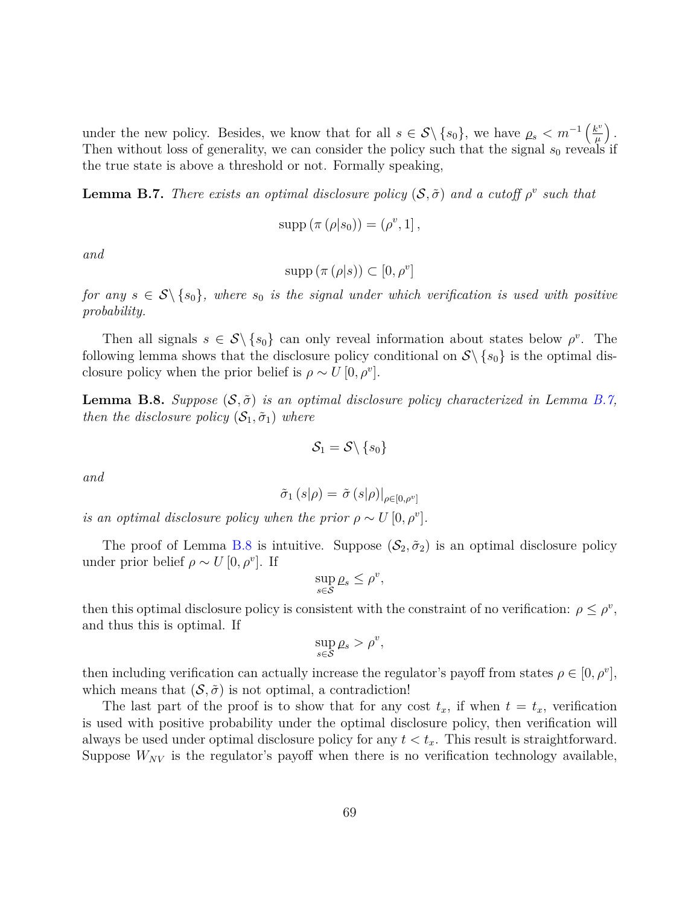under the new policy. Besides, we know that for all $s \in \mathcal{S} \backslash \{s_0\}$, we have $\underline{\rho}_s < m^{-1}\left(\frac{k^v}{\mu}\right)$. Then without loss of generality, we can consider the policy such that the signal $s_0$ reveals if the true state is above a threshold or not. Formally speaking,

**Lemma B.7.** *There exists an optimal disclosure policy $(\mathcal{S}, \tilde{\sigma})$ and a cutoff $\rho^v$ such that*

$$\operatorname{supp}\left(\pi\left(\rho|s_0\right)\right) = \left(\rho^v, 1\right],$$

*and*

$$\operatorname{supp}\left(\pi\left(\rho|s\right)\right) \subset \left[0, \rho^v\right]$$

*for any $s \in \mathcal{S} \backslash \{s_0\}$, where $s_0$ is the signal under which verification is used with positive probability.*

Then all signals $s \in \mathcal{S} \backslash \{s_0\}$ can only reveal information about states below $\rho^v$. The following lemma shows that the disclosure policy conditional on $\mathcal{S} \backslash \{s_0\}$ is the optimal disclosure policy when the prior belief is $\rho \sim U\left[0, \rho^v\right]$.

**Lemma B.8.** *Suppose $(\mathcal{S}, \tilde{\sigma})$ is an optimal disclosure policy characterized in Lemma B.7, then the disclosure policy $(\mathcal{S}_1, \tilde{\sigma}_1)$ where*

$$\mathcal{S}_1 = \mathcal{S} \backslash \{s_0\}$$

*and*

$$\tilde{\sigma}_1\left(s|\rho\right) = \tilde{\sigma}\left(s|\rho\right)\big|_{\rho \in [0, \rho^v]}$$

*is an optimal disclosure policy when the prior $\rho \sim U\left[0, \rho^v\right]$.*

The proof of Lemma B.8 is intuitive. Suppose $(\mathcal{S}_2, \tilde{\sigma}_2)$ is an optimal disclosure policy under prior belief $\rho \sim U\left[0, \rho^v\right]$. If

$$\sup_{s \in \mathcal{S}} \underline{\rho}_s \leq \rho^v,$$

then this optimal disclosure policy is consistent with the constraint of no verification: $\rho \leq \rho^v$, and thus this is optimal. If

$$\sup_{s \in \mathcal{S}} \underline{\rho}_s > \rho^v,$$

then including verification can actually increase the regulator's payoff from states $\rho \in \left[0, \rho^v\right]$, which means that $(\mathcal{S}, \tilde{\sigma})$ is not optimal, a contradiction!

The last part of the proof is to show that for any cost $t_x$, if when $t = t_x$, verification is used with positive probability under the optimal disclosure policy, then verification will always be used under optimal disclosure policy for any $t < t_x$. This result is straightforward. Suppose $W_{NV}$ is the regulator's payoff when there is no verification technology available,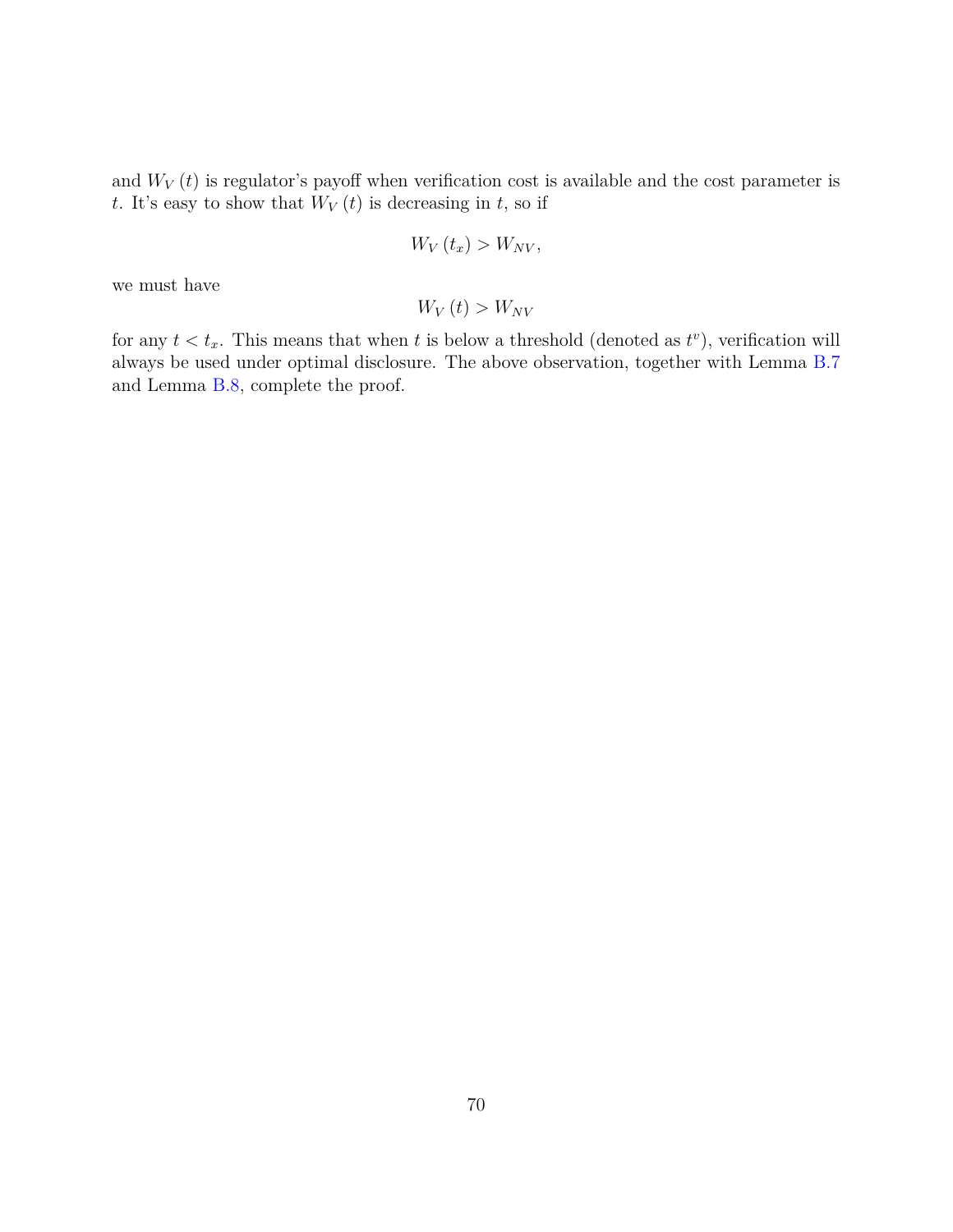and $W_V(t)$ is regulator's payoff when verification cost is available and the cost parameter is $t$. It's easy to show that $W_V(t)$ is decreasing in $t$, so if

$$W_V(t_x) > W_{NV},$$

we must have

$$W_V(t) > W_{NV}$$

for any $t < t_x$. This means that when $t$ is below a threshold (denoted as $t^v$), verification will always be used under optimal disclosure. The above observation, together with Lemma B.7 and Lemma B.8, complete the proof.